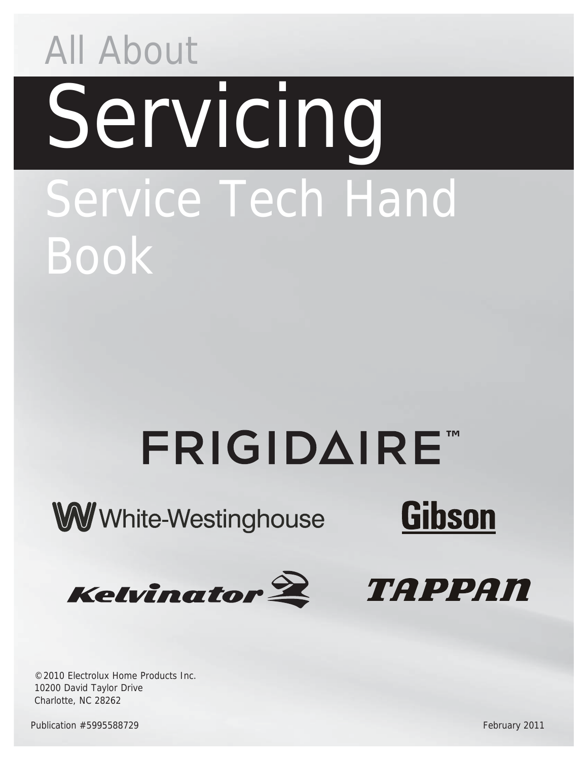All About

# Servicing

## Service Tech Hand Book

FRIGIDAIRE™

White-Westinghouse

Gibson

Kelvinator

TAPPAN

© 2010 Electrolux Home Products Inc.
10200 David Taylor Drive
Charlotte, NC 28262

Publication #5995588729

February 2011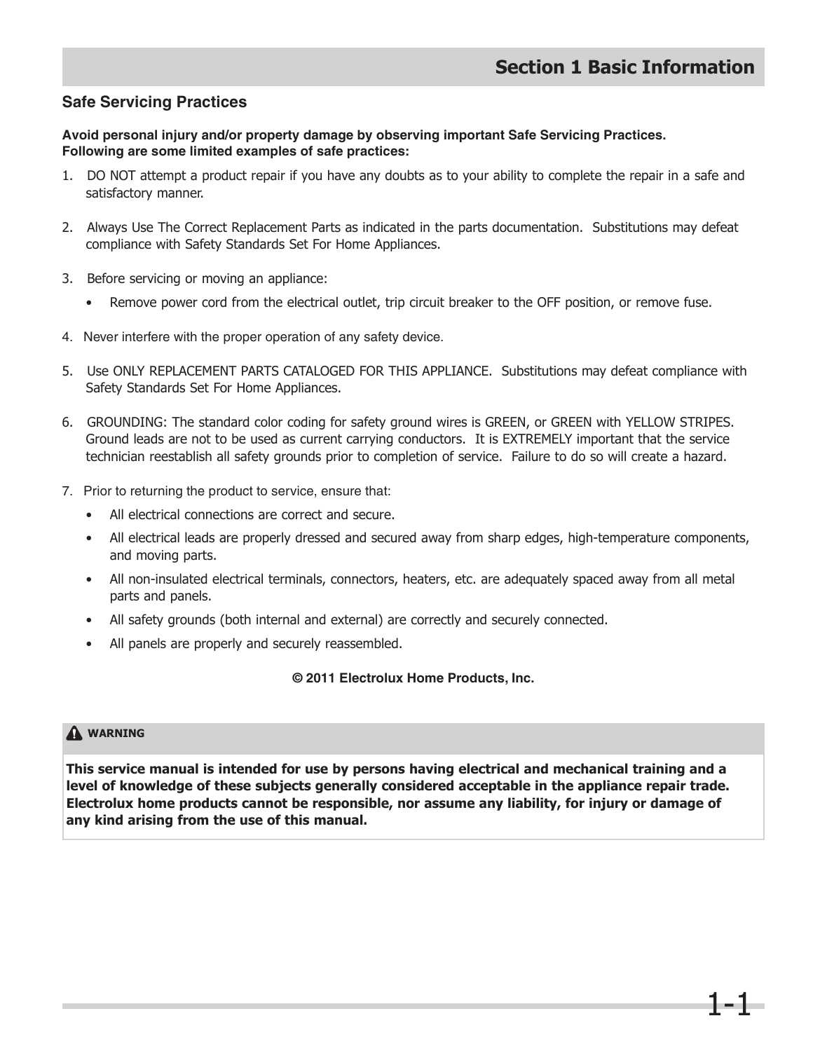# Section 1 Basic Information

## Safe Servicing Practices

**Avoid personal injury and/or property damage by observing important Safe Servicing Practices. Following are some limited examples of safe practices:**

1. DO NOT attempt a product repair if you have any doubts as to your ability to complete the repair in a safe and satisfactory manner.

2. Always Use The Correct Replacement Parts as indicated in the parts documentation. Substitutions may defeat compliance with Safety Standards Set For Home Appliances.

3. Before servicing or moving an appliance:
   - Remove power cord from the electrical outlet, trip circuit breaker to the OFF position, or remove fuse.

4. Never interfere with the proper operation of any safety device.

5. Use ONLY REPLACEMENT PARTS CATALOGED FOR THIS APPLIANCE. Substitutions may defeat compliance with Safety Standards Set For Home Appliances.

6. GROUNDING: The standard color coding for safety ground wires is GREEN, or GREEN with YELLOW STRIPES. Ground leads are not to be used as current carrying conductors. It is EXTREMELY important that the service technician reestablish all safety grounds prior to completion of service. Failure to do so will create a hazard.

7. Prior to returning the product to service, ensure that:
   - All electrical connections are correct and secure.
   - All electrical leads are properly dressed and secured away from sharp edges, high-temperature components, and moving parts.
   - All non-insulated electrical terminals, connectors, heaters, etc. are adequately spaced away from all metal parts and panels.
   - All safety grounds (both internal and external) are correctly and securely connected.
   - All panels are properly and securely reassembled.

**© 2011 Electrolux Home Products, Inc.**

> **WARNING**
>
> **This service manual is intended for use by persons having electrical and mechanical training and a level of knowledge of these subjects generally considered acceptable in the appliance repair trade. Electrolux home products cannot be responsible, nor assume any liability, for injury or damage of any kind arising from the use of this manual.**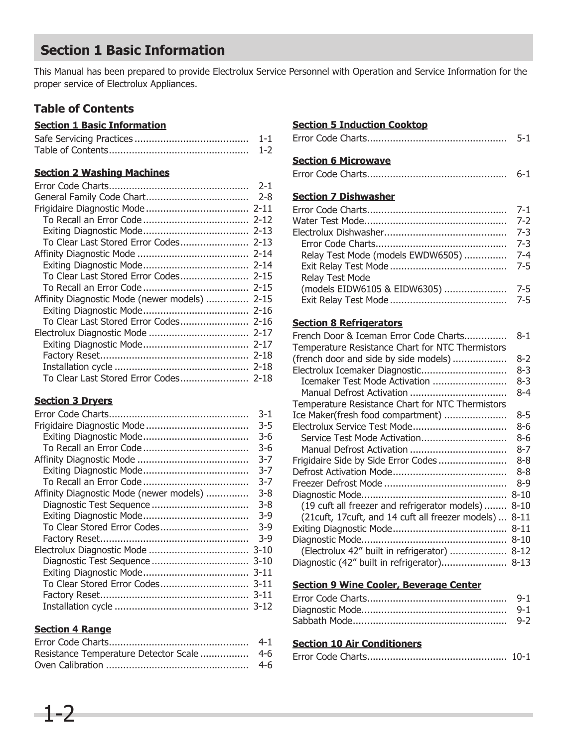# Section 1 Basic Information

This Manual has been prepared to provide Electrolux Service Personnel with Operation and Service Information for the proper service of Electrolux Appliances.

## Table of Contents

**Section 1 Basic Information**

- Safe Servicing Practices ........ 1-1
- Table of Contents ........ 1-2

**Section 2 Washing Machines**

- Error Code Charts ........ 2-1
- General Family Code Chart ........ 2-8
- Frigidaire Diagnostic Mode ........ 2-11
  - To Recall an Error Code ........ 2-12
  - Exiting Diagnostic Mode ........ 2-13
  - To Clear Last Stored Error Codes ........ 2-13
- Affinity Diagnostic Mode ........ 2-14
  - Exiting Diagnostic Mode ........ 2-14
  - To Clear Last Stored Error Codes ........ 2-15
  - To Recall an Error Code ........ 2-15
- Affinity Diagnostic Mode (newer models) ........ 2-15
  - Exiting Diagnostic Mode ........ 2-16
  - To Clear Last Stored Error Codes ........ 2-16
- Electrolux Diagnostic Mode ........ 2-17
  - Exiting Diagnostic Mode ........ 2-17
  - Factory Reset ........ 2-18
  - Installation cycle ........ 2-18
  - To Clear Last Stored Error Codes ........ 2-18

**Section 3 Dryers**

- Error Code Charts ........ 3-1
- Frigidaire Diagnostic Mode ........ 3-5
  - Exiting Diagnostic Mode ........ 3-6
  - To Recall an Error Code ........ 3-6
- Affinity Diagnostic Mode ........ 3-7
  - Exiting Diagnostic Mode ........ 3-7
  - To Recall an Error Code ........ 3-7
- Affinity Diagnostic Mode (newer models) ........ 3-8
  - Diagnostic Test Sequence ........ 3-8
  - Exiting Diagnostic Mode ........ 3-9
  - To Clear Stored Error Codes ........ 3-9
  - Factory Reset ........ 3-9
- Electrolux Diagnostic Mode ........ 3-10
  - Diagnostic Test Sequence ........ 3-10
  - Exiting Diagnostic Mode ........ 3-11
  - To Clear Stored Error Codes ........ 3-11
  - Factory Reset ........ 3-11
  - Installation cycle ........ 3-12

**Section 4 Range**

- Error Code Charts ........ 4-1
- Resistance Temperature Detector Scale ........ 4-6
- Oven Calibration ........ 4-6

**Section 5 Induction Cooktop**

- Error Code Charts ........ 5-1

**Section 6 Microwave**

- Error Code Charts ........ 6-1

**Section 7 Dishwasher**

- Error Code Charts ........ 7-1
- Water Test Mode ........ 7-2
- Electrolux Dishwasher ........ 7-3
  - Error Code Charts ........ 7-3
  - Relay Test Mode (models EWDW6505) ........ 7-4
  - Exit Relay Test Mode ........ 7-5
  - Relay Test Mode (models EIDW6105 & EIDW6305) ........ 7-5
  - Exit Relay Test Mode ........ 7-5

**Section 8 Refrigerators**

- French Door & Iceman Error Code Charts ........ 8-1
- Temperature Resistance Chart for NTC Thermistors (french door and side by side models) ........ 8-2
- Electrolux Icemaker Diagnostic ........ 8-3
  - Icemaker Test Mode Activation ........ 8-3
  - Manual Defrost Activation ........ 8-4
- Temperature Resistance Chart for NTC Thermistors Ice Maker(fresh food compartment) ........ 8-5
- Electrolux Service Test Mode ........ 8-6
  - Service Test Mode Activation ........ 8-6
  - Manual Defrost Activation ........ 8-7
- Frigidaire Side by Side Error Codes ........ 8-8
- Defrost Activation Mode ........ 8-8
- Freezer Defrost Mode ........ 8-9
- Diagnostic Mode ........ 8-10
  - (19 cuft all freezer and refrigerator models) ........ 8-10
  - (21cuft, 17cuft, and 14 cuft all freezer models) ... 8-11
- Exiting Diagnostic Mode ........ 8-11
- Diagnostic Mode ........ 8-10
  - (Electrolux 42" built in refrigerator) ........ 8-12
- Diagnostic (42" built in refrigerator) ........ 8-13

**Section 9 Wine Cooler, Beverage Center**

- Error Code Charts ........ 9-1
- Diagnostic Mode ........ 9-1
- Sabbath Mode ........ 9-2

**Section 10 Air Conditioners**

- Error Code Charts ........ 10-1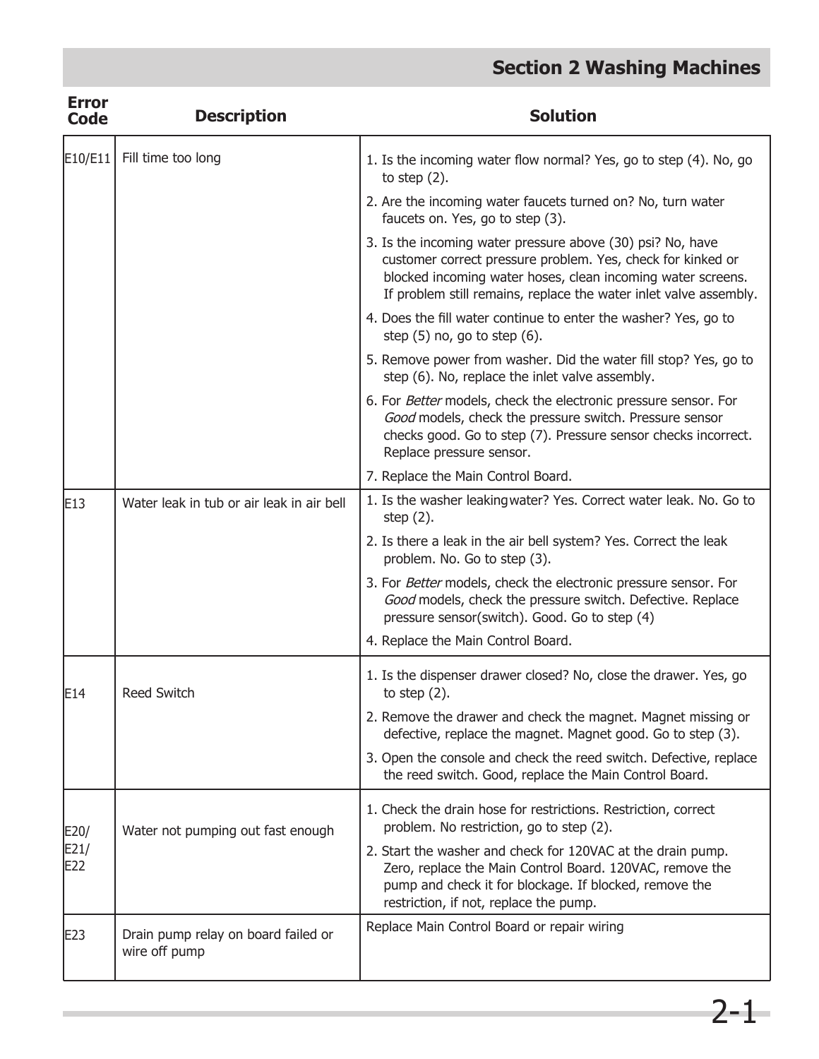## Section 2 Washing Machines

| Error Code | Description | Solution |
|---|---|---|
| E10/E11 | Fill time too long | 1. Is the incoming water flow normal? Yes, go to step (4). No, go to step (2).<br>2. Are the incoming water faucets turned on? No, turn water faucets on. Yes, go to step (3).<br>3. Is the incoming water pressure above (30) psi? No, have customer correct pressure problem. Yes, check for kinked or blocked incoming water hoses, clean incoming water screens. If problem still remains, replace the water inlet valve assembly.<br>4. Does the fill water continue to enter the washer? Yes, go to step (5) no, go to step (6).<br>5. Remove power from washer. Did the water fill stop? Yes, go to step (6). No, replace the inlet valve assembly.<br>6. For *Better* models, check the electronic pressure sensor. For *Good* models, check the pressure switch. Pressure sensor checks good. Go to step (7). Pressure sensor checks incorrect. Replace pressure sensor.<br>7. Replace the Main Control Board. |
| E13 | Water leak in tub or air leak in air bell | 1. Is the washer leakingwater? Yes. Correct water leak. No. Go to step (2).<br>2. Is there a leak in the air bell system? Yes. Correct the leak problem. No. Go to step (3).<br>3. For *Better* models, check the electronic pressure sensor. For *Good* models, check the pressure switch. Defective. Replace pressure sensor(switch). Good. Go to step (4)<br>4. Replace the Main Control Board. |
| E14 | Reed Switch | 1. Is the dispenser drawer closed? No, close the drawer. Yes, go to step (2).<br>2. Remove the drawer and check the magnet. Magnet missing or defective, replace the magnet. Magnet good. Go to step (3).<br>3. Open the console and check the reed switch. Defective, replace the reed switch. Good, replace the Main Control Board. |
| E20/ E21/ E22 | Water not pumping out fast enough | 1. Check the drain hose for restrictions. Restriction, correct problem. No restriction, go to step (2).<br>2. Start the washer and check for 120VAC at the drain pump. Zero, replace the Main Control Board. 120VAC, remove the pump and check it for blockage. If blocked, remove the restriction, if not, replace the pump. |
| E23 | Drain pump relay on board failed or wire off pump | Replace Main Control Board or repair wiring |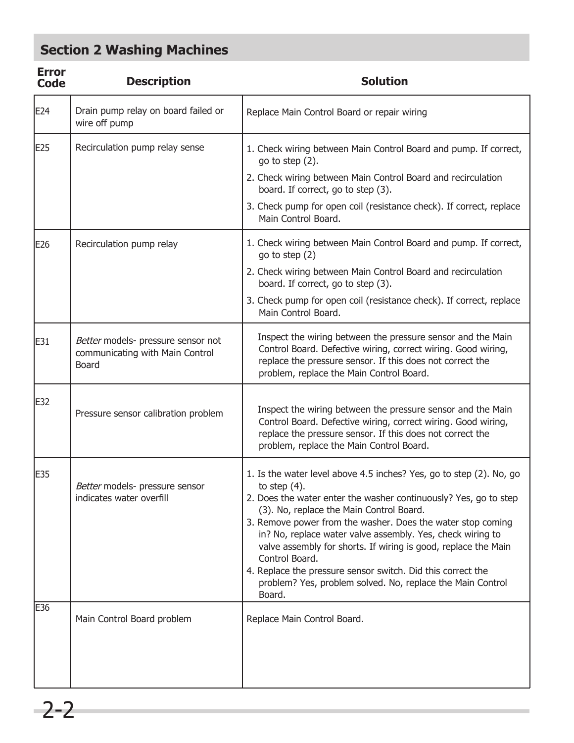## Section 2 Washing Machines

| Error Code | Description | Solution |
|---|---|---|
| E24 | Drain pump relay on board failed or wire off pump | Replace Main Control Board or repair wiring |
| E25 | Recirculation pump relay sense | 1. Check wiring between Main Control Board and pump. If correct, go to step (2).<br>2. Check wiring between Main Control Board and recirculation board. If correct, go to step (3).<br>3. Check pump for open coil (resistance check). If correct, replace Main Control Board. |
| E26 | Recirculation pump relay | 1. Check wiring between Main Control Board and pump. If correct, go to step (2)<br>2. Check wiring between Main Control Board and recirculation board. If correct, go to step (3).<br>3. Check pump for open coil (resistance check). If correct, replace Main Control Board. |
| E31 | *Better* models- pressure sensor not communicating with Main Control Board | Inspect the wiring between the pressure sensor and the Main Control Board. Defective wiring, correct wiring. Good wiring, replace the pressure sensor. If this does not correct the problem, replace the Main Control Board. |
| E32 | Pressure sensor calibration problem | Inspect the wiring between the pressure sensor and the Main Control Board. Defective wiring, correct wiring. Good wiring, replace the pressure sensor. If this does not correct the problem, replace the Main Control Board. |
| E35 | *Better* models- pressure sensor indicates water overfill | 1. Is the water level above 4.5 inches? Yes, go to step (2). No, go to step (4).<br>2. Does the water enter the washer continuously? Yes, go to step (3). No, replace the Main Control Board.<br>3. Remove power from the washer. Does the water stop coming in? No, replace water valve assembly. Yes, check wiring to valve assembly for shorts. If wiring is good, replace the Main Control Board.<br>4. Replace the pressure sensor switch. Did this correct the problem? Yes, problem solved. No, replace the Main Control Board. |
| E36 | Main Control Board problem | Replace Main Control Board. |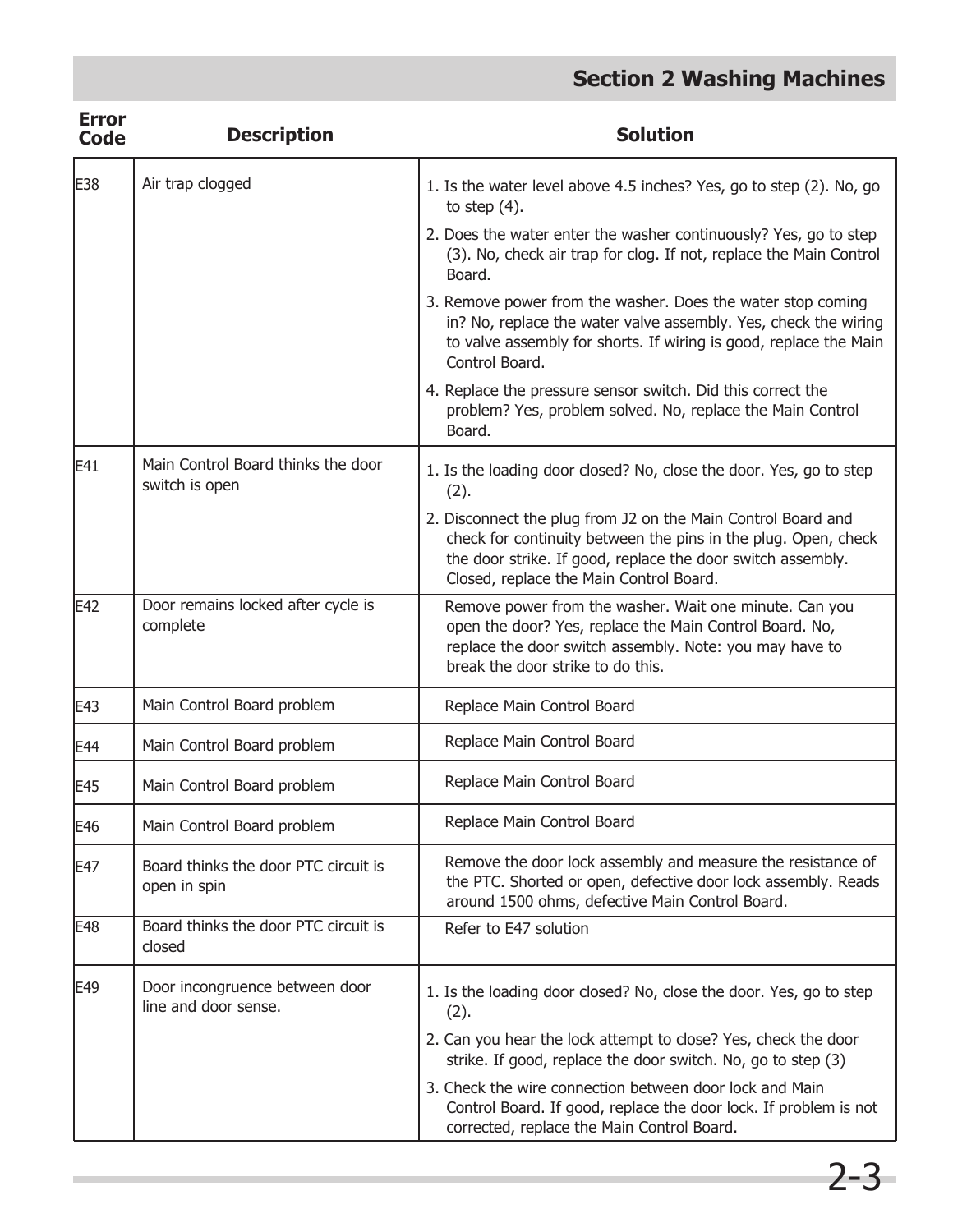| Error Code | Description | Solution |
|---|---|---|
| E38 | Air trap clogged | 1. Is the water level above 4.5 inches? Yes, go to step (2). No, go to step (4).<br>2. Does the water enter the washer continuously? Yes, go to step (3). No, check air trap for clog. If not, replace the Main Control Board.<br>3. Remove power from the washer. Does the water stop coming in? No, replace the water valve assembly. Yes, check the wiring to valve assembly for shorts. If wiring is good, replace the Main Control Board.<br>4. Replace the pressure sensor switch. Did this correct the problem? Yes, problem solved. No, replace the Main Control Board. |
| E41 | Main Control Board thinks the door switch is open | 1. Is the loading door closed? No, close the door. Yes, go to step (2).<br>2. Disconnect the plug from J2 on the Main Control Board and check for continuity between the pins in the plug. Open, check the door strike. If good, replace the door switch assembly. Closed, replace the Main Control Board. |
| E42 | Door remains locked after cycle is complete | Remove power from the washer. Wait one minute. Can you open the door? Yes, replace the Main Control Board. No, replace the door switch assembly. Note: you may have to break the door strike to do this. |
| E43 | Main Control Board problem | Replace Main Control Board |
| E44 | Main Control Board problem | Replace Main Control Board |
| E45 | Main Control Board problem | Replace Main Control Board |
| E46 | Main Control Board problem | Replace Main Control Board |
| E47 | Board thinks the door PTC circuit is open in spin | Remove the door lock assembly and measure the resistance of the PTC. Shorted or open, defective door lock assembly. Reads around 1500 ohms, defective Main Control Board. |
| E48 | Board thinks the door PTC circuit is closed | Refer to E47 solution |
| E49 | Door incongruence between door line and door sense. | 1. Is the loading door closed? No, close the door. Yes, go to step (2).<br>2. Can you hear the lock attempt to close? Yes, check the door strike. If good, replace the door switch. No, go to step (3)<br>3. Check the wire connection between door lock and Main Control Board. If good, replace the door lock. If problem is not corrected, replace the Main Control Board. |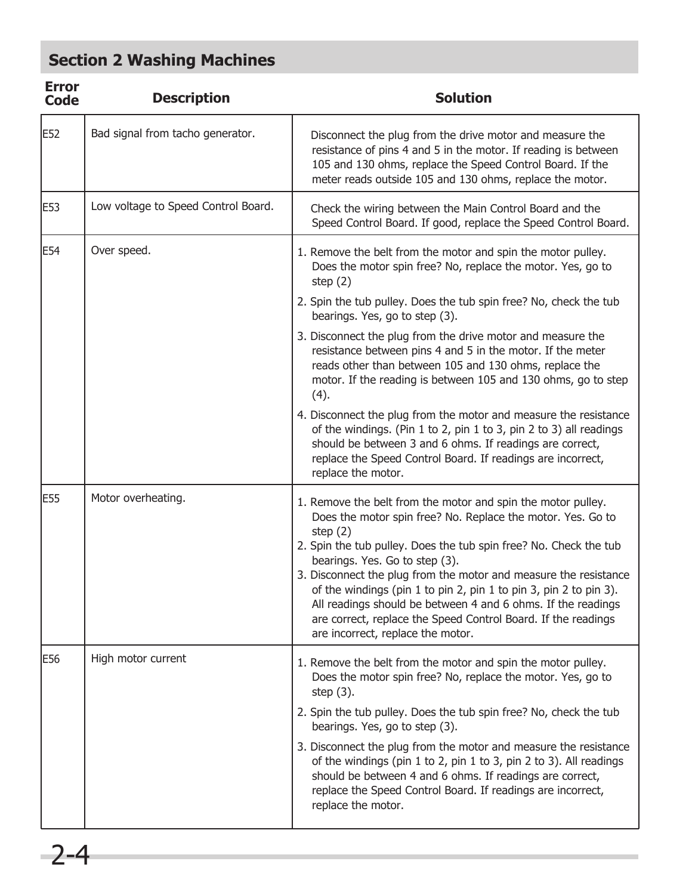## Section 2 Washing Machines

| Error Code | Description | Solution |
|---|---|---|
| E52 | Bad signal from tacho generator. | Disconnect the plug from the drive motor and measure the resistance of pins 4 and 5 in the motor. If reading is between 105 and 130 ohms, replace the Speed Control Board. If the meter reads outside 105 and 130 ohms, replace the motor. |
| E53 | Low voltage to Speed Control Board. | Check the wiring between the Main Control Board and the Speed Control Board. If good, replace the Speed Control Board. |
| E54 | Over speed. | 1. Remove the belt from the motor and spin the motor pulley. Does the motor spin free? No, replace the motor. Yes, go to step (2)<br>2. Spin the tub pulley. Does the tub spin free? No, check the tub bearings. Yes, go to step (3).<br>3. Disconnect the plug from the drive motor and measure the resistance between pins 4 and 5 in the motor. If the meter reads other than between 105 and 130 ohms, replace the motor. If the reading is between 105 and 130 ohms, go to step (4).<br>4. Disconnect the plug from the motor and measure the resistance of the windings. (Pin 1 to 2, pin 1 to 3, pin 2 to 3) all readings should be between 3 and 6 ohms. If readings are correct, replace the Speed Control Board. If readings are incorrect, replace the motor. |
| E55 | Motor overheating. | 1. Remove the belt from the motor and spin the motor pulley. Does the motor spin free? No. Replace the motor. Yes. Go to step (2)<br>2. Spin the tub pulley. Does the tub spin free? No. Check the tub bearings. Yes. Go to step (3).<br>3. Disconnect the plug from the motor and measure the resistance of the windings (pin 1 to pin 2, pin 1 to pin 3, pin 2 to pin 3). All readings should be between 4 and 6 ohms. If the readings are correct, replace the Speed Control Board. If the readings are incorrect, replace the motor. |
| E56 | High motor current | 1. Remove the belt from the motor and spin the motor pulley. Does the motor spin free? No, replace the motor. Yes, go to step (3).<br>2. Spin the tub pulley. Does the tub spin free? No, check the tub bearings. Yes, go to step (3).<br>3. Disconnect the plug from the motor and measure the resistance of the windings (pin 1 to 2, pin 1 to 3, pin 2 to 3). All readings should be between 4 and 6 ohms. If readings are correct, replace the Speed Control Board. If readings are incorrect, replace the motor. |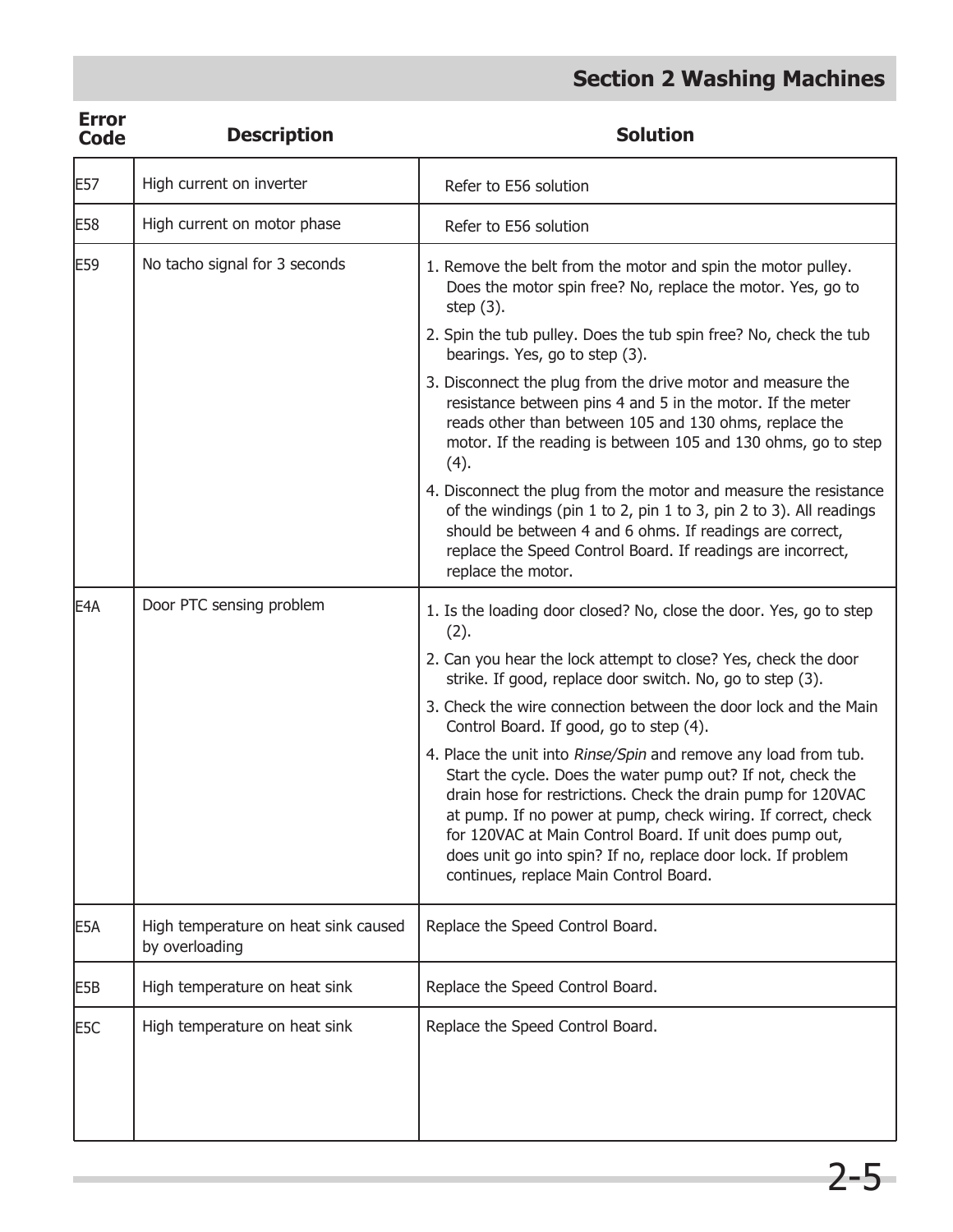| Error Code | Description | Solution |
|---|---|---|
| E57 | High current on inverter | Refer to E56 solution |
| E58 | High current on motor phase | Refer to E56 solution |
| E59 | No tacho signal for 3 seconds | 1. Remove the belt from the motor and spin the motor pulley. Does the motor spin free? No, replace the motor. Yes, go to step (3).<br>2. Spin the tub pulley. Does the tub spin free? No, check the tub bearings. Yes, go to step (3).<br>3. Disconnect the plug from the drive motor and measure the resistance between pins 4 and 5 in the motor. If the meter reads other than between 105 and 130 ohms, replace the motor. If the reading is between 105 and 130 ohms, go to step (4).<br>4. Disconnect the plug from the motor and measure the resistance of the windings (pin 1 to 2, pin 1 to 3, pin 2 to 3). All readings should be between 4 and 6 ohms. If readings are correct, replace the Speed Control Board. If readings are incorrect, replace the motor. |
| E4A | Door PTC sensing problem | 1. Is the loading door closed? No, close the door. Yes, go to step (2).<br>2. Can you hear the lock attempt to close? Yes, check the door strike. If good, replace door switch. No, go to step (3).<br>3. Check the wire connection between the door lock and the Main Control Board. If good, go to step (4).<br>4. Place the unit into *Rinse/Spin* and remove any load from tub. Start the cycle. Does the water pump out? If not, check the drain hose for restrictions. Check the drain pump for 120VAC at pump. If no power at pump, check wiring. If correct, check for 120VAC at Main Control Board. If unit does pump out, does unit go into spin? If no, replace door lock. If problem continues, replace Main Control Board. |
| E5A | High temperature on heat sink caused by overloading | Replace the Speed Control Board. |
| E5B | High temperature on heat sink | Replace the Speed Control Board. |
| E5C | High temperature on heat sink | Replace the Speed Control Board. |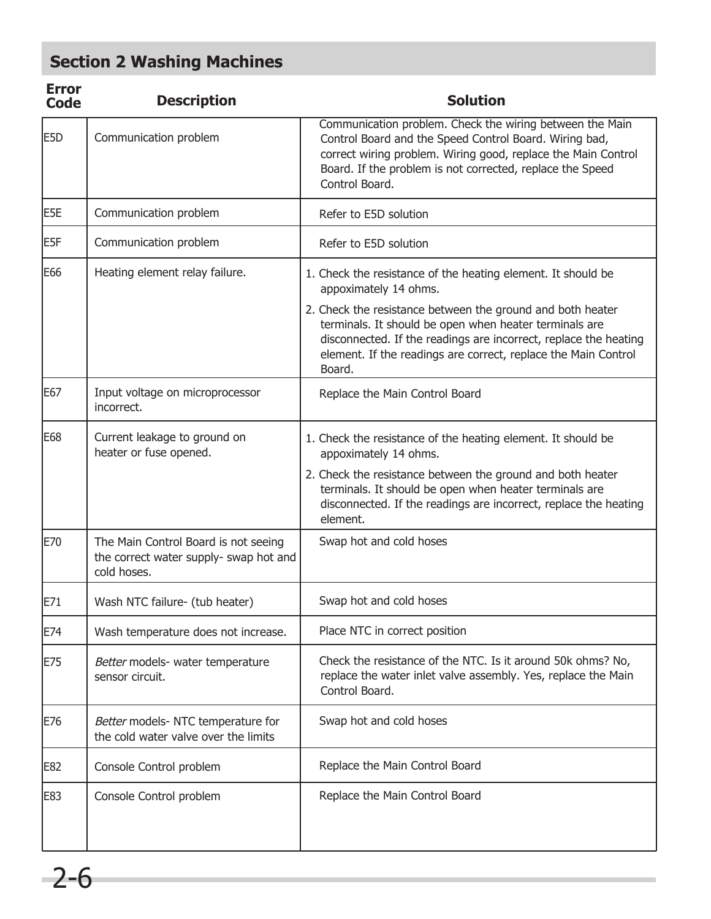## Section 2 Washing Machines

| Error Code | Description | Solution |
|---|---|---|
| E5D | Communication problem | Communication problem. Check the wiring between the Main Control Board and the Speed Control Board. Wiring bad, correct wiring problem. Wiring good, replace the Main Control Board. If the problem is not corrected, replace the Speed Control Board. |
| E5E | Communication problem | Refer to E5D solution |
| E5F | Communication problem | Refer to E5D solution |
| E66 | Heating element relay failure. | 1. Check the resistance of the heating element. It should be appoximately 14 ohms.<br>2. Check the resistance between the ground and both heater terminals. It should be open when heater terminals are disconnected. If the readings are incorrect, replace the heating element. If the readings are correct, replace the Main Control Board. |
| E67 | Input voltage on microprocessor incorrect. | Replace the Main Control Board |
| E68 | Current leakage to ground on heater or fuse opened. | 1. Check the resistance of the heating element. It should be appoximately 14 ohms.<br>2. Check the resistance between the ground and both heater terminals. It should be open when heater terminals are disconnected. If the readings are incorrect, replace the heating element. |
| E70 | The Main Control Board is not seeing the correct water supply- swap hot and cold hoses. | Swap hot and cold hoses |
| E71 | Wash NTC failure- (tub heater) | Swap hot and cold hoses |
| E74 | Wash temperature does not increase. | Place NTC in correct position |
| E75 | *Better* models- water temperature sensor circuit. | Check the resistance of the NTC. Is it around 50k ohms? No, replace the water inlet valve assembly. Yes, replace the Main Control Board. |
| E76 | *Better* models- NTC temperature for the cold water valve over the limits | Swap hot and cold hoses |
| E82 | Console Control problem | Replace the Main Control Board |
| E83 | Console Control problem | Replace the Main Control Board |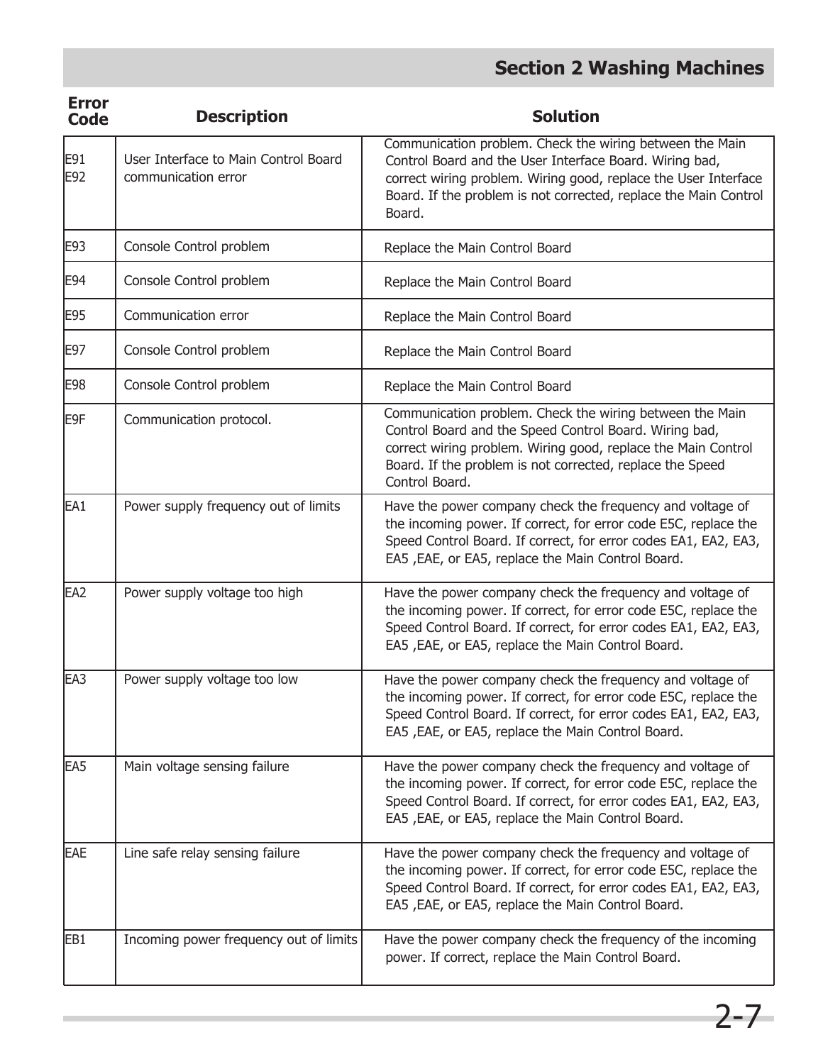| Error Code | Description | Solution |
|---|---|---|
| E91 E92 | User Interface to Main Control Board communication error | Communication problem. Check the wiring between the Main Control Board and the User Interface Board. Wiring bad, correct wiring problem. Wiring good, replace the User Interface Board. If the problem is not corrected, replace the Main Control Board. |
| E93 | Console Control problem | Replace the Main Control Board |
| E94 | Console Control problem | Replace the Main Control Board |
| E95 | Communication error | Replace the Main Control Board |
| E97 | Console Control problem | Replace the Main Control Board |
| E98 | Console Control problem | Replace the Main Control Board |
| E9F | Communication protocol. | Communication problem. Check the wiring between the Main Control Board and the Speed Control Board. Wiring bad, correct wiring problem. Wiring good, replace the Main Control Board. If the problem is not corrected, replace the Speed Control Board. |
| EA1 | Power supply frequency out of limits | Have the power company check the frequency and voltage of the incoming power. If correct, for error code E5C, replace the Speed Control Board. If correct, for error codes EA1, EA2, EA3, EA5 ,EAE, or EA5, replace the Main Control Board. |
| EA2 | Power supply voltage too high | Have the power company check the frequency and voltage of the incoming power. If correct, for error code E5C, replace the Speed Control Board. If correct, for error codes EA1, EA2, EA3, EA5 ,EAE, or EA5, replace the Main Control Board. |
| EA3 | Power supply voltage too low | Have the power company check the frequency and voltage of the incoming power. If correct, for error code E5C, replace the Speed Control Board. If correct, for error codes EA1, EA2, EA3, EA5 ,EAE, or EA5, replace the Main Control Board. |
| EA5 | Main voltage sensing failure | Have the power company check the frequency and voltage of the incoming power. If correct, for error code E5C, replace the Speed Control Board. If correct, for error codes EA1, EA2, EA3, EA5 ,EAE, or EA5, replace the Main Control Board. |
| EAE | Line safe relay sensing failure | Have the power company check the frequency and voltage of the incoming power. If correct, for error code E5C, replace the Speed Control Board. If correct, for error codes EA1, EA2, EA3, EA5 ,EAE, or EA5, replace the Main Control Board. |
| EB1 | Incoming power frequency out of limits | Have the power company check the frequency of the incoming power. If correct, replace the Main Control Board. |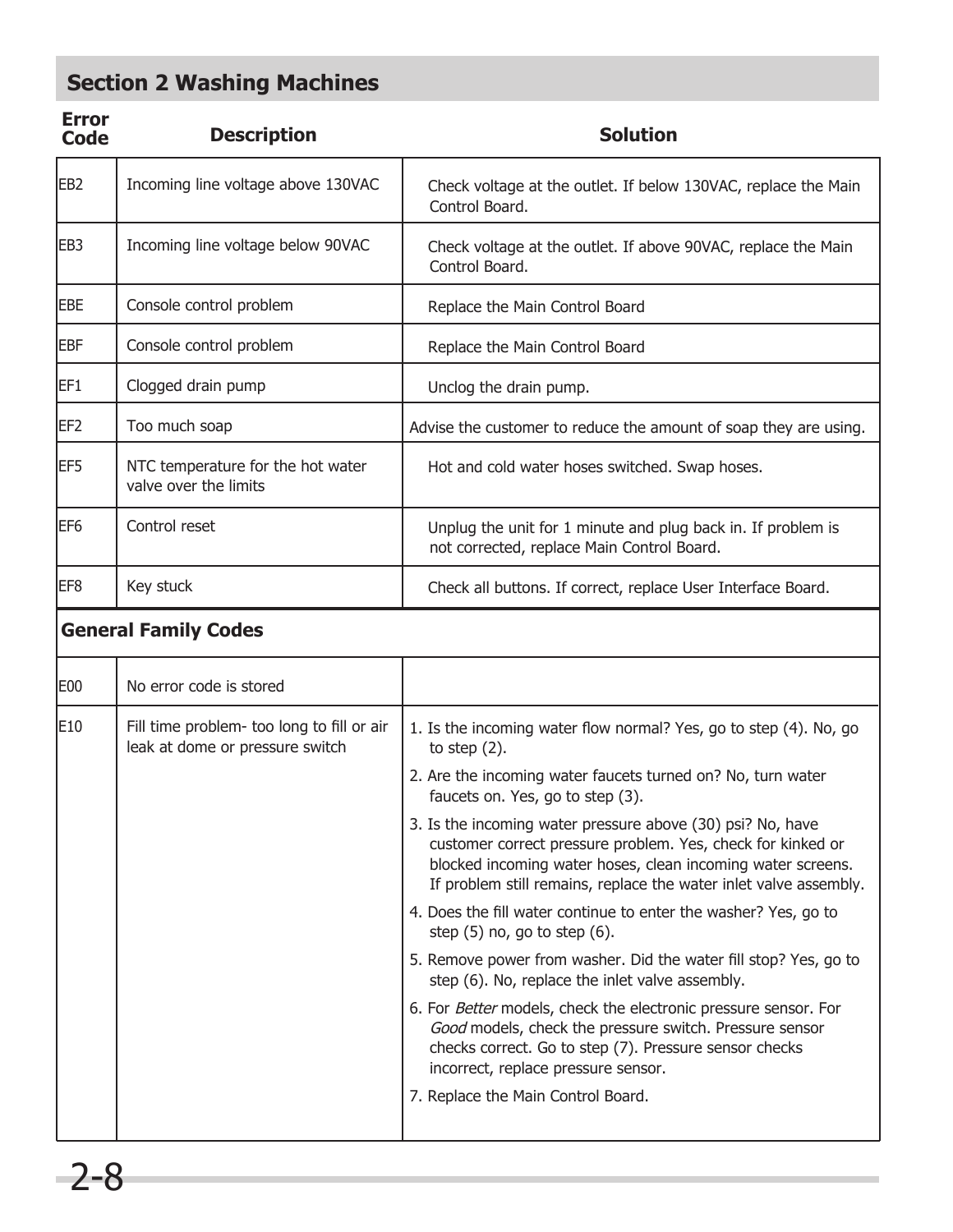## Section 2 Washing Machines

| Error Code | Description | Solution |
|---|---|---|
| EB2 | Incoming line voltage above 130VAC | Check voltage at the outlet. If below 130VAC, replace the Main Control Board. |
| EB3 | Incoming line voltage below 90VAC | Check voltage at the outlet. If above 90VAC, replace the Main Control Board. |
| EBE | Console control problem | Replace the Main Control Board |
| EBF | Console control problem | Replace the Main Control Board |
| EF1 | Clogged drain pump | Unclog the drain pump. |
| EF2 | Too much soap | Advise the customer to reduce the amount of soap they are using. |
| EF5 | NTC temperature for the hot water valve over the limits | Hot and cold water hoses switched. Swap hoses. |
| EF6 | Control reset | Unplug the unit for 1 minute and plug back in. If problem is not corrected, replace Main Control Board. |
| EF8 | Key stuck | Check all buttons. If correct, replace User Interface Board. |
| **General Family Codes** | | |
| E00 | No error code is stored | |
| E10 | Fill time problem- too long to fill or air leak at dome or pressure switch | 1. Is the incoming water flow normal? Yes, go to step (4). No, go to step (2).<br>2. Are the incoming water faucets turned on? No, turn water faucets on. Yes, go to step (3).<br>3. Is the incoming water pressure above (30) psi? No, have customer correct pressure problem. Yes, check for kinked or blocked incoming water hoses, clean incoming water screens. If problem still remains, replace the water inlet valve assembly.<br>4. Does the fill water continue to enter the washer? Yes, go to step (5) no, go to step (6).<br>5. Remove power from washer. Did the water fill stop? Yes, go to step (6). No, replace the inlet valve assembly.<br>6. For *Better* models, check the electronic pressure sensor. For *Good* models, check the pressure switch. Pressure sensor checks correct. Go to step (7). Pressure sensor checks incorrect, replace pressure sensor.<br>7. Replace the Main Control Board. |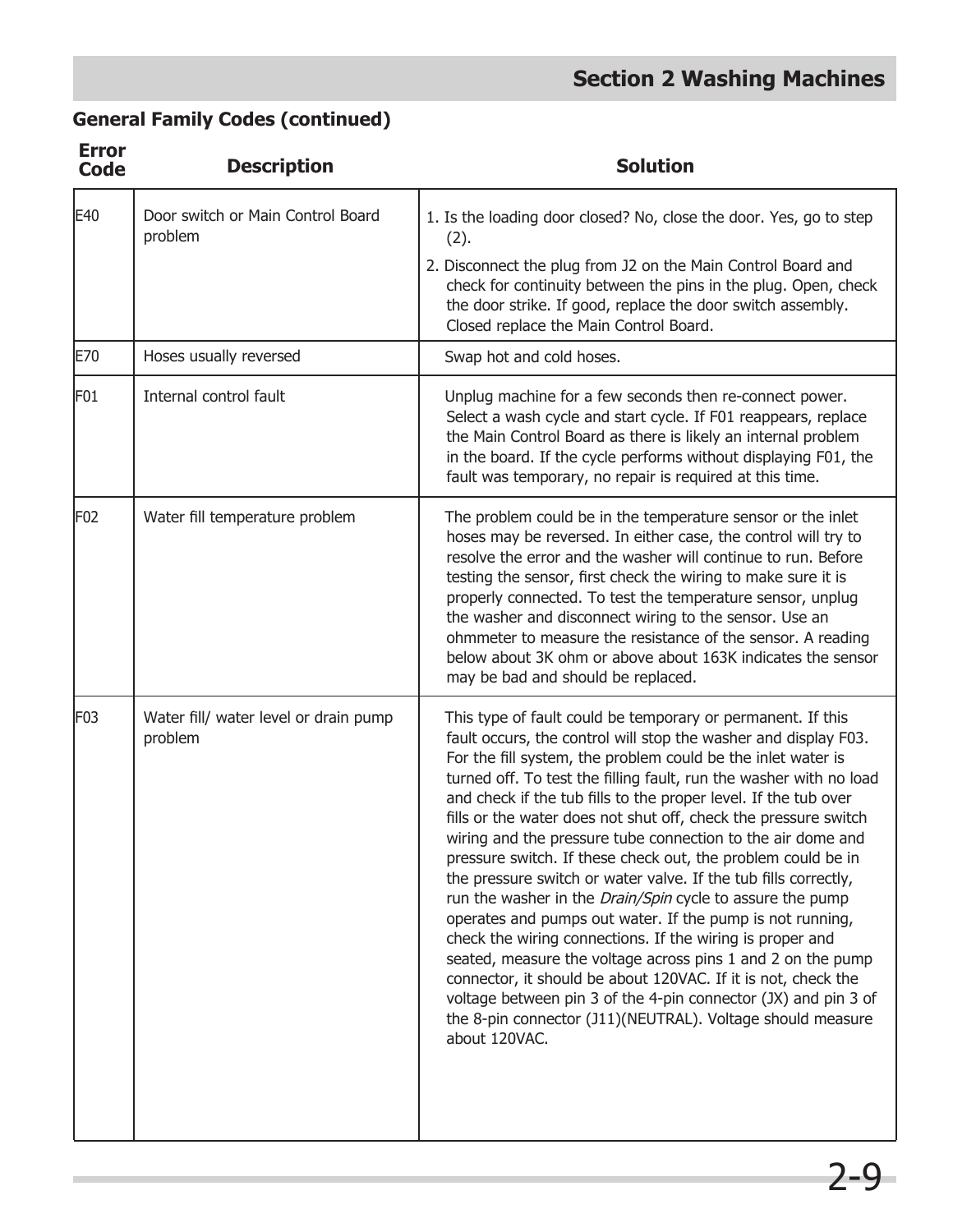## General Family Codes (continued)

| Error Code | Description | Solution |
|---|---|---|
| E40 | Door switch or Main Control Board problem | 1. Is the loading door closed? No, close the door. Yes, go to step (2).<br>2. Disconnect the plug from J2 on the Main Control Board and check for continuity between the pins in the plug. Open, check the door strike. If good, replace the door switch assembly. Closed replace the Main Control Board. |
| E70 | Hoses usually reversed | Swap hot and cold hoses. |
| F01 | Internal control fault | Unplug machine for a few seconds then re-connect power. Select a wash cycle and start cycle. If F01 reappears, replace the Main Control Board as there is likely an internal problem in the board. If the cycle performs without displaying F01, the fault was temporary, no repair is required at this time. |
| F02 | Water fill temperature problem | The problem could be in the temperature sensor or the inlet hoses may be reversed. In either case, the control will try to resolve the error and the washer will continue to run. Before testing the sensor, first check the wiring to make sure it is properly connected. To test the temperature sensor, unplug the washer and disconnect wiring to the sensor. Use an ohmmeter to measure the resistance of the sensor. A reading below about 3K ohm or above about 163K indicates the sensor may be bad and should be replaced. |
| F03 | Water fill/ water level or drain pump problem | This type of fault could be temporary or permanent. If this fault occurs, the control will stop the washer and display F03. For the fill system, the problem could be the inlet water is turned off. To test the filling fault, run the washer with no load and check if the tub fills to the proper level. If the tub over fills or the water does not shut off, check the pressure switch wiring and the pressure tube connection to the air dome and pressure switch. If these check out, the problem could be in the pressure switch or water valve. If the tub fills correctly, run the washer in the *Drain/Spin* cycle to assure the pump operates and pumps out water. If the pump is not running, check the wiring connections. If the wiring is proper and seated, measure the voltage across pins 1 and 2 on the pump connector, it should be about 120VAC. If it is not, check the voltage between pin 3 of the 4-pin connector (JX) and pin 3 of the 8-pin connector (J11)(NEUTRAL). Voltage should measure about 120VAC. |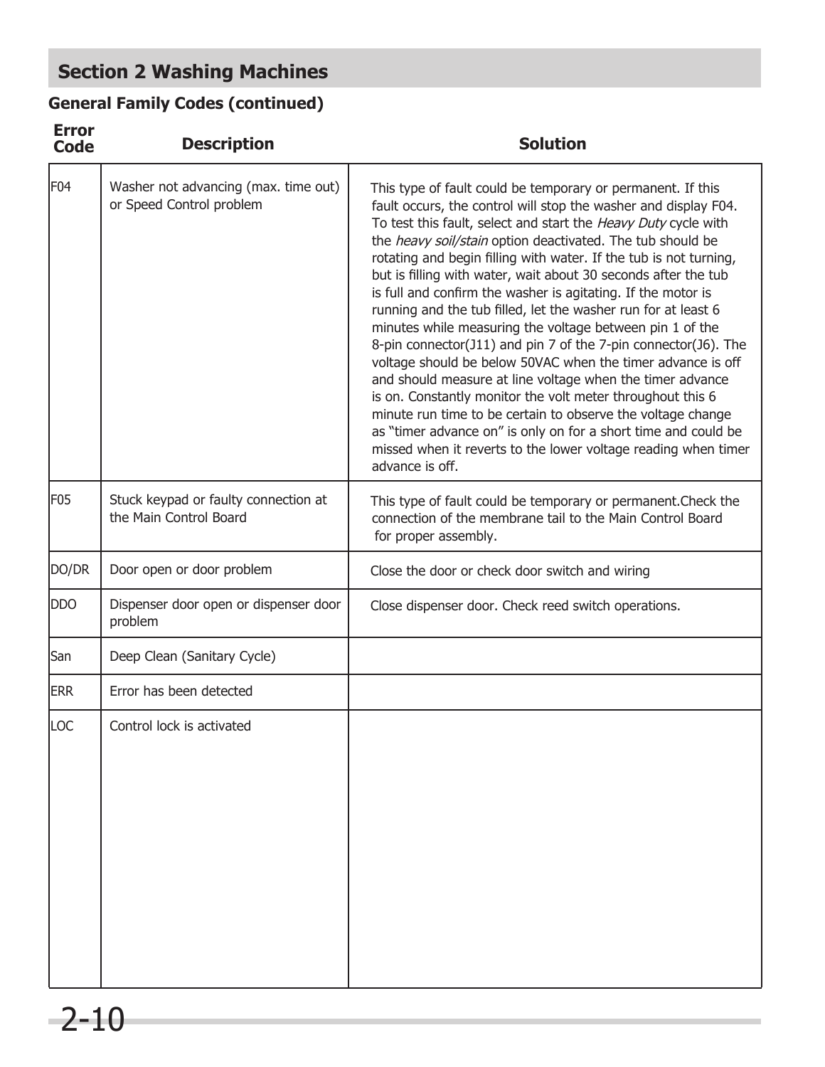## Section 2 Washing Machines

### General Family Codes (continued)

| Error Code | Description | Solution |
| --- | --- | --- |
| F04 | Washer not advancing (max. time out) or Speed Control problem | This type of fault could be temporary or permanent. If this fault occurs, the control will stop the washer and display F04. To test this fault, select and start the *Heavy Duty* cycle with the *heavy soil/stain* option deactivated. The tub should be rotating and begin filling with water. If the tub is not turning, but is filling with water, wait about 30 seconds after the tub is full and confirm the washer is agitating. If the motor is running and the tub filled, let the washer run for at least 6 minutes while measuring the voltage between pin 1 of the 8-pin connector(J11) and pin 7 of the 7-pin connector(J6). The voltage should be below 50VAC when the timer advance is off and should measure at line voltage when the timer advance is on. Constantly monitor the volt meter throughout this 6 minute run time to be certain to observe the voltage change as "timer advance on" is only on for a short time and could be missed when it reverts to the lower voltage reading when timer advance is off. |
| F05 | Stuck keypad or faulty connection at the Main Control Board | This type of fault could be temporary or permanent.Check the connection of the membrane tail to the Main Control Board for proper assembly. |
| DO/DR | Door open or door problem | Close the door or check door switch and wiring |
| DDO | Dispenser door open or dispenser door problem | Close dispenser door. Check reed switch operations. |
| San | Deep Clean (Sanitary Cycle) | |
| ERR | Error has been detected | |
| LOC | Control lock is activated | |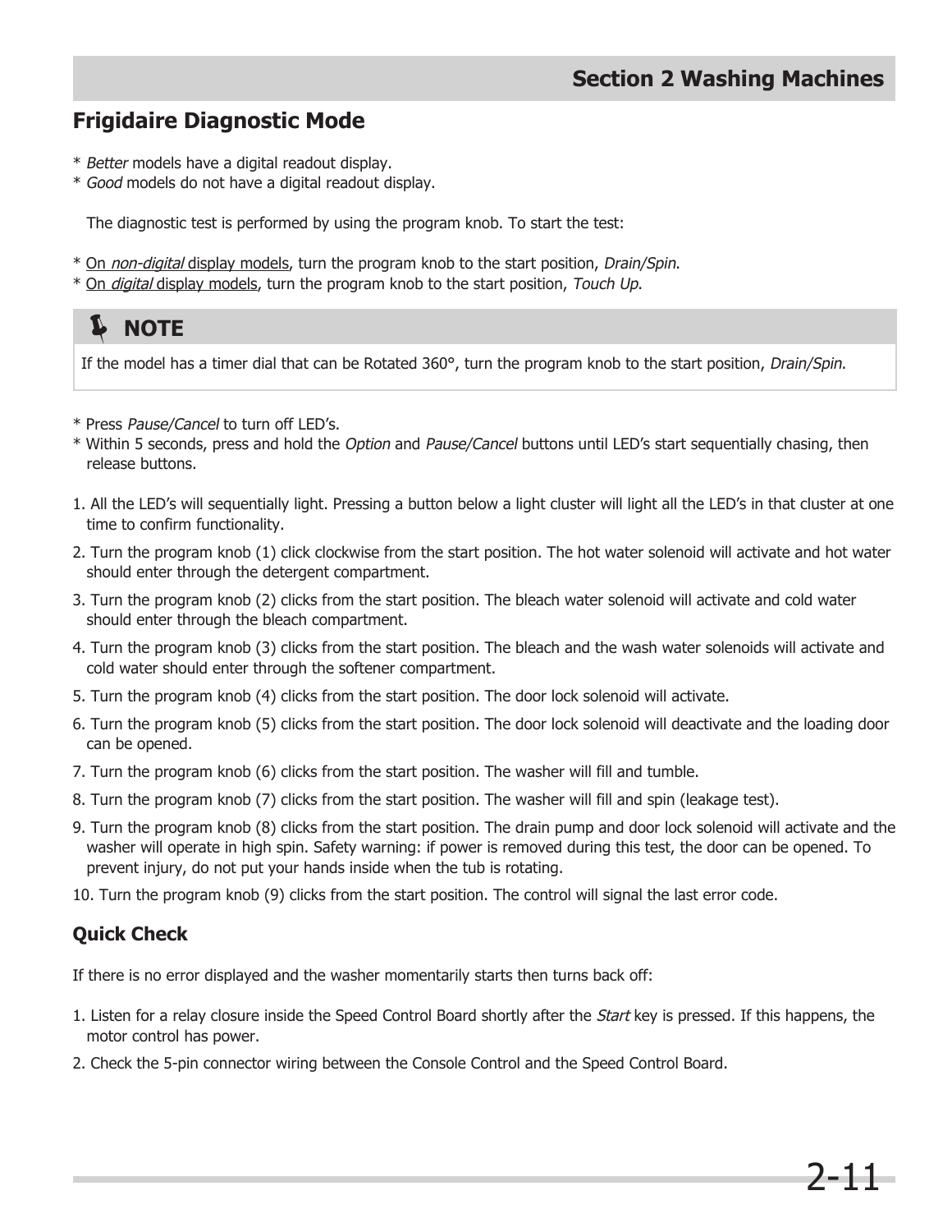## Frigidaire Diagnostic Mode

* *Better* models have a digital readout display.
* *Good* models do not have a digital readout display.

The diagnostic test is performed by using the program knob. To start the test:

* On *non-digital* display models, turn the program knob to the start position, *Drain/Spin*.
* On *digital* display models, turn the program knob to the start position, *Touch Up*.

> **NOTE**
>
> If the model has a timer dial that can be Rotated 360°, turn the program knob to the start position, *Drain/Spin*.

* Press *Pause/Cancel* to turn off LED's.
* Within 5 seconds, press and hold the *Option* and *Pause/Cancel* buttons until LED's start sequentially chasing, then release buttons.

1. All the LED's will sequentially light. Pressing a button below a light cluster will light all the LED's in that cluster at one time to confirm functionality.
2. Turn the program knob (1) click clockwise from the start position. The hot water solenoid will activate and hot water should enter through the detergent compartment.
3. Turn the program knob (2) clicks from the start position. The bleach water solenoid will activate and cold water should enter through the bleach compartment.
4. Turn the program knob (3) clicks from the start position. The bleach and the wash water solenoids will activate and cold water should enter through the softener compartment.
5. Turn the program knob (4) clicks from the start position. The door lock solenoid will activate.
6. Turn the program knob (5) clicks from the start position. The door lock solenoid will deactivate and the loading door can be opened.
7. Turn the program knob (6) clicks from the start position. The washer will fill and tumble.
8. Turn the program knob (7) clicks from the start position. The washer will fill and spin (leakage test).
9. Turn the program knob (8) clicks from the start position. The drain pump and door lock solenoid will activate and the washer will operate in high spin. Safety warning: if power is removed during this test, the door can be opened. To prevent injury, do not put your hands inside when the tub is rotating.
10. Turn the program knob (9) clicks from the start position. The control will signal the last error code.

### Quick Check

If there is no error displayed and the washer momentarily starts then turns back off:

1. Listen for a relay closure inside the Speed Control Board shortly after the *Start* key is pressed. If this happens, the motor control has power.
2. Check the 5-pin connector wiring between the Console Control and the Speed Control Board.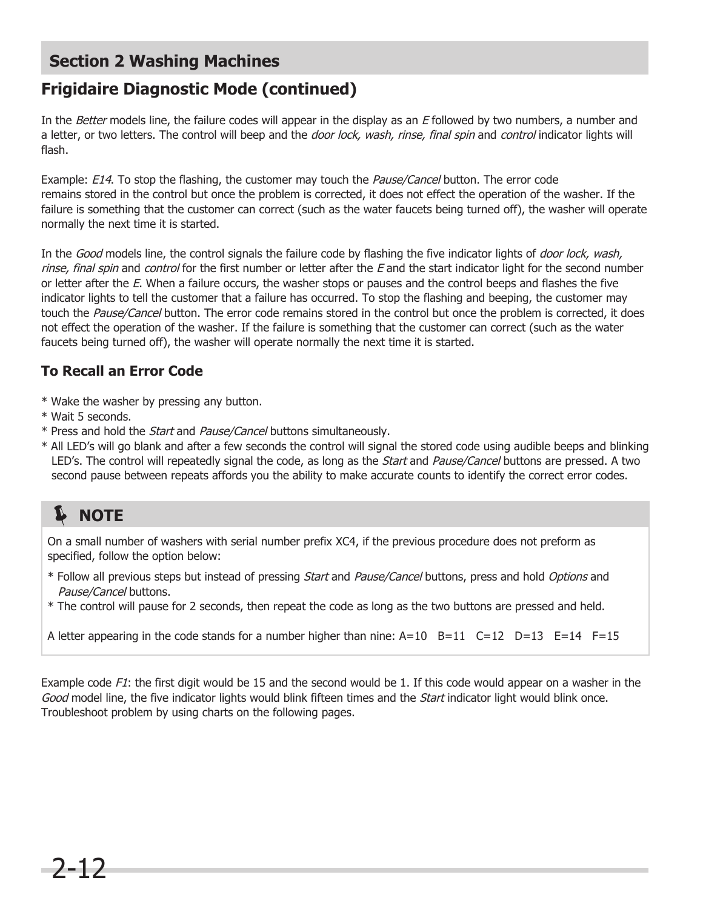## Section 2 Washing Machines

### Frigidaire Diagnostic Mode (continued)

In the *Better* models line, the failure codes will appear in the display as an *E* followed by two numbers, a number and a letter, or two letters. The control will beep and the *door lock, wash, rinse, final spin* and *control* indicator lights will flash.

Example: *E14*. To stop the flashing, the customer may touch the *Pause/Cancel* button. The error code remains stored in the control but once the problem is corrected, it does not effect the operation of the washer. If the failure is something that the customer can correct (such as the water faucets being turned off), the washer will operate normally the next time it is started.

In the *Good* models line, the control signals the failure code by flashing the five indicator lights of *door lock, wash, rinse, final spin* and *control* for the first number or letter after the *E* and the start indicator light for the second number or letter after the *E*. When a failure occurs, the washer stops or pauses and the control beeps and flashes the five indicator lights to tell the customer that a failure has occurred. To stop the flashing and beeping, the customer may touch the *Pause/Cancel* button. The error code remains stored in the control but once the problem is corrected, it does not effect the operation of the washer. If the failure is something that the customer can correct (such as the water faucets being turned off), the washer will operate normally the next time it is started.

#### To Recall an Error Code

* Wake the washer by pressing any button.
* Wait 5 seconds.
* Press and hold the *Start* and *Pause/Cancel* buttons simultaneously.
* All LED's will go blank and after a few seconds the control will signal the stored code using audible beeps and blinking LED's. The control will repeatedly signal the code, as long as the *Start* and *Pause/Cancel* buttons are pressed. A two second pause between repeats affords you the ability to make accurate counts to identify the correct error codes.

**NOTE**

On a small number of washers with serial number prefix XC4, if the previous procedure does not preform as specified, follow the option below:

* Follow all previous steps but instead of pressing *Start* and *Pause/Cancel* buttons, press and hold *Options* and *Pause/Cancel* buttons.
* The control will pause for 2 seconds, then repeat the code as long as the two buttons are pressed and held.

A letter appearing in the code stands for a number higher than nine: A=10 B=11 C=12 D=13 E=14 F=15

Example code *F1*: the first digit would be 15 and the second would be 1. If this code would appear on a washer in the *Good* model line, the five indicator lights would blink fifteen times and the *Start* indicator light would blink once. Troubleshoot problem by using charts on the following pages.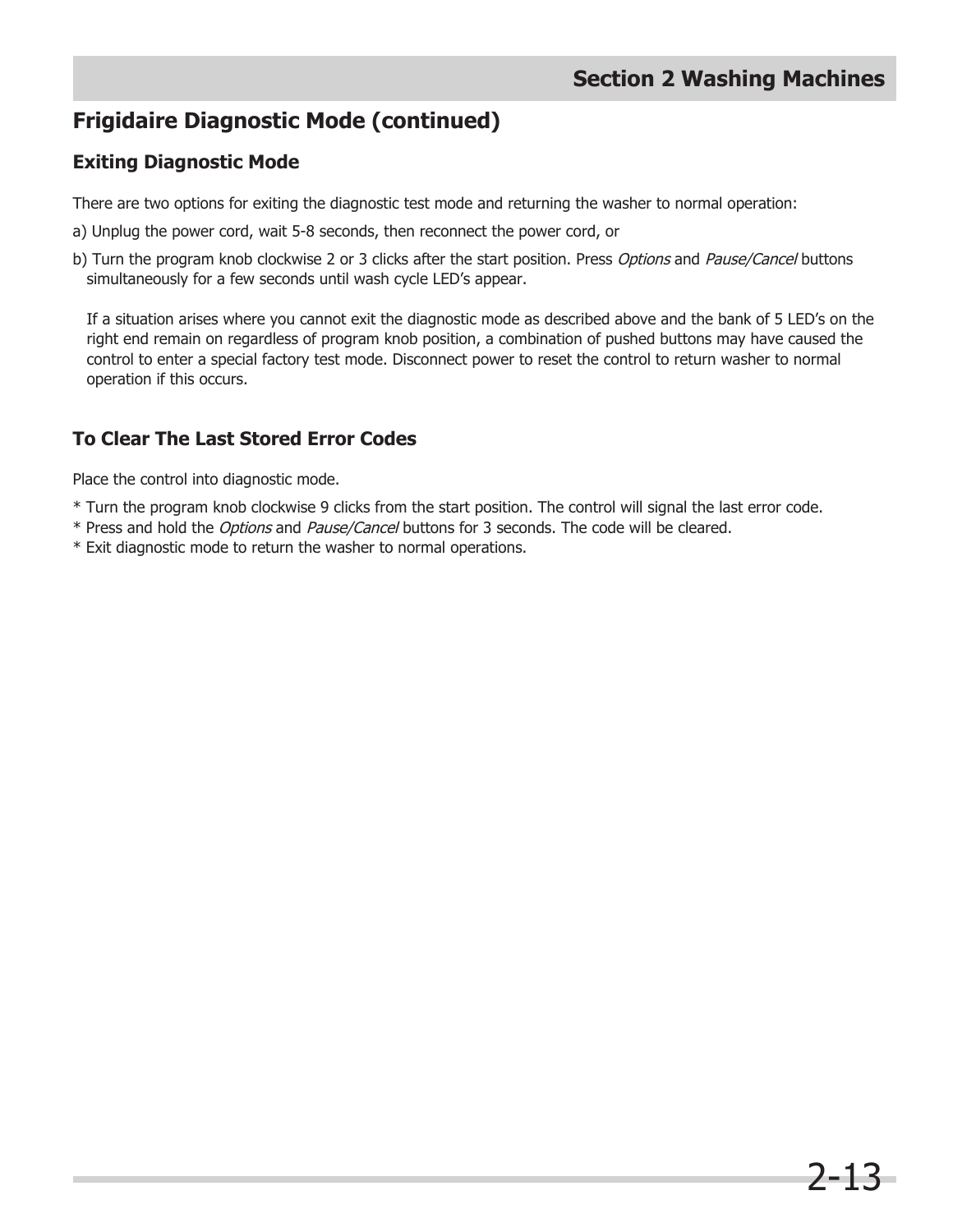## Frigidaire Diagnostic Mode (continued)

### Exiting Diagnostic Mode

There are two options for exiting the diagnostic test mode and returning the washer to normal operation:

a) Unplug the power cord, wait 5-8 seconds, then reconnect the power cord, or

b) Turn the program knob clockwise 2 or 3 clicks after the start position. Press *Options* and *Pause/Cancel* buttons simultaneously for a few seconds until wash cycle LED's appear.

If a situation arises where you cannot exit the diagnostic mode as described above and the bank of 5 LED's on the right end remain on regardless of program knob position, a combination of pushed buttons may have caused the control to enter a special factory test mode. Disconnect power to reset the control to return washer to normal operation if this occurs.

### To Clear The Last Stored Error Codes

Place the control into diagnostic mode.

* Turn the program knob clockwise 9 clicks from the start position. The control will signal the last error code.
* Press and hold the *Options* and *Pause/Cancel* buttons for 3 seconds. The code will be cleared.
* Exit diagnostic mode to return the washer to normal operations.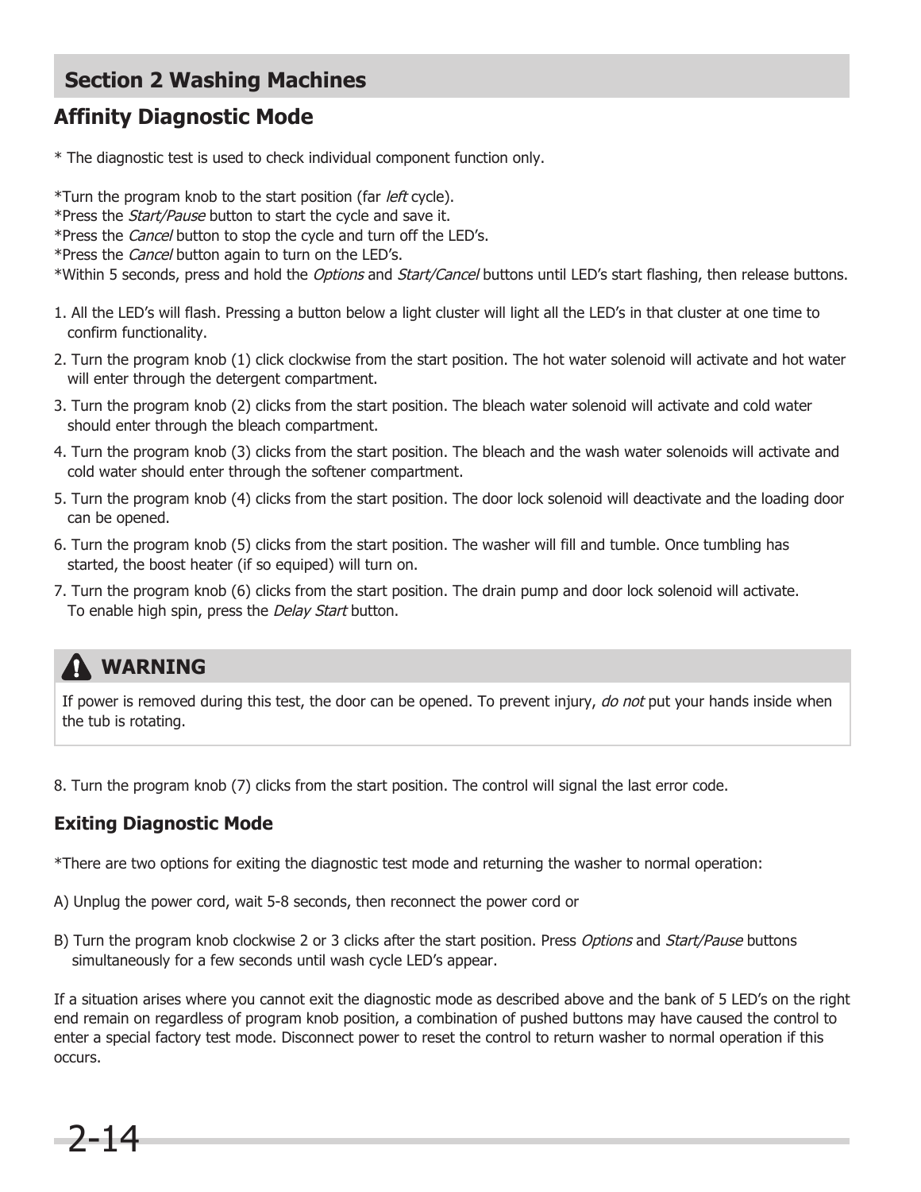## Section 2 Washing Machines

### Affinity Diagnostic Mode

* The diagnostic test is used to check individual component function only.

*Turn the program knob to the start position (far *left* cycle).
*Press the *Start/Pause* button to start the cycle and save it.
*Press the *Cancel* button to stop the cycle and turn off the LED's.
*Press the *Cancel* button again to turn on the LED's.
*Within 5 seconds, press and hold the *Options* and *Start/Cancel* buttons until LED's start flashing, then release buttons.

1. All the LED's will flash. Pressing a button below a light cluster will light all the LED's in that cluster at one time to confirm functionality.
2. Turn the program knob (1) click clockwise from the start position. The hot water solenoid will activate and hot water will enter through the detergent compartment.
3. Turn the program knob (2) clicks from the start position. The bleach water solenoid will activate and cold water should enter through the bleach compartment.
4. Turn the program knob (3) clicks from the start position. The bleach and the wash water solenoids will activate and cold water should enter through the softener compartment.
5. Turn the program knob (4) clicks from the start position. The door lock solenoid will deactivate and the loading door can be opened.
6. Turn the program knob (5) clicks from the start position. The washer will fill and tumble. Once tumbling has started, the boost heater (if so equiped) will turn on.
7. Turn the program knob (6) clicks from the start position. The drain pump and door lock solenoid will activate. To enable high spin, press the *Delay Start* button.

**WARNING**

If power is removed during this test, the door can be opened. To prevent injury, *do not* put your hands inside when the tub is rotating.

8. Turn the program knob (7) clicks from the start position. The control will signal the last error code.

### Exiting Diagnostic Mode

*There are two options for exiting the diagnostic test mode and returning the washer to normal operation:

A) Unplug the power cord, wait 5-8 seconds, then reconnect the power cord or

B) Turn the program knob clockwise 2 or 3 clicks after the start position. Press *Options* and *Start/Pause* buttons simultaneously for a few seconds until wash cycle LED's appear.

If a situation arises where you cannot exit the diagnostic mode as described above and the bank of 5 LED's on the right end remain on regardless of program knob position, a combination of pushed buttons may have caused the control to enter a special factory test mode. Disconnect power to reset the control to return washer to normal operation if this occurs.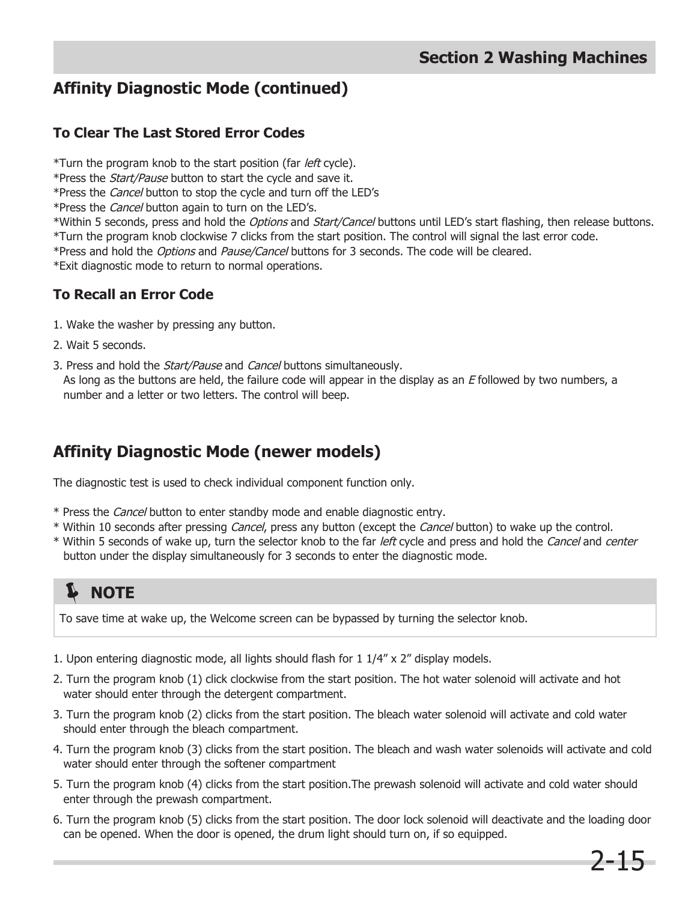## Affinity Diagnostic Mode (continued)

### To Clear The Last Stored Error Codes

*Turn the program knob to the start position (far *left* cycle).
*Press the *Start/Pause* button to start the cycle and save it.
*Press the *Cancel* button to stop the cycle and turn off the LED's
*Press the *Cancel* button again to turn on the LED's.
*Within 5 seconds, press and hold the *Options* and *Start/Cancel* buttons until LED's start flashing, then release buttons.
*Turn the program knob clockwise 7 clicks from the start position. The control will signal the last error code.
*Press and hold the *Options* and *Pause/Cancel* buttons for 3 seconds. The code will be cleared.
*Exit diagnostic mode to return to normal operations.

### To Recall an Error Code

1. Wake the washer by pressing any button.
2. Wait 5 seconds.
3. Press and hold the *Start/Pause* and *Cancel* buttons simultaneously.
   As long as the buttons are held, the failure code will appear in the display as an *E* followed by two numbers, a number and a letter or two letters. The control will beep.

## Affinity Diagnostic Mode (newer models)

The diagnostic test is used to check individual component function only.

* Press the *Cancel* button to enter standby mode and enable diagnostic entry.
* Within 10 seconds after pressing *Cancel*, press any button (except the *Cancel* button) to wake up the control.
* Within 5 seconds of wake up, turn the selector knob to the far *left* cycle and press and hold the *Cancel* and *center* button under the display simultaneously for 3 seconds to enter the diagnostic mode.

> **NOTE**
>
> To save time at wake up, the Welcome screen can be bypassed by turning the selector knob.

1. Upon entering diagnostic mode, all lights should flash for 1 1/4" x 2" display models.
2. Turn the program knob (1) click clockwise from the start position. The hot water solenoid will activate and hot water should enter through the detergent compartment.
3. Turn the program knob (2) clicks from the start position. The bleach water solenoid will activate and cold water should enter through the bleach compartment.
4. Turn the program knob (3) clicks from the start position. The bleach and wash water solenoids will activate and cold water should enter through the softener compartment
5. Turn the program knob (4) clicks from the start position.The prewash solenoid will activate and cold water should enter through the prewash compartment.
6. Turn the program knob (5) clicks from the start position. The door lock solenoid will deactivate and the loading door can be opened. When the door is opened, the drum light should turn on, if so equipped.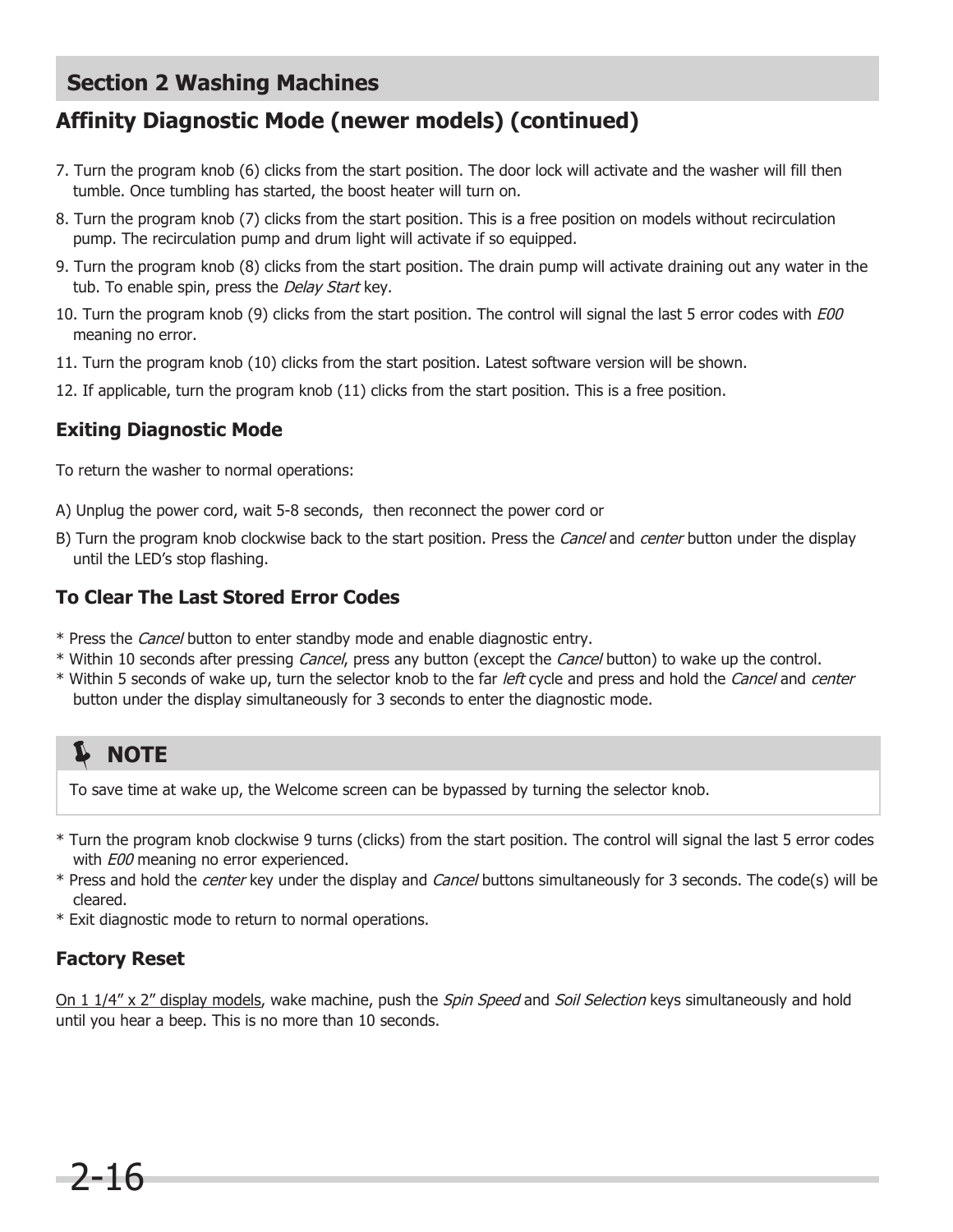## Section 2 Washing Machines

## Affinity Diagnostic Mode (newer models) (continued)

7. Turn the program knob (6) clicks from the start position. The door lock will activate and the washer will fill then tumble. Once tumbling has started, the boost heater will turn on.
8. Turn the program knob (7) clicks from the start position. This is a free position on models without recirculation pump. The recirculation pump and drum light will activate if so equipped.
9. Turn the program knob (8) clicks from the start position. The drain pump will activate draining out any water in the tub. To enable spin, press the *Delay Start* key.
10. Turn the program knob (9) clicks from the start position. The control will signal the last 5 error codes with *E00* meaning no error.
11. Turn the program knob (10) clicks from the start position. Latest software version will be shown.
12. If applicable, turn the program knob (11) clicks from the start position. This is a free position.

### Exiting Diagnostic Mode

To return the washer to normal operations:

A) Unplug the power cord, wait 5-8 seconds, then reconnect the power cord or

B) Turn the program knob clockwise back to the start position. Press the *Cancel* and *center* button under the display until the LED's stop flashing.

### To Clear The Last Stored Error Codes

* Press the *Cancel* button to enter standby mode and enable diagnostic entry.
* Within 10 seconds after pressing *Cancel*, press any button (except the *Cancel* button) to wake up the control.
* Within 5 seconds of wake up, turn the selector knob to the far *left* cycle and press and hold the *Cancel* and *center* button under the display simultaneously for 3 seconds to enter the diagnostic mode.

**NOTE**

To save time at wake up, the Welcome screen can be bypassed by turning the selector knob.

* Turn the program knob clockwise 9 turns (clicks) from the start position. The control will signal the last 5 error codes with *E00* meaning no error experienced.
* Press and hold the *center* key under the display and *Cancel* buttons simultaneously for 3 seconds. The code(s) will be cleared.
* Exit diagnostic mode to return to normal operations.

### Factory Reset

On 1 1/4" x 2" display models, wake machine, push the *Spin Speed* and *Soil Selection* keys simultaneously and hold until you hear a beep. This is no more than 10 seconds.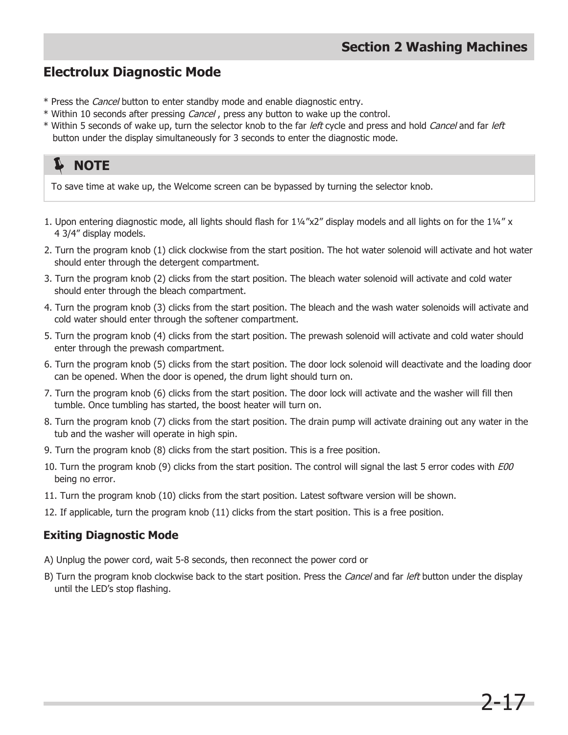## Electrolux Diagnostic Mode

* Press the *Cancel* button to enter standby mode and enable diagnostic entry.
* Within 10 seconds after pressing *Cancel* , press any button to wake up the control.
* Within 5 seconds of wake up, turn the selector knob to the far *left* cycle and press and hold *Cancel* and far *left* button under the display simultaneously for 3 seconds to enter the diagnostic mode.

> **NOTE**
>
> To save time at wake up, the Welcome screen can be bypassed by turning the selector knob.

1. Upon entering diagnostic mode, all lights should flash for 1¼"x2" display models and all lights on for the 1¼" x 4 3/4" display models.
2. Turn the program knob (1) click clockwise from the start position. The hot water solenoid will activate and hot water should enter through the detergent compartment.
3. Turn the program knob (2) clicks from the start position. The bleach water solenoid will activate and cold water should enter through the bleach compartment.
4. Turn the program knob (3) clicks from the start position. The bleach and the wash water solenoids will activate and cold water should enter through the softener compartment.
5. Turn the program knob (4) clicks from the start position. The prewash solenoid will activate and cold water should enter through the prewash compartment.
6. Turn the program knob (5) clicks from the start position. The door lock solenoid will deactivate and the loading door can be opened. When the door is opened, the drum light should turn on.
7. Turn the program knob (6) clicks from the start position. The door lock will activate and the washer will fill then tumble. Once tumbling has started, the boost heater will turn on.
8. Turn the program knob (7) clicks from the start position. The drain pump will activate draining out any water in the tub and the washer will operate in high spin.
9. Turn the program knob (8) clicks from the start position. This is a free position.
10. Turn the program knob (9) clicks from the start position. The control will signal the last 5 error codes with *E00* being no error.
11. Turn the program knob (10) clicks from the start position. Latest software version will be shown.
12. If applicable, turn the program knob (11) clicks from the start position. This is a free position.

### Exiting Diagnostic Mode

A) Unplug the power cord, wait 5-8 seconds, then reconnect the power cord or

B) Turn the program knob clockwise back to the start position. Press the *Cancel* and far *left* button under the display until the LED's stop flashing.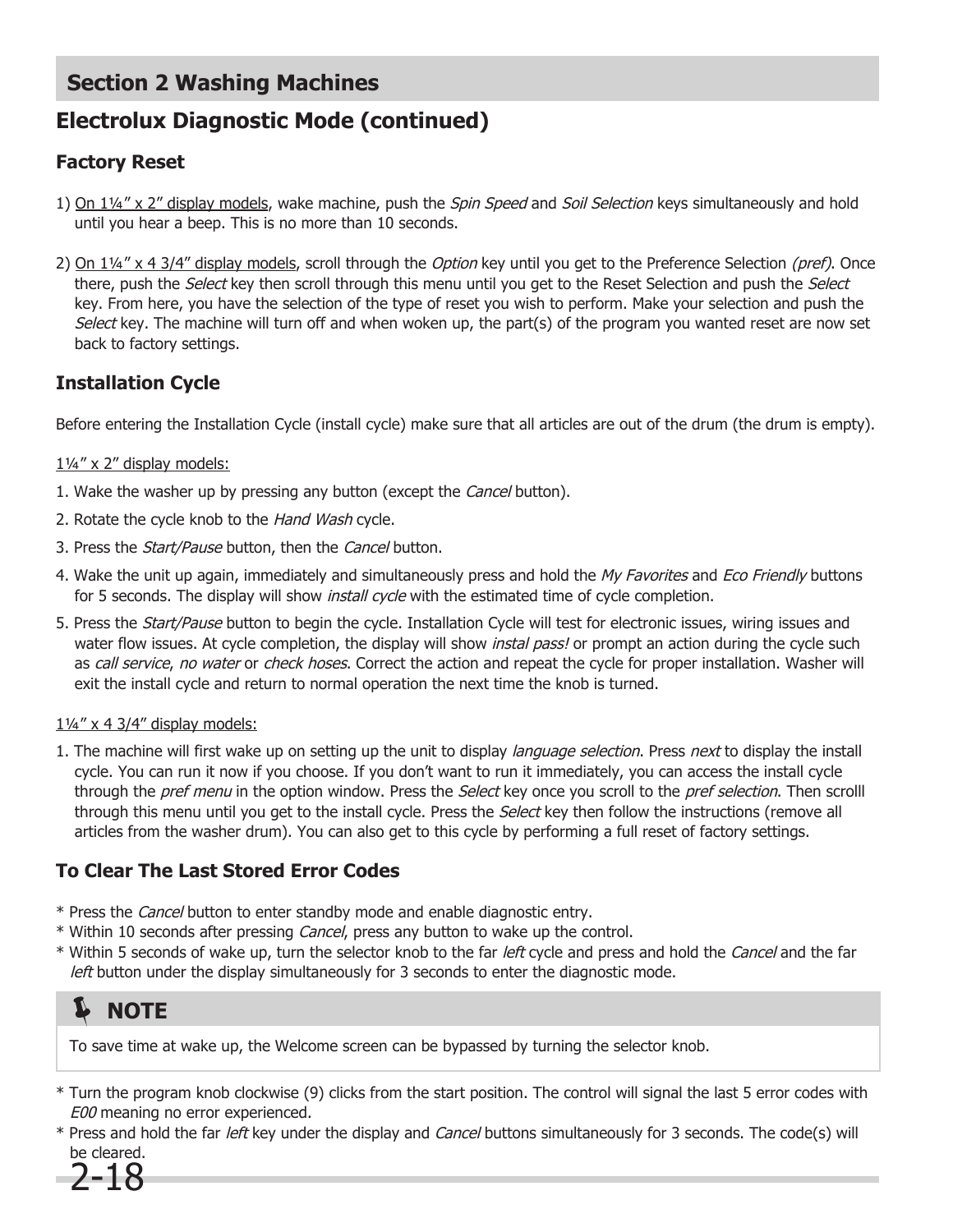## Section 2 Washing Machines

# Electrolux Diagnostic Mode (continued)

### Factory Reset

1) On 1¼" x 2" display models, wake machine, push the *Spin Speed* and *Soil Selection* keys simultaneously and hold until you hear a beep. This is no more than 10 seconds.

2) On 1¼" x 4 3/4" display models, scroll through the *Option* key until you get to the Preference Selection *(pref)*. Once there, push the *Select* key then scroll through this menu until you get to the Reset Selection and push the *Select* key. From here, you have the selection of the type of reset you wish to perform. Make your selection and push the *Select* key. The machine will turn off and when woken up, the part(s) of the program you wanted reset are now set back to factory settings.

### Installation Cycle

Before entering the Installation Cycle (install cycle) make sure that all articles are out of the drum (the drum is empty).

1¼" x 2" display models:

1. Wake the washer up by pressing any button (except the *Cancel* button).
2. Rotate the cycle knob to the *Hand Wash* cycle.
3. Press the *Start/Pause* button, then the *Cancel* button.
4. Wake the unit up again, immediately and simultaneously press and hold the *My Favorites* and *Eco Friendly* buttons for 5 seconds. The display will show *install cycle* with the estimated time of cycle completion.
5. Press the *Start/Pause* button to begin the cycle. Installation Cycle will test for electronic issues, wiring issues and water flow issues. At cycle completion, the display will show *instal pass!* or prompt an action during the cycle such as *call service*, *no water* or *check hoses*. Correct the action and repeat the cycle for proper installation. Washer will exit the install cycle and return to normal operation the next time the knob is turned.

1¼" x 4 3/4" display models:

1. The machine will first wake up on setting up the unit to display *language selection*. Press *next* to display the install cycle. You can run it now if you choose. If you don't want to run it immediately, you can access the install cycle through the *pref menu* in the option window. Press the *Select* key once you scroll to the *pref selection*. Then scrolll through this menu until you get to the install cycle. Press the *Select* key then follow the instructions (remove all articles from the washer drum). You can also get to this cycle by performing a full reset of factory settings.

### To Clear The Last Stored Error Codes

* Press the *Cancel* button to enter standby mode and enable diagnostic entry.
* Within 10 seconds after pressing *Cancel*, press any button to wake up the control.
* Within 5 seconds of wake up, turn the selector knob to the far *left* cycle and press and hold the *Cancel* and the far *left* button under the display simultaneously for 3 seconds to enter the diagnostic mode.

**NOTE**

To save time at wake up, the Welcome screen can be bypassed by turning the selector knob.

* Turn the program knob clockwise (9) clicks from the start position. The control will signal the last 5 error codes with *E00* meaning no error experienced.
* Press and hold the far *left* key under the display and *Cancel* buttons simultaneously for 3 seconds. The code(s) will be cleared.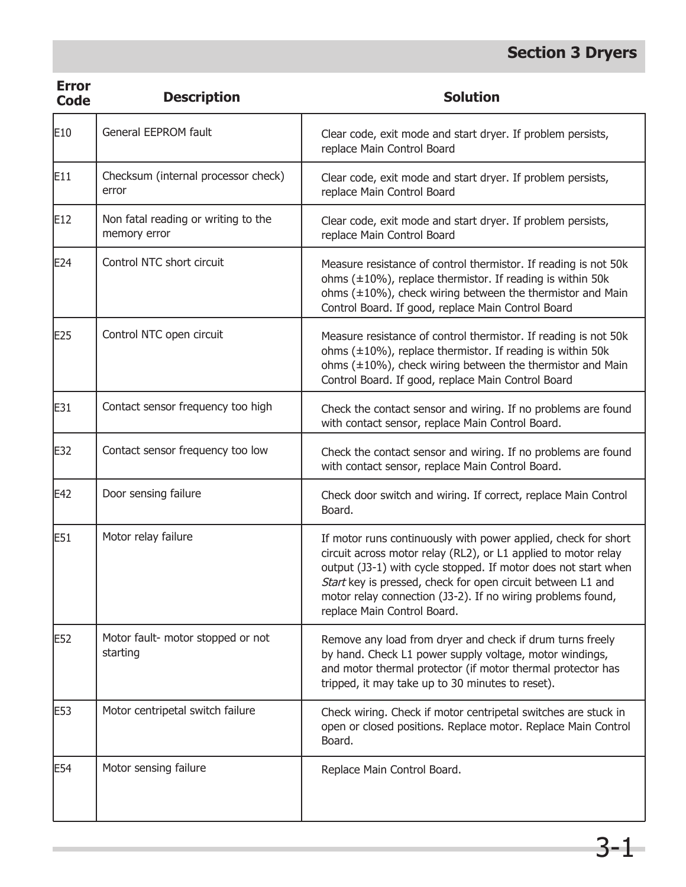| Error Code | Description | Solution |
|---|---|---|
| E10 | General EEPROM fault | Clear code, exit mode and start dryer. If problem persists, replace Main Control Board |
| E11 | Checksum (internal processor check) error | Clear code, exit mode and start dryer. If problem persists, replace Main Control Board |
| E12 | Non fatal reading or writing to the memory error | Clear code, exit mode and start dryer. If problem persists, replace Main Control Board |
| E24 | Control NTC short circuit | Measure resistance of control thermistor. If reading is not 50k ohms (±10%), replace thermistor. If reading is within 50k ohms (±10%), check wiring between the thermistor and Main Control Board. If good, replace Main Control Board |
| E25 | Control NTC open circuit | Measure resistance of control thermistor. If reading is not 50k ohms (±10%), replace thermistor. If reading is within 50k ohms (±10%), check wiring between the thermistor and Main Control Board. If good, replace Main Control Board |
| E31 | Contact sensor frequency too high | Check the contact sensor and wiring. If no problems are found with contact sensor, replace Main Control Board. |
| E32 | Contact sensor frequency too low | Check the contact sensor and wiring. If no problems are found with contact sensor, replace Main Control Board. |
| E42 | Door sensing failure | Check door switch and wiring. If correct, replace Main Control Board. |
| E51 | Motor relay failure | If motor runs continuously with power applied, check for short circuit across motor relay (RL2), or L1 applied to motor relay output (J3-1) with cycle stopped. If motor does not start when *Start* key is pressed, check for open circuit between L1 and motor relay connection (J3-2). If no wiring problems found, replace Main Control Board. |
| E52 | Motor fault- motor stopped or not starting | Remove any load from dryer and check if drum turns freely by hand. Check L1 power supply voltage, motor windings, and motor thermal protector (if motor thermal protector has tripped, it may take up to 30 minutes to reset). |
| E53 | Motor centripetal switch failure | Check wiring. Check if motor centripetal switches are stuck in open or closed positions. Replace motor. Replace Main Control Board. |
| E54 | Motor sensing failure | Replace Main Control Board. |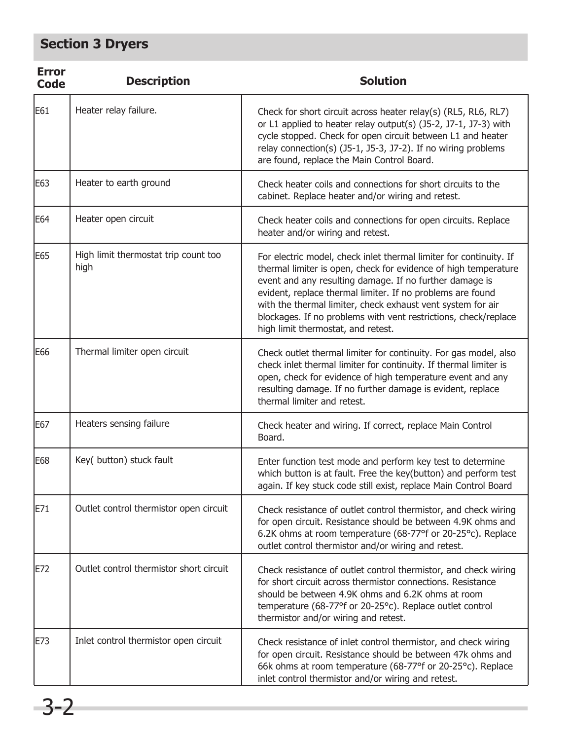## Section 3 Dryers

| Error Code | Description | Solution |
|---|---|---|
| E61 | Heater relay failure. | Check for short circuit across heater relay(s) (RL5, RL6, RL7) or L1 applied to heater relay output(s) (J5-2, J7-1, J7-3) with cycle stopped. Check for open circuit between L1 and heater relay connection(s) (J5-1, J5-3, J7-2). If no wiring problems are found, replace the Main Control Board. |
| E63 | Heater to earth ground | Check heater coils and connections for short circuits to the cabinet. Replace heater and/or wiring and retest. |
| E64 | Heater open circuit | Check heater coils and connections for open circuits. Replace heater and/or wiring and retest. |
| E65 | High limit thermostat trip count too high | For electric model, check inlet thermal limiter for continuity. If thermal limiter is open, check for evidence of high temperature event and any resulting damage. If no further damage is evident, replace thermal limiter. If no problems are found with the thermal limiter, check exhaust vent system for air blockages. If no problems with vent restrictions, check/replace high limit thermostat, and retest. |
| E66 | Thermal limiter open circuit | Check outlet thermal limiter for continuity. For gas model, also check inlet thermal limiter for continuity. If thermal limiter is open, check for evidence of high temperature event and any resulting damage. If no further damage is evident, replace thermal limiter and retest. |
| E67 | Heaters sensing failure | Check heater and wiring. If correct, replace Main Control Board. |
| E68 | Key( button) stuck fault | Enter function test mode and perform key test to determine which button is at fault. Free the key(button) and perform test again. If key stuck code still exist, replace Main Control Board |
| E71 | Outlet control thermistor open circuit | Check resistance of outlet control thermistor, and check wiring for open circuit. Resistance should be between 4.9K ohms and 6.2K ohms at room temperature (68-77°f or 20-25°c). Replace outlet control thermistor and/or wiring and retest. |
| E72 | Outlet control thermistor short circuit | Check resistance of outlet control thermistor, and check wiring for short circuit across thermistor connections. Resistance should be between 4.9K ohms and 6.2K ohms at room temperature (68-77°f or 20-25°c). Replace outlet control thermistor and/or wiring and retest. |
| E73 | Inlet control thermistor open circuit | Check resistance of inlet control thermistor, and check wiring for open circuit. Resistance should be between 47k ohms and 66k ohms at room temperature (68-77°f or 20-25°c). Replace inlet control thermistor and/or wiring and retest. |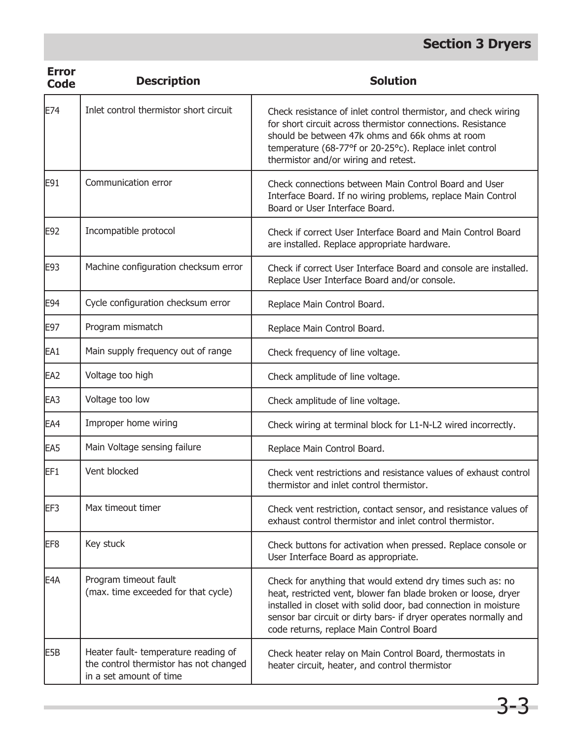| Error Code | Description | Solution |
|---|---|---|
| E74 | Inlet control thermistor short circuit | Check resistance of inlet control thermistor, and check wiring for short circuit across thermistor connections. Resistance should be between 47k ohms and 66k ohms at room temperature (68-77°f or 20-25°c). Replace inlet control thermistor and/or wiring and retest. |
| E91 | Communication error | Check connections between Main Control Board and User Interface Board. If no wiring problems, replace Main Control Board or User Interface Board. |
| E92 | Incompatible protocol | Check if correct User Interface Board and Main Control Board are installed. Replace appropriate hardware. |
| E93 | Machine configuration checksum error | Check if correct User Interface Board and console are installed. Replace User Interface Board and/or console. |
| E94 | Cycle configuration checksum error | Replace Main Control Board. |
| E97 | Program mismatch | Replace Main Control Board. |
| EA1 | Main supply frequency out of range | Check frequency of line voltage. |
| EA2 | Voltage too high | Check amplitude of line voltage. |
| EA3 | Voltage too low | Check amplitude of line voltage. |
| EA4 | Improper home wiring | Check wiring at terminal block for L1-N-L2 wired incorrectly. |
| EA5 | Main Voltage sensing failure | Replace Main Control Board. |
| EF1 | Vent blocked | Check vent restrictions and resistance values of exhaust control thermistor and inlet control thermistor. |
| EF3 | Max timeout timer | Check vent restriction, contact sensor, and resistance values of exhaust control thermistor and inlet control thermistor. |
| EF8 | Key stuck | Check buttons for activation when pressed. Replace console or User Interface Board as appropriate. |
| E4A | Program timeout fault (max. time exceeded for that cycle) | Check for anything that would extend dry times such as: no heat, restricted vent, blower fan blade broken or loose, dryer installed in closet with solid door, bad connection in moisture sensor bar circuit or dirty bars- if dryer operates normally and code returns, replace Main Control Board |
| E5B | Heater fault- temperature reading of the control thermistor has not changed in a set amount of time | Check heater relay on Main Control Board, thermostats in heater circuit, heater, and control thermistor |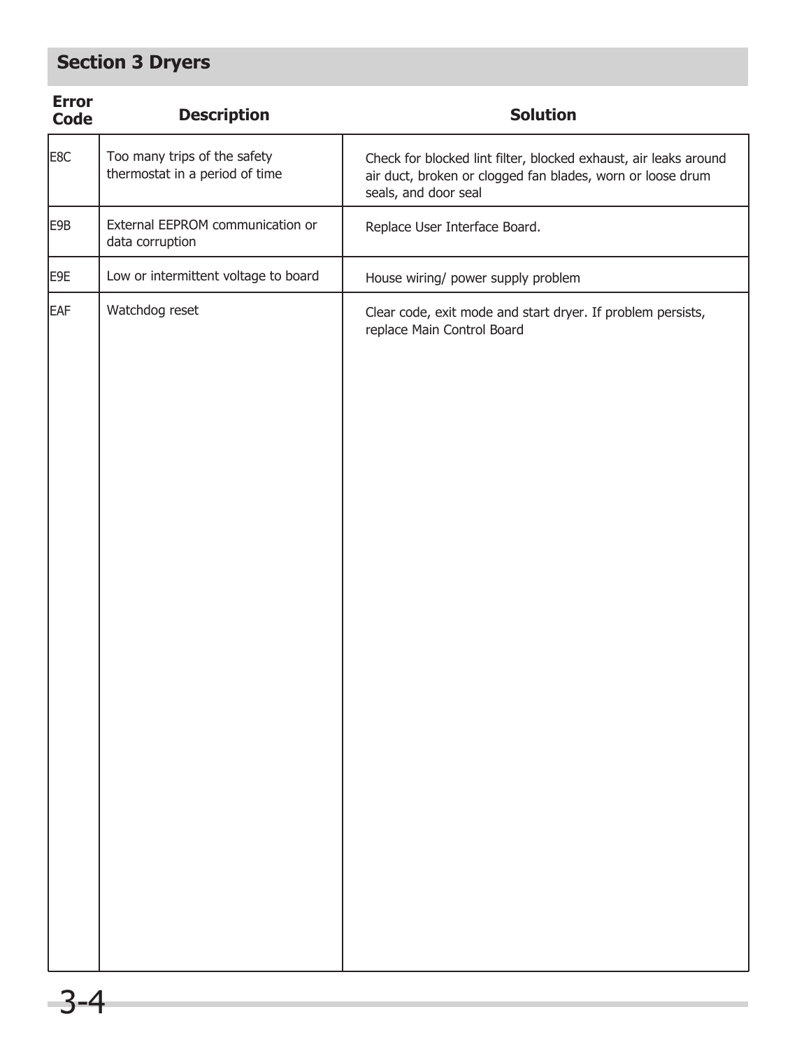## Section 3 Dryers

| Error Code | Description | Solution |
|---|---|---|
| E8C | Too many trips of the safety thermostat in a period of time | Check for blocked lint filter, blocked exhaust, air leaks around air duct, broken or clogged fan blades, worn or loose drum seals, and door seal |
| E9B | External EEPROM communication or data corruption | Replace User Interface Board. |
| E9E | Low or intermittent voltage to board | House wiring/ power supply problem |
| EAF | Watchdog reset | Clear code, exit mode and start dryer. If problem persists, replace Main Control Board |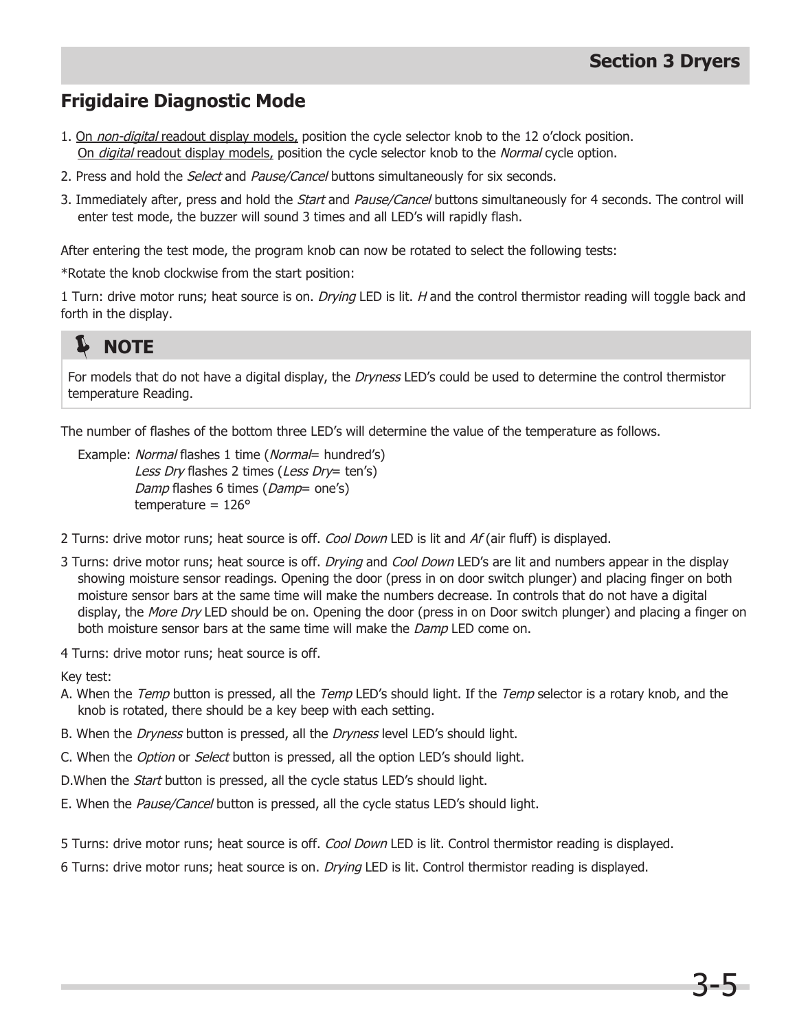## Frigidaire Diagnostic Mode

1. On *non-digital* readout display models, position the cycle selector knob to the 12 o'clock position.
   On *digital* readout display models, position the cycle selector knob to the *Normal* cycle option.
2. Press and hold the *Select* and *Pause/Cancel* buttons simultaneously for six seconds.
3. Immediately after, press and hold the *Start* and *Pause/Cancel* buttons simultaneously for 4 seconds. The control will enter test mode, the buzzer will sound 3 times and all LED's will rapidly flash.

After entering the test mode, the program knob can now be rotated to select the following tests:

*Rotate the knob clockwise from the start position:

1 Turn: drive motor runs; heat source is on. *Drying* LED is lit. *H* and the control thermistor reading will toggle back and forth in the display.

> **NOTE**
>
> For models that do not have a digital display, the *Dryness* LED's could be used to determine the control thermistor temperature Reading.

The number of flashes of the bottom three LED's will determine the value of the temperature as follows.

Example: *Normal* flashes 1 time (*Normal*= hundred's)
*Less Dry* flashes 2 times (*Less Dry*= ten's)
*Damp* flashes 6 times (*Damp*= one's)
temperature = 126°

2 Turns: drive motor runs; heat source is off. *Cool Down* LED is lit and *Af* (air fluff) is displayed.

3 Turns: drive motor runs; heat source is off. *Drying* and *Cool Down* LED's are lit and numbers appear in the display showing moisture sensor readings. Opening the door (press in on door switch plunger) and placing finger on both moisture sensor bars at the same time will make the numbers decrease. In controls that do not have a digital display, the *More Dry* LED should be on. Opening the door (press in on Door switch plunger) and placing a finger on both moisture sensor bars at the same time will make the *Damp* LED come on.

4 Turns: drive motor runs; heat source is off.

Key test:

A. When the *Temp* button is pressed, all the *Temp* LED's should light. If the *Temp* selector is a rotary knob, and the knob is rotated, there should be a key beep with each setting.

B. When the *Dryness* button is pressed, all the *Dryness* level LED's should light.

C. When the *Option* or *Select* button is pressed, all the option LED's should light.

D. When the *Start* button is pressed, all the cycle status LED's should light.

E. When the *Pause/Cancel* button is pressed, all the cycle status LED's should light.

5 Turns: drive motor runs; heat source is off. *Cool Down* LED is lit. Control thermistor reading is displayed.

6 Turns: drive motor runs; heat source is on. *Drying* LED is lit. Control thermistor reading is displayed.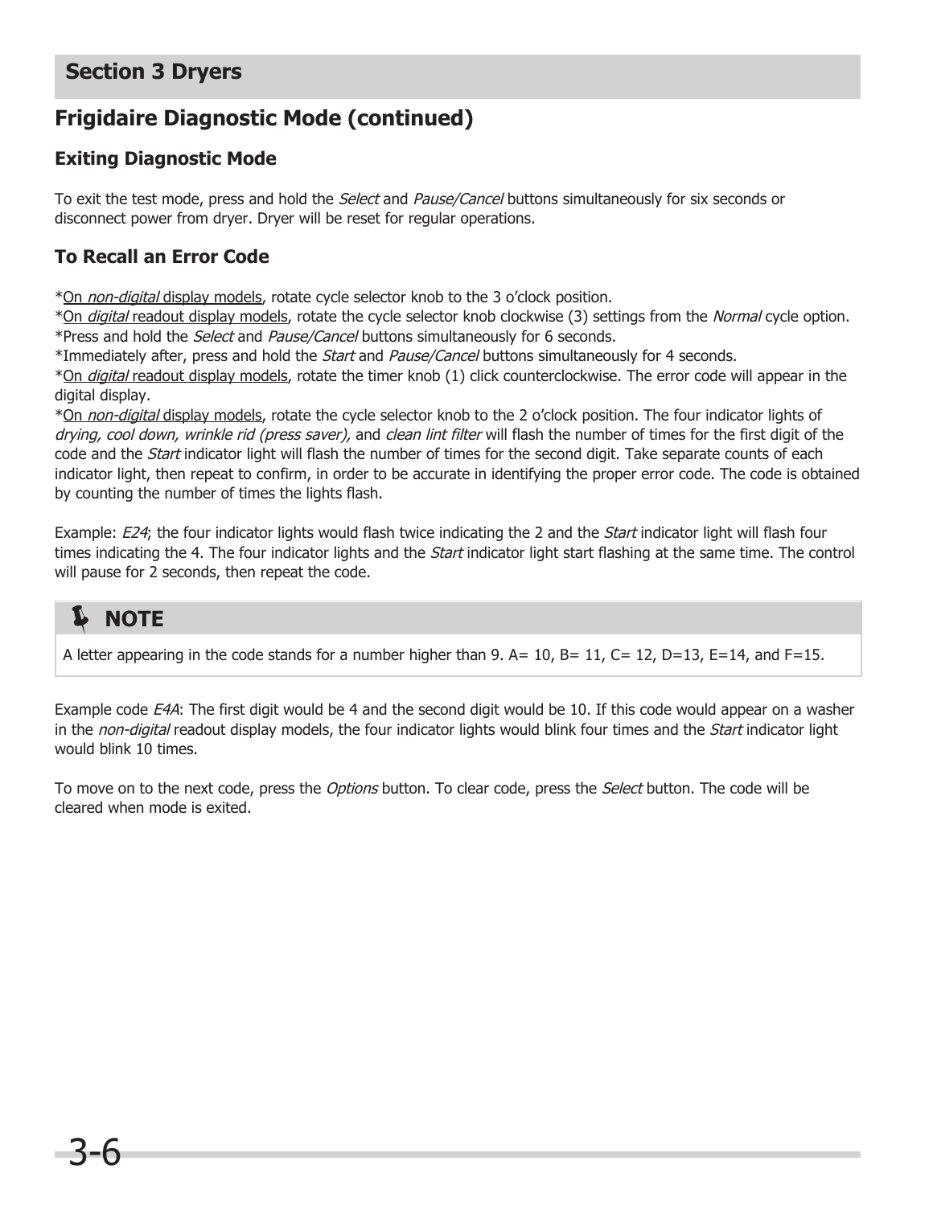## Section 3 Dryers

# Frigidaire Diagnostic Mode (continued)

### Exiting Diagnostic Mode

To exit the test mode, press and hold the *Select* and *Pause/Cancel* buttons simultaneously for six seconds or disconnect power from dryer. Dryer will be reset for regular operations.

### To Recall an Error Code

*On *non-digital* display models, rotate cycle selector knob to the 3 o'clock position.
*On *digital* readout display models, rotate the cycle selector knob clockwise (3) settings from the *Normal* cycle option.
*Press and hold the *Select* and *Pause/Cancel* buttons simultaneously for 6 seconds.
*Immediately after, press and hold the *Start* and *Pause/Cancel* buttons simultaneously for 4 seconds.
*On *digital* readout display models, rotate the timer knob (1) click counterclockwise. The error code will appear in the digital display.
*On *non-digital* display models, rotate the cycle selector knob to the 2 o'clock position. The four indicator lights of *drying, cool down, wrinkle rid (press saver),* and *clean lint filter* will flash the number of times for the first digit of the code and the *Start* indicator light will flash the number of times for the second digit. Take separate counts of each indicator light, then repeat to confirm, in order to be accurate in identifying the proper error code. The code is obtained by counting the number of times the lights flash.

Example: *E24*; the four indicator lights would flash twice indicating the 2 and the *Start* indicator light will flash four times indicating the 4. The four indicator lights and the *Start* indicator light start flashing at the same time. The control will pause for 2 seconds, then repeat the code.

**NOTE**

A letter appearing in the code stands for a number higher than 9. A= 10, B= 11, C= 12, D=13, E=14, and F=15.

Example code *E4A*: The first digit would be 4 and the second digit would be 10. If this code would appear on a washer in the *non-digital* readout display models, the four indicator lights would blink four times and the *Start* indicator light would blink 10 times.

To move on to the next code, press the *Options* button. To clear code, press the *Select* button. The code will be cleared when mode is exited.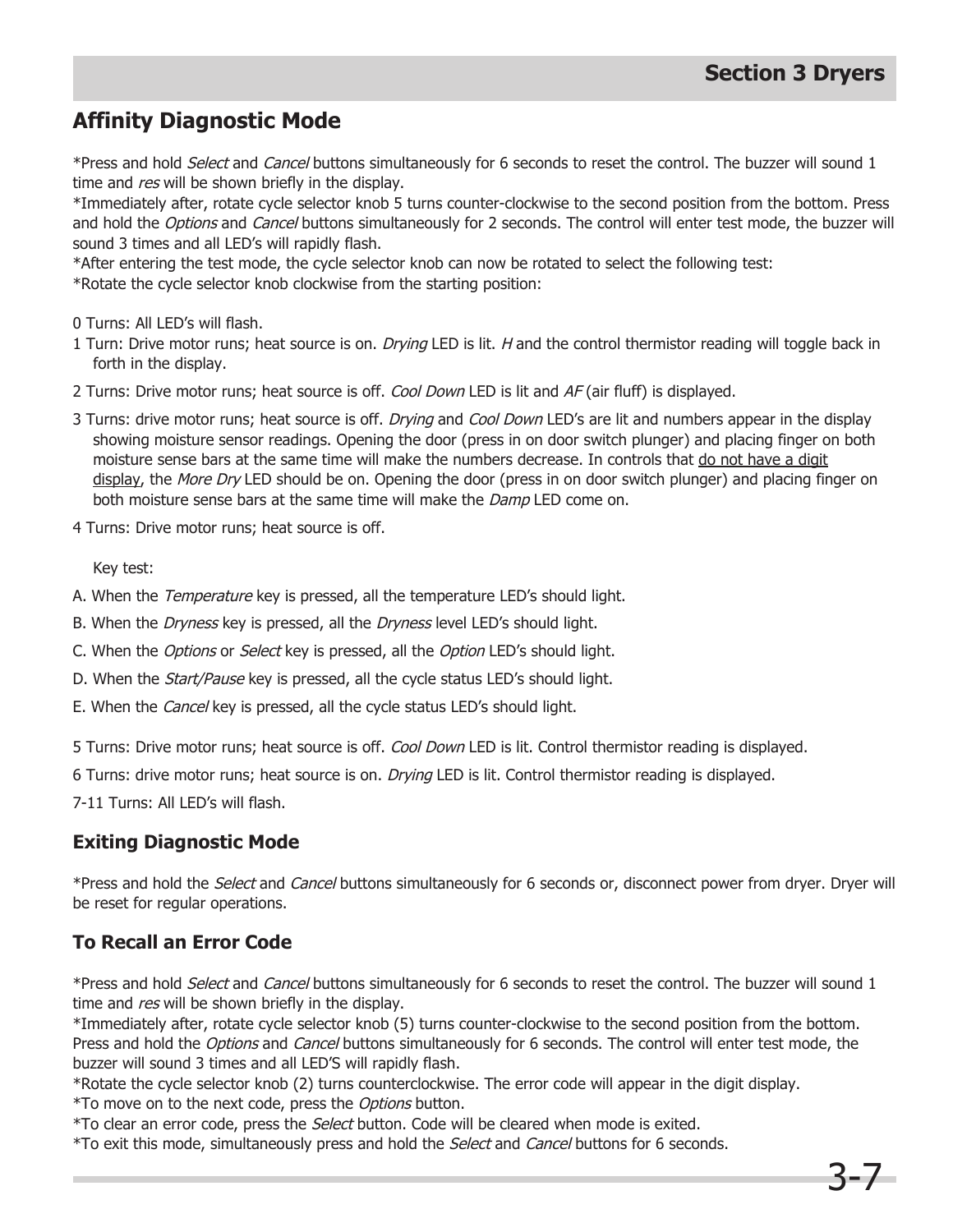## Affinity Diagnostic Mode

*Press and hold *Select* and *Cancel* buttons simultaneously for 6 seconds to reset the control. The buzzer will sound 1 time and *res* will be shown briefly in the display.
*Immediately after, rotate cycle selector knob 5 turns counter-clockwise to the second position from the bottom. Press and hold the *Options* and *Cancel* buttons simultaneously for 2 seconds. The control will enter test mode, the buzzer will sound 3 times and all LED's will rapidly flash.
*After entering the test mode, the cycle selector knob can now be rotated to select the following test:
*Rotate the cycle selector knob clockwise from the starting position:

0 Turns: All LED's will flash.

1 Turn: Drive motor runs; heat source is on. *Drying* LED is lit. *H* and the control thermistor reading will toggle back in forth in the display.

2 Turns: Drive motor runs; heat source is off. *Cool Down* LED is lit and *AF* (air fluff) is displayed.

3 Turns: drive motor runs; heat source is off. *Drying* and *Cool Down* LED's are lit and numbers appear in the display showing moisture sensor readings. Opening the door (press in on door switch plunger) and placing finger on both moisture sense bars at the same time will make the numbers decrease. In controls that do not have a digit display, the *More Dry* LED should be on. Opening the door (press in on door switch plunger) and placing finger on both moisture sense bars at the same time will make the *Damp* LED come on.

4 Turns: Drive motor runs; heat source is off.

Key test:

A. When the *Temperature* key is pressed, all the temperature LED's should light.

B. When the *Dryness* key is pressed, all the *Dryness* level LED's should light.

C. When the *Options* or *Select* key is pressed, all the *Option* LED's should light.

D. When the *Start/Pause* key is pressed, all the cycle status LED's should light.

E. When the *Cancel* key is pressed, all the cycle status LED's should light.

5 Turns: Drive motor runs; heat source is off. *Cool Down* LED is lit. Control thermistor reading is displayed.

6 Turns: drive motor runs; heat source is on. *Drying* LED is lit. Control thermistor reading is displayed.

7-11 Turns: All LED's will flash.

### Exiting Diagnostic Mode

*Press and hold the *Select* and *Cancel* buttons simultaneously for 6 seconds or, disconnect power from dryer. Dryer will be reset for regular operations.

### To Recall an Error Code

*Press and hold *Select* and *Cancel* buttons simultaneously for 6 seconds to reset the control. The buzzer will sound 1 time and *res* will be shown briefly in the display.
*Immediately after, rotate cycle selector knob (5) turns counter-clockwise to the second position from the bottom. Press and hold the *Options* and *Cancel* buttons simultaneously for 6 seconds. The control will enter test mode, the buzzer will sound 3 times and all LED'S will rapidly flash.
*Rotate the cycle selector knob (2) turns counterclockwise. The error code will appear in the digit display.
*To move on to the next code, press the *Options* button.
*To clear an error code, press the *Select* button. Code will be cleared when mode is exited.
*To exit this mode, simultaneously press and hold the *Select* and *Cancel* buttons for 6 seconds.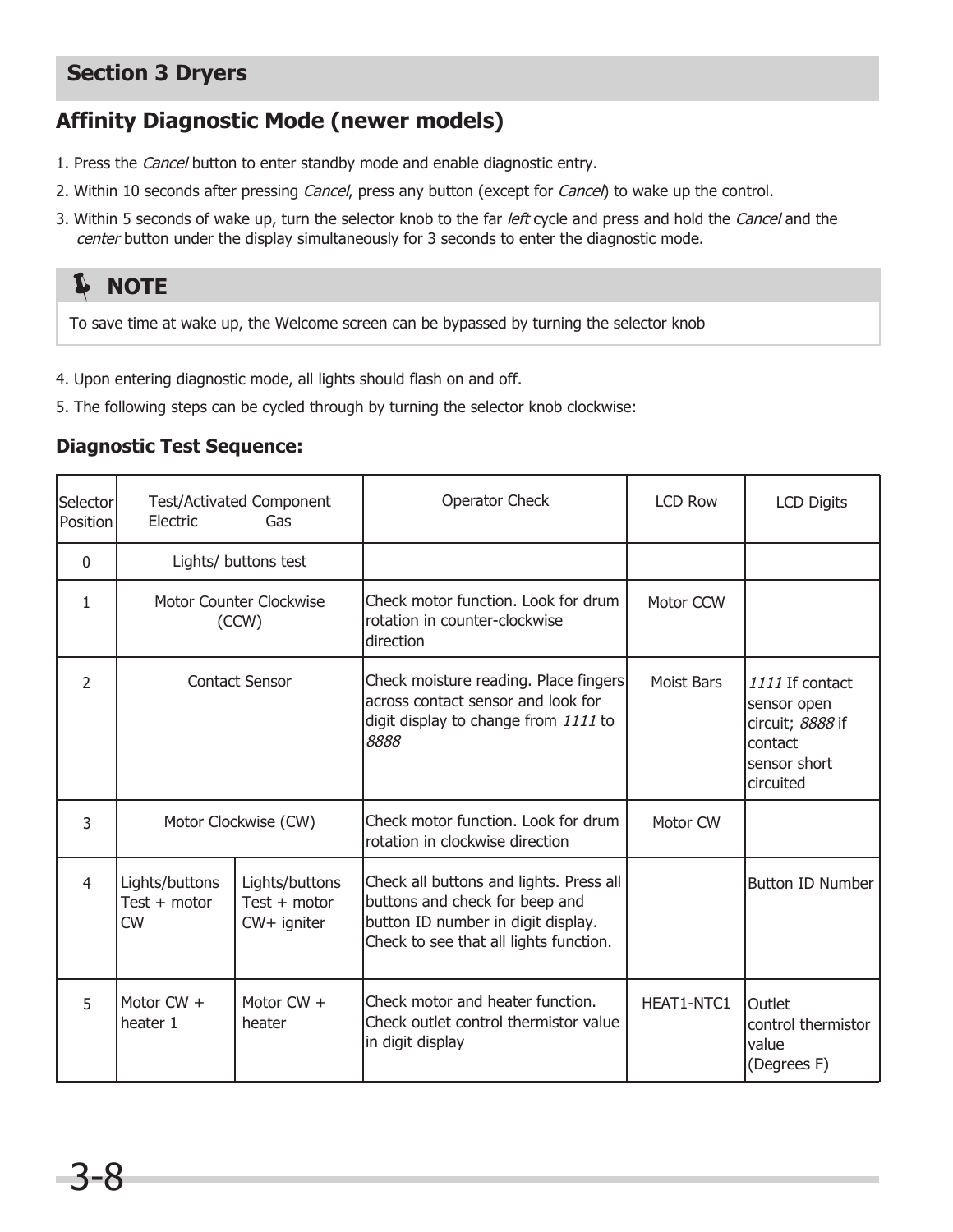## Section 3 Dryers

## Affinity Diagnostic Mode (newer models)

1. Press the *Cancel* button to enter standby mode and enable diagnostic entry.
2. Within 10 seconds after pressing *Cancel*, press any button (except for *Cancel*) to wake up the control.
3. Within 5 seconds of wake up, turn the selector knob to the far *left* cycle and press and hold the *Cancel* and the *center* button under the display simultaneously for 3 seconds to enter the diagnostic mode.

> **NOTE**
>
> To save time at wake up, the Welcome screen can be bypassed by turning the selector knob

4. Upon entering diagnostic mode, all lights should flash on and off.
5. The following steps can be cycled through by turning the selector knob clockwise:

### Diagnostic Test Sequence:

| Selector Position | Test/Activated Component Electric | Gas | Operator Check | LCD Row | LCD Digits |
|---|---|---|---|---|---|
| 0 | Lights/ buttons test | | | | |
| 1 | Motor Counter Clockwise (CCW) | | Check motor function. Look for drum rotation in counter-clockwise direction | Motor CCW | |
| 2 | Contact Sensor | | Check moisture reading. Place fingers across contact sensor and look for digit display to change from *1111* to *8888* | Moist Bars | *1111* If contact sensor open circuit; *8888* if contact sensor short circuited |
| 3 | Motor Clockwise (CW) | | Check motor function. Look for drum rotation in clockwise direction | Motor CW | |
| 4 | Lights/buttons Test + motor CW | Lights/buttons Test + motor CW+ igniter | Check all buttons and lights. Press all buttons and check for beep and button ID number in digit display. Check to see that all lights function. | | Button ID Number |
| 5 | Motor CW + heater 1 | Motor CW + heater | Check motor and heater function. Check outlet control thermistor value in digit display | HEAT1-NTC1 | Outlet control thermistor value (Degrees F) |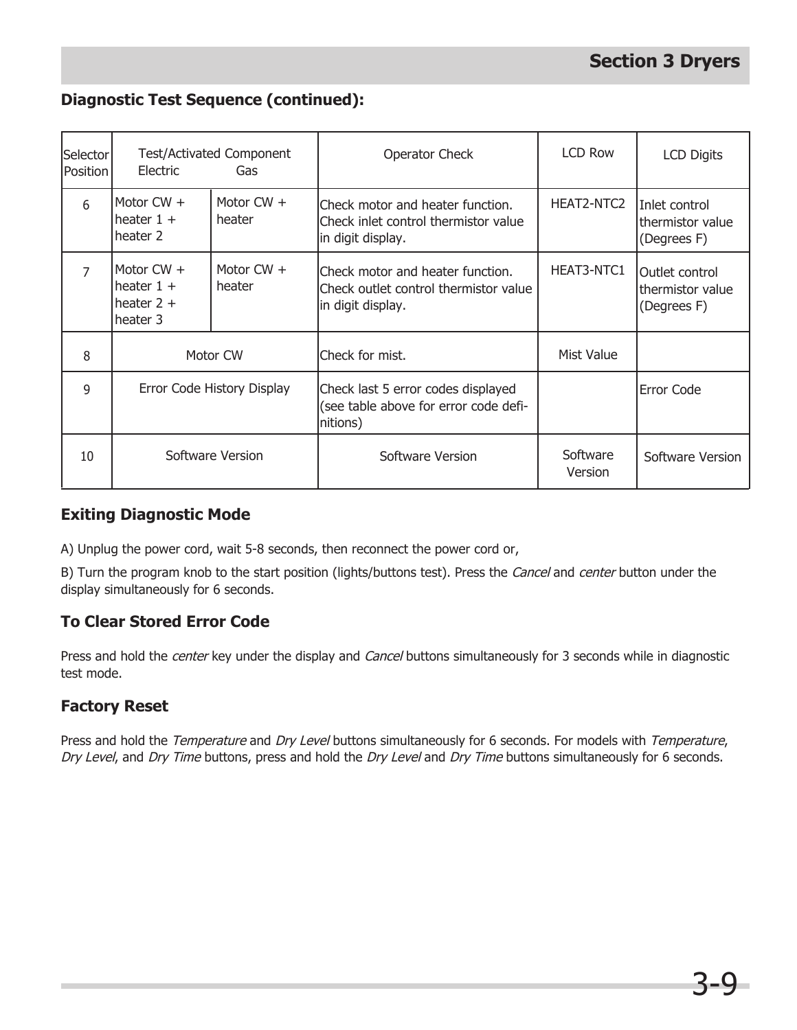## Diagnostic Test Sequence (continued):

| Selector Position | Test/Activated Component Electric | Gas | Operator Check | LCD Row | LCD Digits |
|---|---|---|---|---|---|
| 6 | Motor CW + heater 1 + heater 2 | Motor CW + heater | Check motor and heater function. Check inlet control thermistor value in digit display. | HEAT2-NTC2 | Inlet control thermistor value (Degrees F) |
| 7 | Motor CW + heater 1 + heater 2 + heater 3 | Motor CW + heater | Check motor and heater function. Check outlet control thermistor value in digit display. | HEAT3-NTC1 | Outlet control thermistor value (Degrees F) |
| 8 | Motor CW | | Check for mist. | Mist Value | |
| 9 | Error Code History Display | | Check last 5 error codes displayed (see table above for error code definitions) | | Error Code |
| 10 | Software Version | | Software Version | Software Version | Software Version |

### Exiting Diagnostic Mode

A) Unplug the power cord, wait 5-8 seconds, then reconnect the power cord or,

B) Turn the program knob to the start position (lights/buttons test). Press the *Cancel* and *center* button under the display simultaneously for 6 seconds.

### To Clear Stored Error Code

Press and hold the *center* key under the display and *Cancel* buttons simultaneously for 3 seconds while in diagnostic test mode.

### Factory Reset

Press and hold the *Temperature* and *Dry Level* buttons simultaneously for 6 seconds. For models with *Temperature*, *Dry Level*, and *Dry Time* buttons, press and hold the *Dry Level* and *Dry Time* buttons simultaneously for 6 seconds.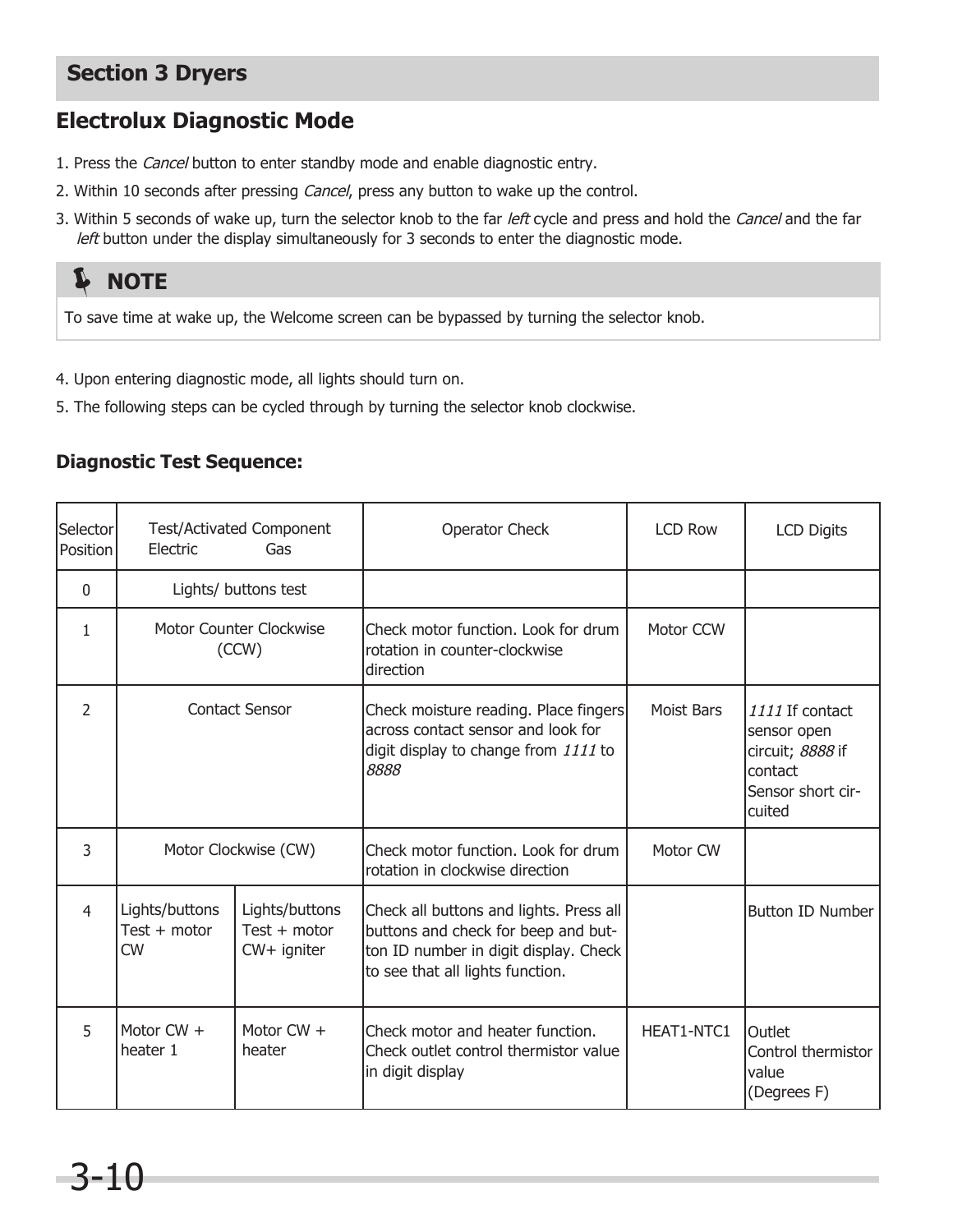## Section 3 Dryers

## Electrolux Diagnostic Mode

1. Press the *Cancel* button to enter standby mode and enable diagnostic entry.
2. Within 10 seconds after pressing *Cancel*, press any button to wake up the control.
3. Within 5 seconds of wake up, turn the selector knob to the far *left* cycle and press and hold the *Cancel* and the far *left* button under the display simultaneously for 3 seconds to enter the diagnostic mode.

**NOTE**

To save time at wake up, the Welcome screen can be bypassed by turning the selector knob.

4. Upon entering diagnostic mode, all lights should turn on.
5. The following steps can be cycled through by turning the selector knob clockwise.

### Diagnostic Test Sequence:

| Selector Position | Test/Activated Component Electric | Gas | Operator Check | LCD Row | LCD Digits |
|---|---|---|---|---|---|
| 0 | Lights/ buttons test | | | | |
| 1 | Motor Counter Clockwise (CCW) | | Check motor function. Look for drum rotation in counter-clockwise direction | Motor CCW | |
| 2 | Contact Sensor | | Check moisture reading. Place fingers across contact sensor and look for digit display to change from *1111* to *8888* | Moist Bars | *1111* If contact sensor open circuit; *8888* if contact Sensor short circuited |
| 3 | Motor Clockwise (CW) | | Check motor function. Look for drum rotation in clockwise direction | Motor CW | |
| 4 | Lights/buttons Test + motor CW | Lights/buttons Test + motor CW+ igniter | Check all buttons and lights. Press all buttons and check for beep and button ID number in digit display. Check to see that all lights function. | | Button ID Number |
| 5 | Motor CW + heater 1 | Motor CW + heater | Check motor and heater function. Check outlet control thermistor value in digit display | HEAT1-NTC1 | Outlet Control thermistor value (Degrees F) |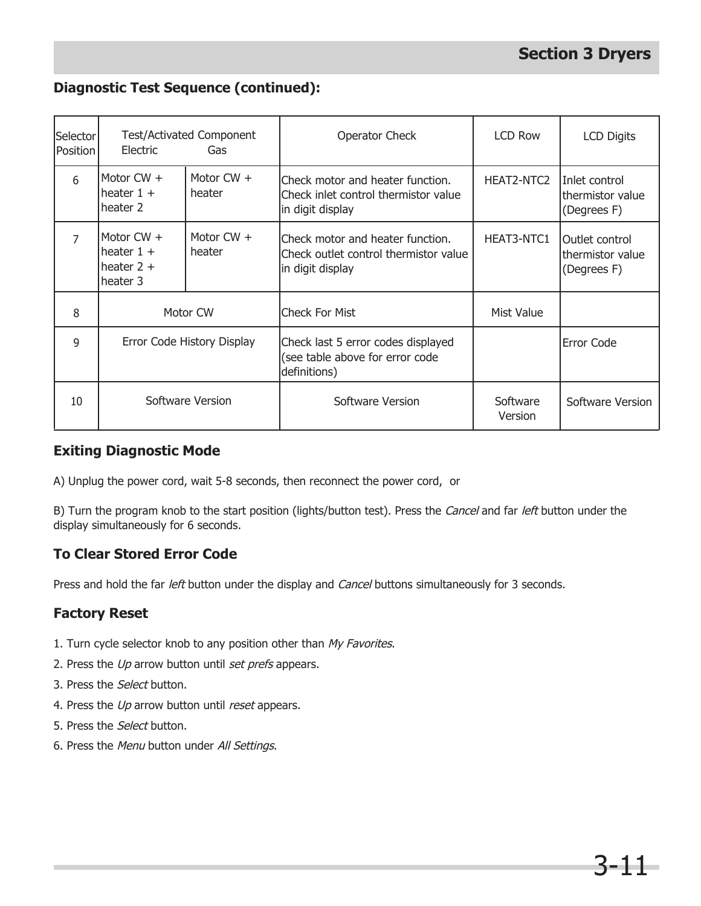## Diagnostic Test Sequence (continued):

| Selector Position | Test/Activated Component Electric | Gas | Operator Check | LCD Row | LCD Digits |
|---|---|---|---|---|---|
| 6 | Motor CW + heater 1 + heater 2 | Motor CW + heater | Check motor and heater function. Check inlet control thermistor value in digit display | HEAT2-NTC2 | Inlet control thermistor value (Degrees F) |
| 7 | Motor CW + heater 1 + heater 2 + heater 3 | Motor CW + heater | Check motor and heater function. Check outlet control thermistor value in digit display | HEAT3-NTC1 | Outlet control thermistor value (Degrees F) |
| 8 | Motor CW | | Check For Mist | Mist Value | |
| 9 | Error Code History Display | | Check last 5 error codes displayed (see table above for error code definitions) | | Error Code |
| 10 | Software Version | | Software Version | Software Version | Software Version |

### Exiting Diagnostic Mode

A) Unplug the power cord, wait 5-8 seconds, then reconnect the power cord, or

B) Turn the program knob to the start position (lights/button test). Press the *Cancel* and far *left* button under the display simultaneously for 6 seconds.

### To Clear Stored Error Code

Press and hold the far *left* button under the display and *Cancel* buttons simultaneously for 3 seconds.

### Factory Reset

1. Turn cycle selector knob to any position other than *My Favorites*.
2. Press the *Up* arrow button until *set prefs* appears.
3. Press the *Select* button.
4. Press the *Up* arrow button until *reset* appears.
5. Press the *Select* button.
6. Press the *Menu* button under *All Settings*.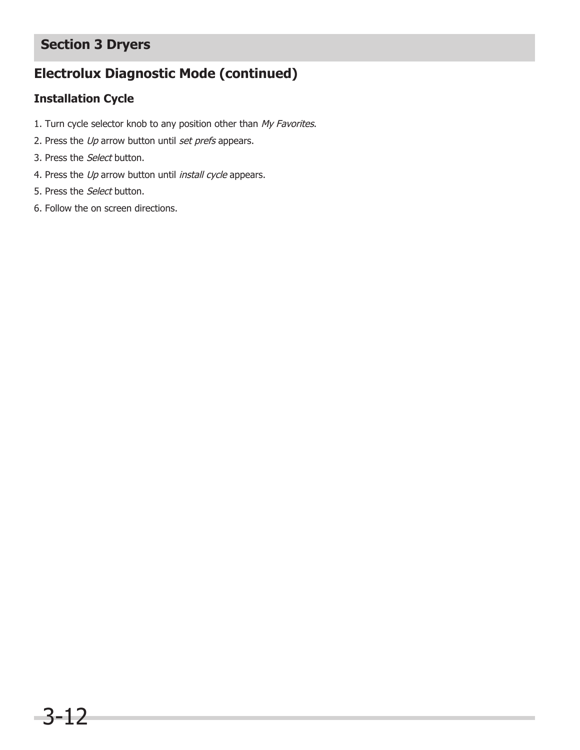# Section 3 Dryers

## Electrolux Diagnostic Mode (continued)

### Installation Cycle

1. Turn cycle selector knob to any position other than *My Favorites*.
2. Press the *Up* arrow button until *set prefs* appears.
3. Press the *Select* button.
4. Press the *Up* arrow button until *install cycle* appears.
5. Press the *Select* button.
6. Follow the on screen directions.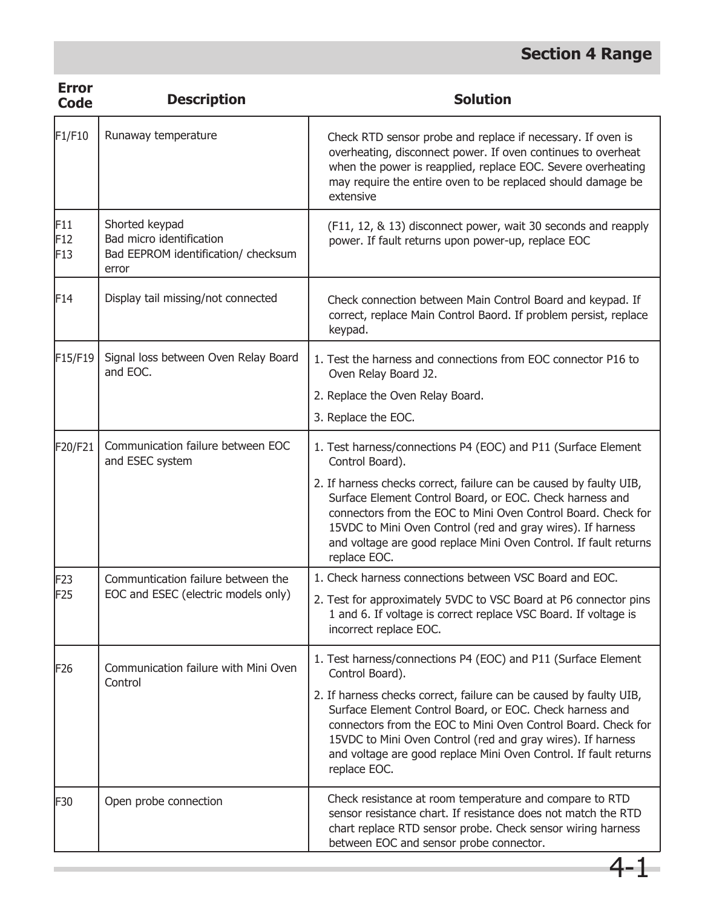# Section 4 Range

| Error Code | Description | Solution |
|---|---|---|
| F1/F10 | Runaway temperature | Check RTD sensor probe and replace if necessary. If oven is overheating, disconnect power. If oven continues to overheat when the power is reapplied, replace EOC. Severe overheating may require the entire oven to be replaced should damage be extensive |
| F11<br>F12<br>F13 | Shorted keypad<br>Bad micro identification<br>Bad EEPROM identification/ checksum error | (F11, 12, & 13) disconnect power, wait 30 seconds and reapply power. If fault returns upon power-up, replace EOC |
| F14 | Display tail missing/not connected | Check connection between Main Control Board and keypad. If correct, replace Main Control Baord. If problem persist, replace keypad. |
| F15/F19 | Signal loss between Oven Relay Board and EOC. | 1. Test the harness and connections from EOC connector P16 to Oven Relay Board J2.<br>2. Replace the Oven Relay Board.<br>3. Replace the EOC. |
| F20/F21 | Communication failure between EOC and ESEC system | 1. Test harness/connections P4 (EOC) and P11 (Surface Element Control Board).<br>2. If harness checks correct, failure can be caused by faulty UIB, Surface Element Control Board, or EOC. Check harness and connectors from the EOC to Mini Oven Control Board. Check for 15VDC to Mini Oven Control (red and gray wires). If harness and voltage are good replace Mini Oven Control. If fault returns replace EOC. |
| F23<br>F25 | Communtication failure between the EOC and ESEC (electric models only) | 1. Check harness connections between VSC Board and EOC.<br>2. Test for approximately 5VDC to VSC Board at P6 connector pins 1 and 6. If voltage is correct replace VSC Board. If voltage is incorrect replace EOC. |
| F26 | Communication failure with Mini Oven Control | 1. Test harness/connections P4 (EOC) and P11 (Surface Element Control Board).<br>2. If harness checks correct, failure can be caused by faulty UIB, Surface Element Control Board, or EOC. Check harness and connectors from the EOC to Mini Oven Control Board. Check for 15VDC to Mini Oven Control (red and gray wires). If harness and voltage are good replace Mini Oven Control. If fault returns replace EOC. |
| F30 | Open probe connection | Check resistance at room temperature and compare to RTD sensor resistance chart. If resistance does not match the RTD chart replace RTD sensor probe. Check sensor wiring harness between EOC and sensor probe connector. |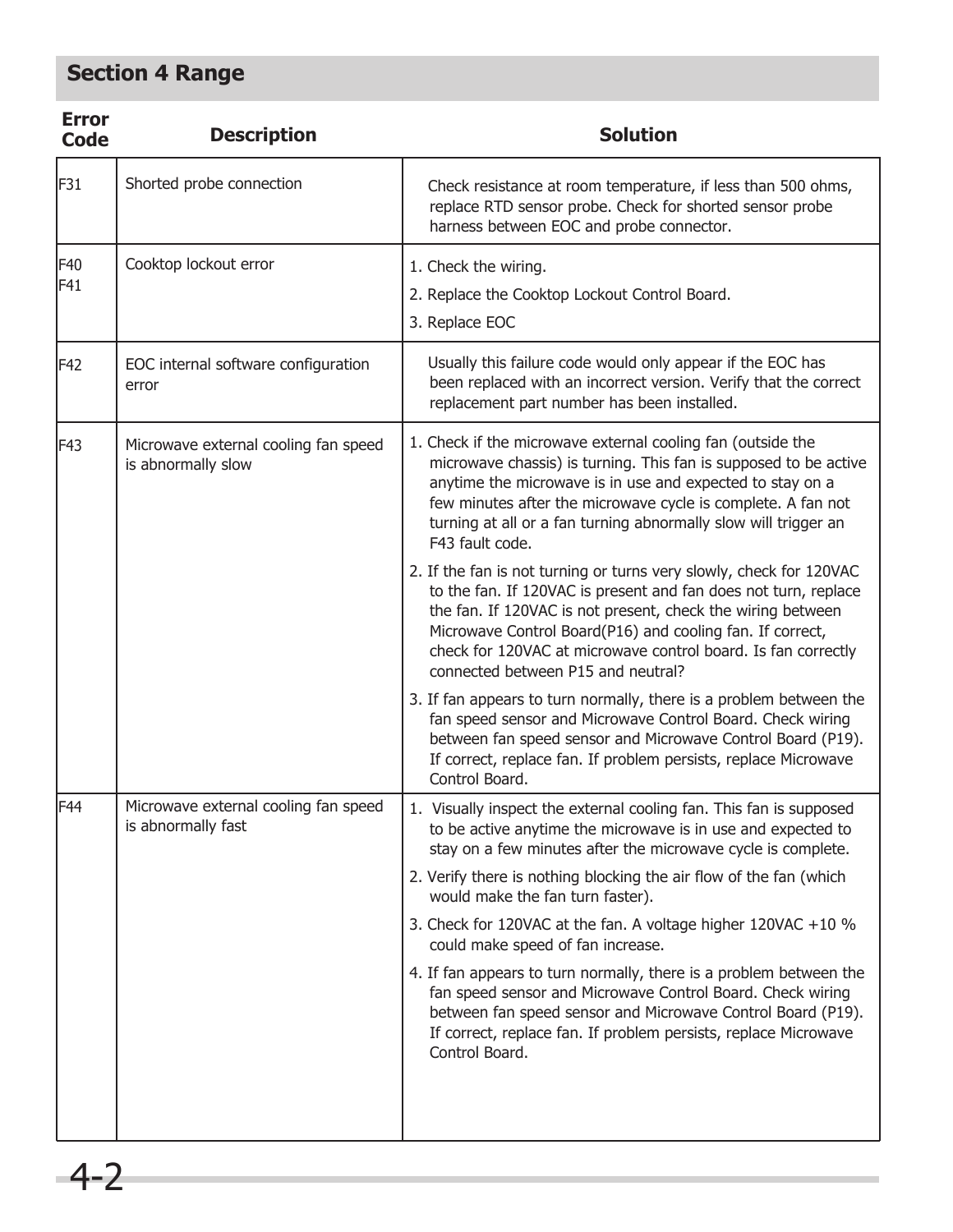## Section 4 Range

| Error Code | Description | Solution |
|---|---|---|
| F31 | Shorted probe connection | Check resistance at room temperature, if less than 500 ohms, replace RTD sensor probe. Check for shorted sensor probe harness between EOC and probe connector. |
| F40<br>F41 | Cooktop lockout error | 1. Check the wiring.<br>2. Replace the Cooktop Lockout Control Board.<br>3. Replace EOC |
| F42 | EOC internal software configuration error | Usually this failure code would only appear if the EOC has been replaced with an incorrect version. Verify that the correct replacement part number has been installed. |
| F43 | Microwave external cooling fan speed is abnormally slow | 1. Check if the microwave external cooling fan (outside the microwave chassis) is turning. This fan is supposed to be active anytime the microwave is in use and expected to stay on a few minutes after the microwave cycle is complete. A fan not turning at all or a fan turning abnormally slow will trigger an F43 fault code.<br>2. If the fan is not turning or turns very slowly, check for 120VAC to the fan. If 120VAC is present and fan does not turn, replace the fan. If 120VAC is not present, check the wiring between Microwave Control Board(P16) and cooling fan. If correct, check for 120VAC at microwave control board. Is fan correctly connected between P15 and neutral?<br>3. If fan appears to turn normally, there is a problem between the fan speed sensor and Microwave Control Board. Check wiring between fan speed sensor and Microwave Control Board (P19). If correct, replace fan. If problem persists, replace Microwave Control Board. |
| F44 | Microwave external cooling fan speed is abnormally fast | 1. Visually inspect the external cooling fan. This fan is supposed to be active anytime the microwave is in use and expected to stay on a few minutes after the microwave cycle is complete.<br>2. Verify there is nothing blocking the air flow of the fan (which would make the fan turn faster).<br>3. Check for 120VAC at the fan. A voltage higher 120VAC +10 % could make speed of fan increase.<br>4. If fan appears to turn normally, there is a problem between the fan speed sensor and Microwave Control Board. Check wiring between fan speed sensor and Microwave Control Board (P19). If correct, replace fan. If problem persists, replace Microwave Control Board. |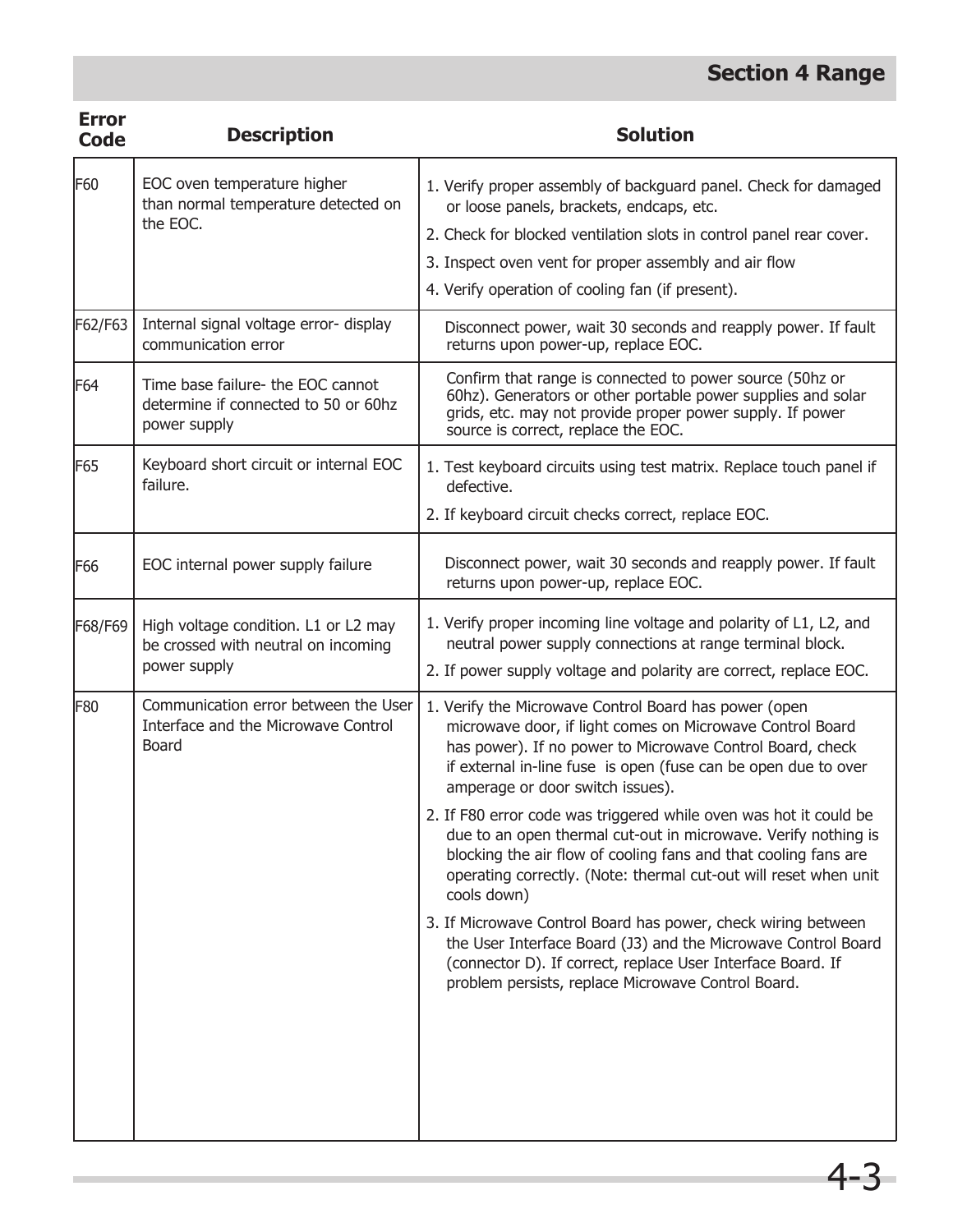## Section 4 Range

| Error Code | Description | Solution |
|---|---|---|
| F60 | EOC oven temperature higher than normal temperature detected on the EOC. | 1. Verify proper assembly of backguard panel. Check for damaged or loose panels, brackets, endcaps, etc.<br>2. Check for blocked ventilation slots in control panel rear cover.<br>3. Inspect oven vent for proper assembly and air flow<br>4. Verify operation of cooling fan (if present). |
| F62/F63 | Internal signal voltage error- display communication error | Disconnect power, wait 30 seconds and reapply power. If fault returns upon power-up, replace EOC. |
| F64 | Time base failure- the EOC cannot determine if connected to 50 or 60hz power supply | Confirm that range is connected to power source (50hz or 60hz). Generators or other portable power supplies and solar grids, etc. may not provide proper power supply. If power source is correct, replace the EOC. |
| F65 | Keyboard short circuit or internal EOC failure. | 1. Test keyboard circuits using test matrix. Replace touch panel if defective.<br>2. If keyboard circuit checks correct, replace EOC. |
| F66 | EOC internal power supply failure | Disconnect power, wait 30 seconds and reapply power. If fault returns upon power-up, replace EOC. |
| F68/F69 | High voltage condition. L1 or L2 may be crossed with neutral on incoming power supply | 1. Verify proper incoming line voltage and polarity of L1, L2, and neutral power supply connections at range terminal block.<br>2. If power supply voltage and polarity are correct, replace EOC. |
| F80 | Communication error between the User Interface and the Microwave Control Board | 1. Verify the Microwave Control Board has power (open microwave door, if light comes on Microwave Control Board has power). If no power to Microwave Control Board, check if external in-line fuse is open (fuse can be open due to over amperage or door switch issues).<br>2. If F80 error code was triggered while oven was hot it could be due to an open thermal cut-out in microwave. Verify nothing is blocking the air flow of cooling fans and that cooling fans are operating correctly. (Note: thermal cut-out will reset when unit cools down)<br>3. If Microwave Control Board has power, check wiring between the User Interface Board (J3) and the Microwave Control Board (connector D). If correct, replace User Interface Board. If problem persists, replace Microwave Control Board. |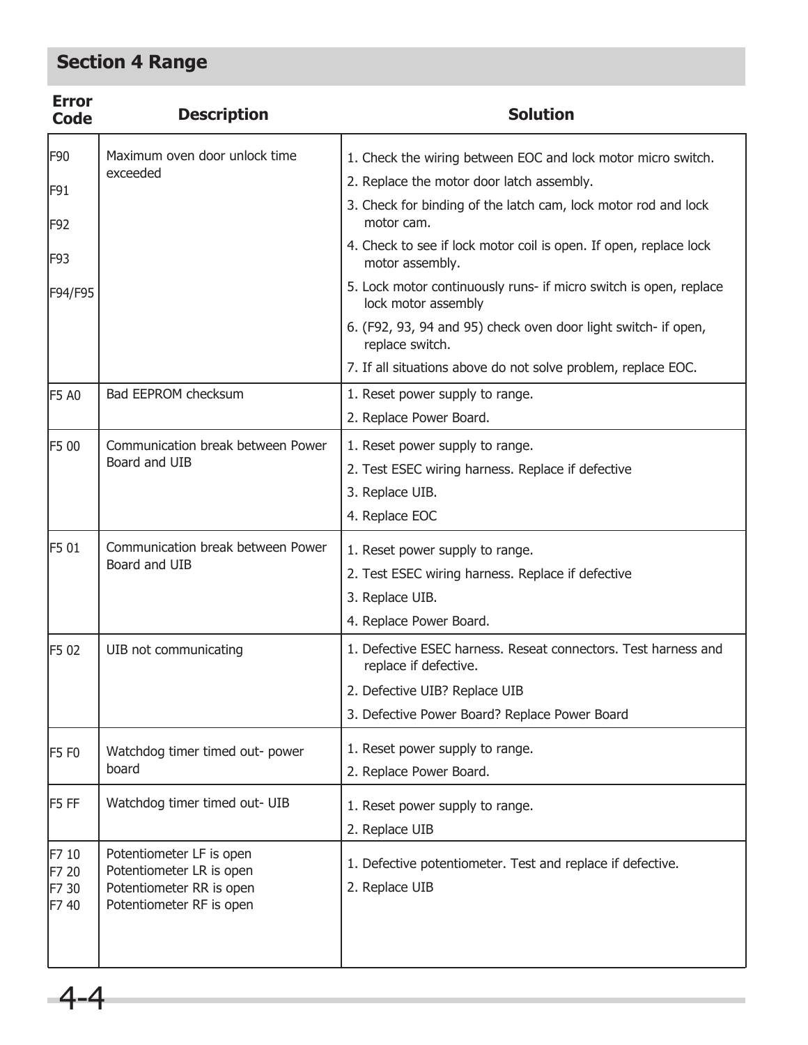## Section 4 Range

| Error Code | Description | Solution |
|---|---|---|
| F90<br>F91<br>F92<br>F93<br>F94/F95 | Maximum oven door unlock time exceeded | 1. Check the wiring between EOC and lock motor micro switch.<br>2. Replace the motor door latch assembly.<br>3. Check for binding of the latch cam, lock motor rod and lock motor cam.<br>4. Check to see if lock motor coil is open. If open, replace lock motor assembly.<br>5. Lock motor continuously runs- if micro switch is open, replace lock motor assembly<br>6. (F92, 93, 94 and 95) check oven door light switch- if open, replace switch.<br>7. If all situations above do not solve problem, replace EOC. |
| F5 A0 | Bad EEPROM checksum | 1. Reset power supply to range.<br>2. Replace Power Board. |
| F5 00 | Communication break between Power Board and UIB | 1. Reset power supply to range.<br>2. Test ESEC wiring harness. Replace if defective<br>3. Replace UIB.<br>4. Replace EOC |
| F5 01 | Communication break between Power Board and UIB | 1. Reset power supply to range.<br>2. Test ESEC wiring harness. Replace if defective<br>3. Replace UIB.<br>4. Replace Power Board. |
| F5 02 | UIB not communicating | 1. Defective ESEC harness. Reseat connectors. Test harness and replace if defective.<br>2. Defective UIB? Replace UIB<br>3. Defective Power Board? Replace Power Board |
| F5 F0 | Watchdog timer timed out- power board | 1. Reset power supply to range.<br>2. Replace Power Board. |
| F5 FF | Watchdog timer timed out- UIB | 1. Reset power supply to range.<br>2. Replace UIB |
| F7 10<br>F7 20<br>F7 30<br>F7 40 | Potentiometer LF is open<br>Potentiometer LR is open<br>Potentiometer RR is open<br>Potentiometer RF is open | 1. Defective potentiometer. Test and replace if defective.<br>2. Replace UIB |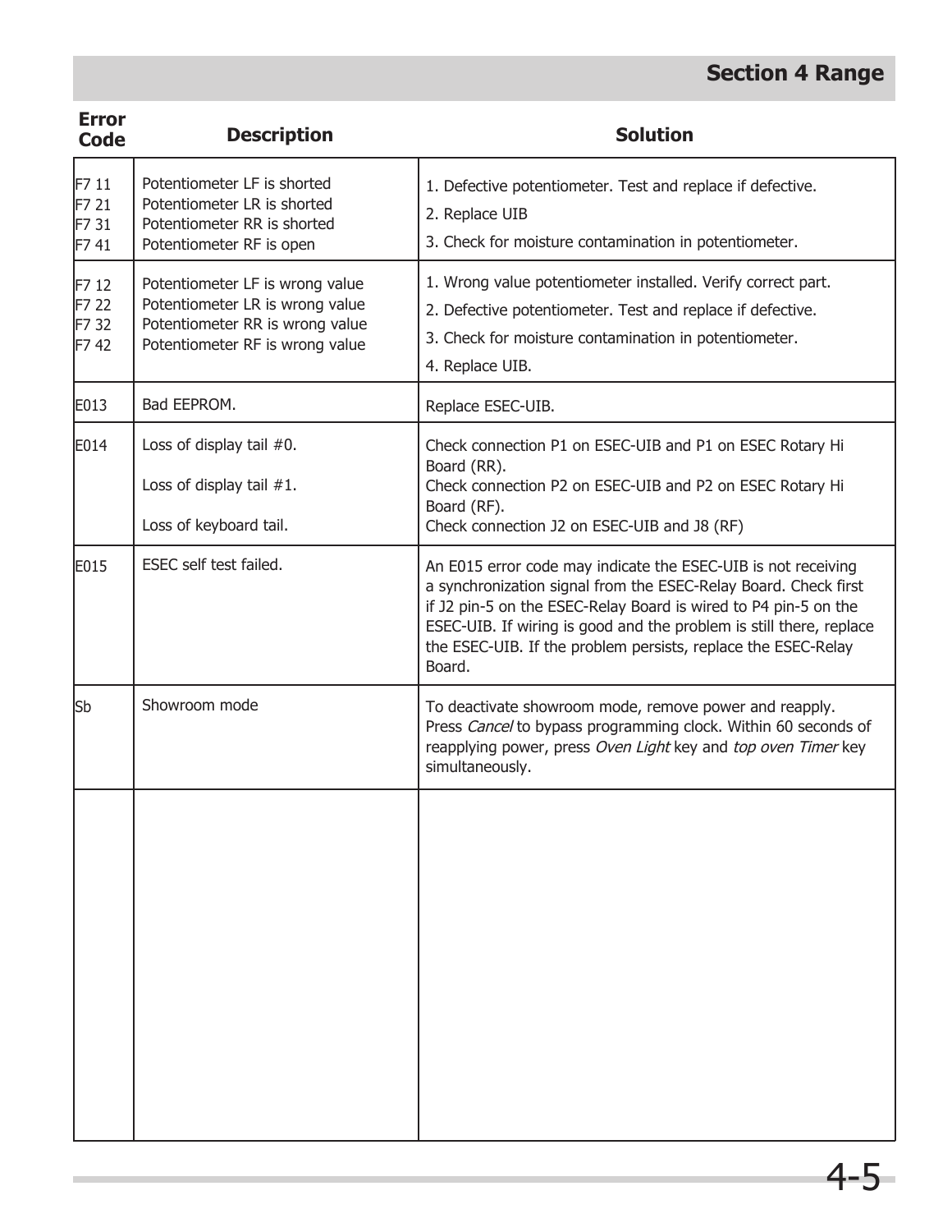| Error Code | Description | Solution |
|---|---|---|
| F7 11<br>F7 21<br>F7 31<br>F7 41 | Potentiometer LF is shorted<br>Potentiometer LR is shorted<br>Potentiometer RR is shorted<br>Potentiometer RF is open | 1. Defective potentiometer. Test and replace if defective.<br>2. Replace UIB<br>3. Check for moisture contamination in potentiometer. |
| F7 12<br>F7 22<br>F7 32<br>F7 42 | Potentiometer LF is wrong value<br>Potentiometer LR is wrong value<br>Potentiometer RR is wrong value<br>Potentiometer RF is wrong value | 1. Wrong value potentiometer installed. Verify correct part.<br>2. Defective potentiometer. Test and replace if defective.<br>3. Check for moisture contamination in potentiometer.<br>4. Replace UIB. |
| E013 | Bad EEPROM. | Replace ESEC-UIB. |
| E014 | Loss of display tail #0.<br><br>Loss of display tail #1.<br><br>Loss of keyboard tail. | Check connection P1 on ESEC-UIB and P1 on ESEC Rotary Hi Board (RR).<br>Check connection P2 on ESEC-UIB and P2 on ESEC Rotary Hi Board (RF).<br>Check connection J2 on ESEC-UIB and J8 (RF) |
| E015 | ESEC self test failed. | An E015 error code may indicate the ESEC-UIB is not receiving a synchronization signal from the ESEC-Relay Board. Check first if J2 pin-5 on the ESEC-Relay Board is wired to P4 pin-5 on the ESEC-UIB. If wiring is good and the problem is still there, replace the ESEC-UIB. If the problem persists, replace the ESEC-Relay Board. |
| Sb | Showroom mode | To deactivate showroom mode, remove power and reapply. Press *Cancel* to bypass programming clock. Within 60 seconds of reapplying power, press *Oven Light* key and *top oven Timer* key simultaneously. |
| | | |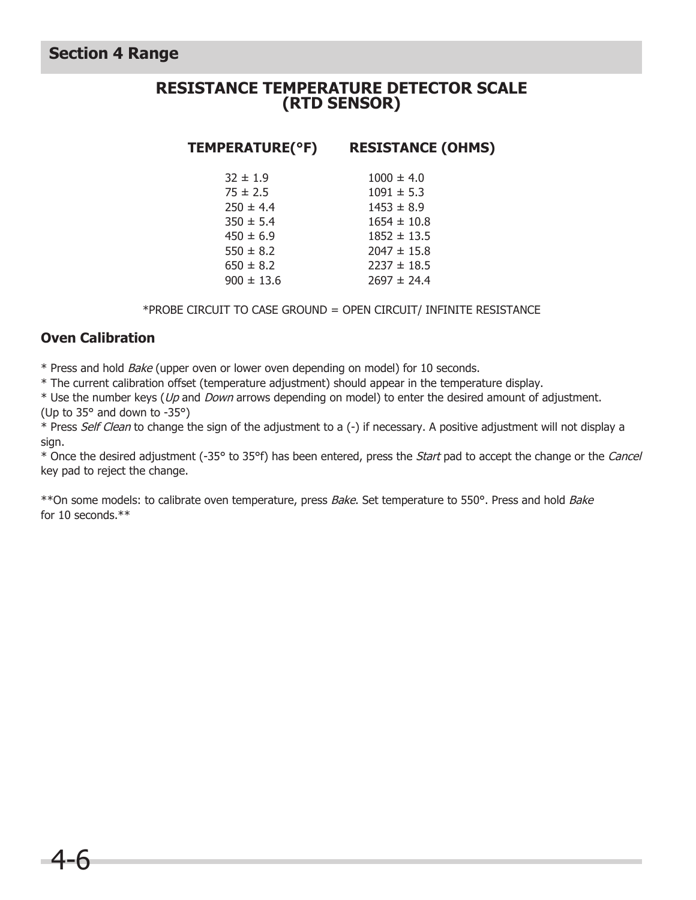## Section 4 Range

# RESISTANCE TEMPERATURE DETECTOR SCALE (RTD SENSOR)

| TEMPERATURE(°F) | RESISTANCE (OHMS) |
|---|---|
| 32 ± 1.9 | 1000 ± 4.0 |
| 75 ± 2.5 | 1091 ± 5.3 |
| 250 ± 4.4 | 1453 ± 8.9 |
| 350 ± 5.4 | 1654 ± 10.8 |
| 450 ± 6.9 | 1852 ± 13.5 |
| 550 ± 8.2 | 2047 ± 15.8 |
| 650 ± 8.2 | 2237 ± 18.5 |
| 900 ± 13.6 | 2697 ± 24.4 |

*PROBE CIRCUIT TO CASE GROUND = OPEN CIRCUIT/ INFINITE RESISTANCE

### Oven Calibration

* Press and hold *Bake* (upper oven or lower oven depending on model) for 10 seconds.
* The current calibration offset (temperature adjustment) should appear in the temperature display.
* Use the number keys (*Up* and *Down* arrows depending on model) to enter the desired amount of adjustment. (Up to 35° and down to -35°)
* Press *Self Clean* to change the sign of the adjustment to a (-) if necessary. A positive adjustment will not display a sign.
* Once the desired adjustment (-35° to 35°f) has been entered, press the *Start* pad to accept the change or the *Cancel* key pad to reject the change.

**On some models: to calibrate oven temperature, press *Bake*. Set temperature to 550°. Press and hold *Bake* for 10 seconds.**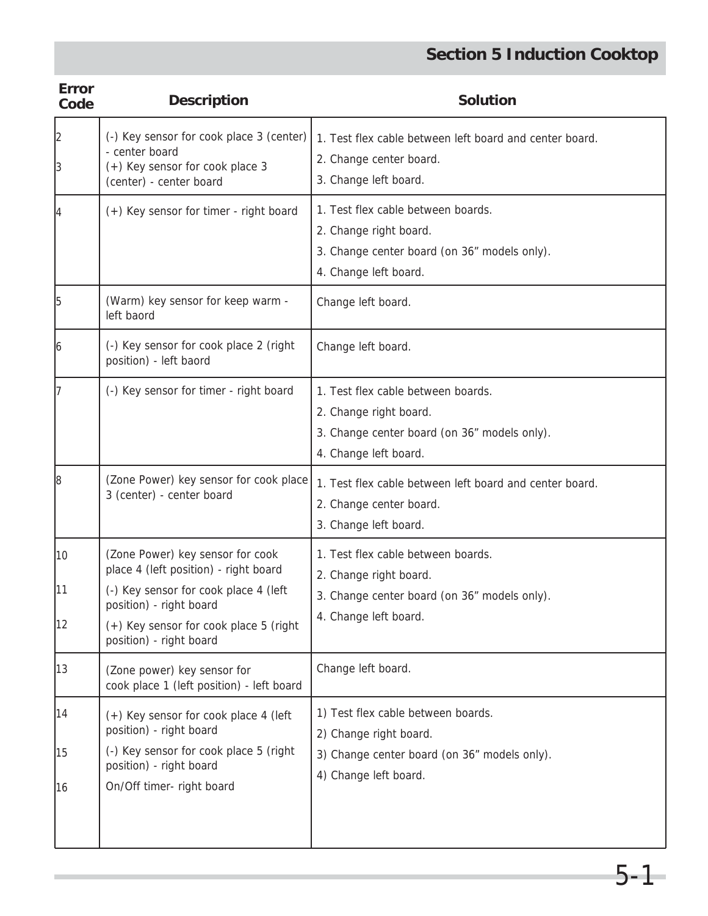## Section 5 Induction Cooktop

| Error Code | Description | Solution |
|---|---|---|
| 2<br>3 | (-) Key sensor for cook place 3 (center) - center board<br>(+) Key sensor for cook place 3 (center) - center board | 1. Test flex cable between left board and center board.<br>2. Change center board.<br>3. Change left board. |
| 4 | (+) Key sensor for timer - right board | 1. Test flex cable between boards.<br>2. Change right board.<br>3. Change center board (on 36” models only).<br>4. Change left board. |
| 5 | (Warm) key sensor for keep warm - left baord | Change left board. |
| 6 | (-) Key sensor for cook place 2 (right position) - left baord | Change left board. |
| 7 | (-) Key sensor for timer - right board | 1. Test flex cable between boards.<br>2. Change right board.<br>3. Change center board (on 36” models only).<br>4. Change left board. |
| 8 | (Zone Power) key sensor for cook place 3 (center) - center board | 1. Test flex cable between left board and center board.<br>2. Change center board.<br>3. Change left board. |
| 10<br>11<br>12 | (Zone Power) key sensor for cook place 4 (left position) - right board<br>(-) Key sensor for cook place 4 (left position) - right board<br>(+) Key sensor for cook place 5 (right position) - right board | 1. Test flex cable between boards.<br>2. Change right board.<br>3. Change center board (on 36” models only).<br>4. Change left board. |
| 13 | (Zone power) key sensor for cook place 1 (left position) - left board | Change left board. |
| 14<br>15<br>16 | (+) Key sensor for cook place 4 (left position) - right board<br>(-) Key sensor for cook place 5 (right position) - right board<br>On/Off timer- right board | 1) Test flex cable between boards.<br>2) Change right board.<br>3) Change center board (on 36” models only).<br>4) Change left board. |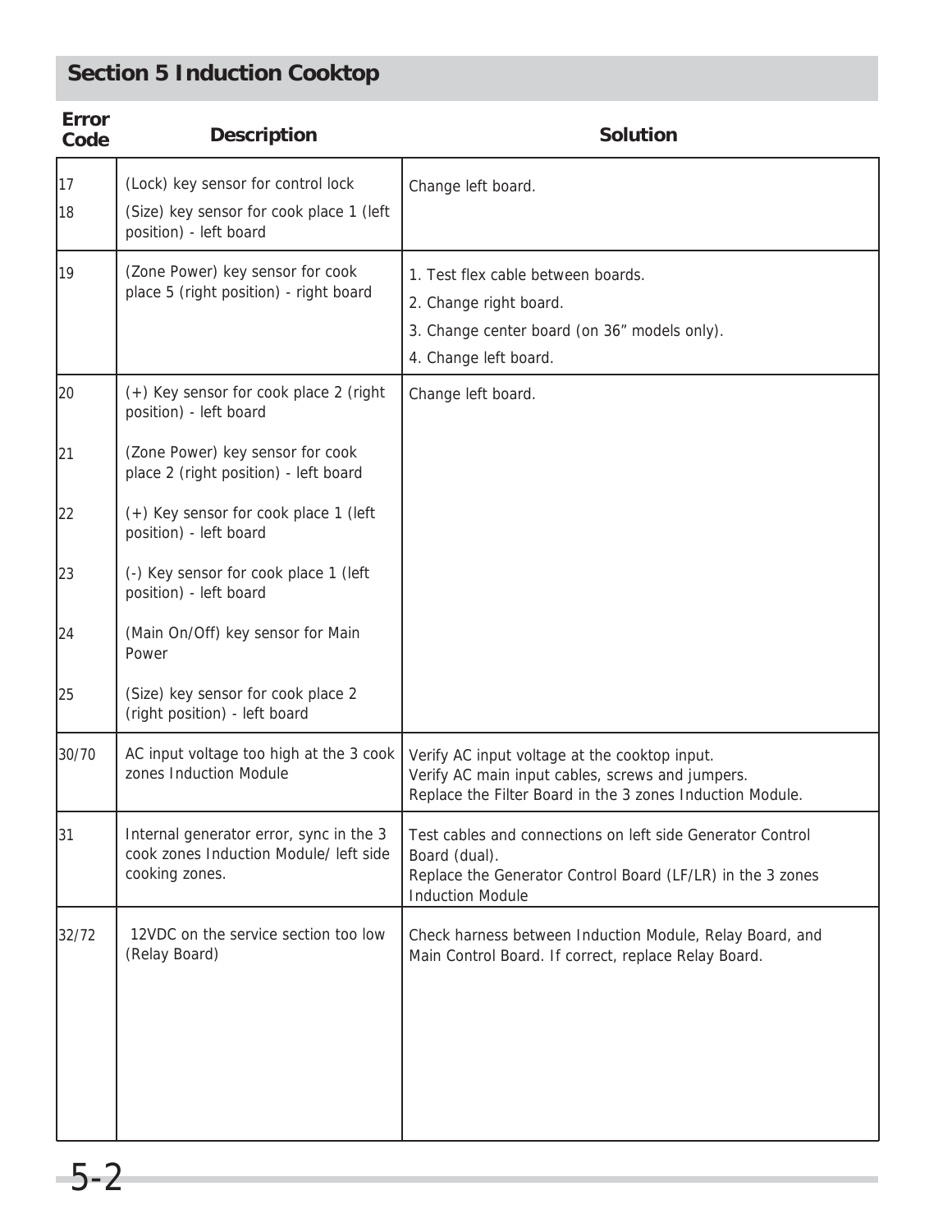## Section 5 Induction Cooktop

| Error Code | Description | Solution |
|---|---|---|
| 17 | (Lock) key sensor for control lock | Change left board. |
| 18 | (Size) key sensor for cook place 1 (left position) - left board | |
| 19 | (Zone Power) key sensor for cook place 5 (right position) - right board | 1. Test flex cable between boards.<br>2. Change right board.<br>3. Change center board (on 36” models only).<br>4. Change left board. |
| 20 | (+) Key sensor for cook place 2 (right position) - left board | Change left board. |
| 21 | (Zone Power) key sensor for cook place 2 (right position) - left board | |
| 22 | (+) Key sensor for cook place 1 (left position) - left board | |
| 23 | (-) Key sensor for cook place 1 (left position) - left board | |
| 24 | (Main On/Off) key sensor for Main Power | |
| 25 | (Size) key sensor for cook place 2 (right position) - left board | |
| 30/70 | AC input voltage too high at the 3 cook zones Induction Module | Verify AC input voltage at the cooktop input.<br>Verify AC main input cables, screws and jumpers.<br>Replace the Filter Board in the 3 zones Induction Module. |
| 31 | Internal generator error, sync in the 3 cook zones Induction Module/ left side cooking zones. | Test cables and connections on left side Generator Control Board (dual).<br>Replace the Generator Control Board (LF/LR) in the 3 zones Induction Module |
| 32/72 | 12VDC on the service section too low (Relay Board) | Check harness between Induction Module, Relay Board, and Main Control Board. If correct, replace Relay Board. |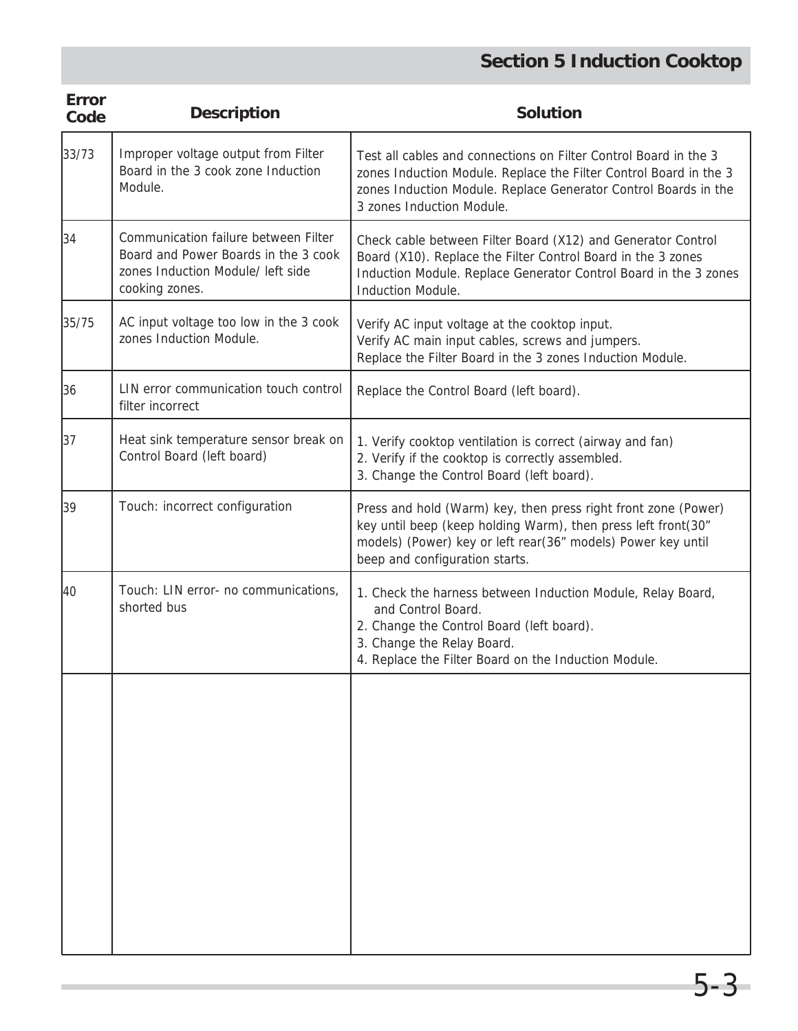| Error Code | Description | Solution |
| --- | --- | --- |
| 33/73 | Improper voltage output from Filter Board in the 3 cook zone Induction Module. | Test all cables and connections on Filter Control Board in the 3 zones Induction Module. Replace the Filter Control Board in the 3 zones Induction Module. Replace Generator Control Boards in the 3 zones Induction Module. |
| 34 | Communication failure between Filter Board and Power Boards in the 3 cook zones Induction Module/ left side cooking zones. | Check cable between Filter Board (X12) and Generator Control Board (X10). Replace the Filter Control Board in the 3 zones Induction Module. Replace Generator Control Board in the 3 zones Induction Module. |
| 35/75 | AC input voltage too low in the 3 cook zones Induction Module. | Verify AC input voltage at the cooktop input.<br>Verify AC main input cables, screws and jumpers.<br>Replace the Filter Board in the 3 zones Induction Module. |
| 36 | LIN error communication touch control filter incorrect | Replace the Control Board (left board). |
| 37 | Heat sink temperature sensor break on Control Board (left board) | 1. Verify cooktop ventilation is correct (airway and fan)<br>2. Verify if the cooktop is correctly assembled.<br>3. Change the Control Board (left board). |
| 39 | Touch: incorrect configuration | Press and hold (Warm) key, then press right front zone (Power) key until beep (keep holding Warm), then press left front(30" models) (Power) key or left rear(36" models) Power key until beep and configuration starts. |
| 40 | Touch: LIN error- no communications, shorted bus | 1. Check the harness between Induction Module, Relay Board, and Control Board.<br>2. Change the Control Board (left board).<br>3. Change the Relay Board.<br>4. Replace the Filter Board on the Induction Module. |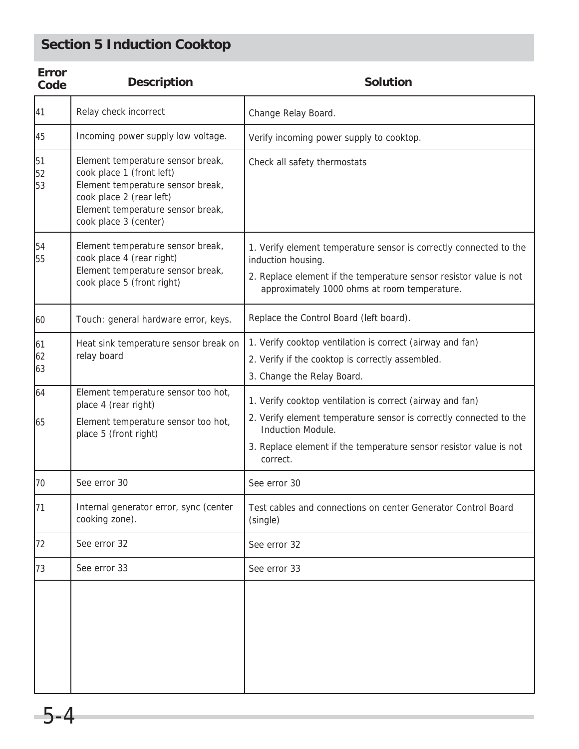## Section 5 Induction Cooktop

| Error Code | Description | Solution |
|---|---|---|
| 41 | Relay check incorrect | Change Relay Board. |
| 45 | Incoming power supply low voltage. | Verify incoming power supply to cooktop. |
| 51<br>52<br>53 | Element temperature sensor break, cook place 1 (front left)<br>Element temperature sensor break, cook place 2 (rear left)<br>Element temperature sensor break, cook place 3 (center) | Check all safety thermostats |
| 54<br>55 | Element temperature sensor break, cook place 4 (rear right)<br>Element temperature sensor break, cook place 5 (front right) | 1. Verify element temperature sensor is correctly connected to the induction housing.<br>2. Replace element if the temperature sensor resistor value is not approximately 1000 ohms at room temperature. |
| 60 | Touch: general hardware error, keys. | Replace the Control Board (left board). |
| 61<br>62<br>63 | Heat sink temperature sensor break on relay board | 1. Verify cooktop ventilation is correct (airway and fan)<br>2. Verify if the cooktop is correctly assembled.<br>3. Change the Relay Board. |
| 64<br>65 | Element temperature sensor too hot, place 4 (rear right)<br>Element temperature sensor too hot, place 5 (front right) | 1. Verify cooktop ventilation is correct (airway and fan)<br>2. Verify element temperature sensor is correctly connected to the Induction Module.<br>3. Replace element if the temperature sensor resistor value is not correct. |
| 70 | See error 30 | See error 30 |
| 71 | Internal generator error, sync (center cooking zone). | Test cables and connections on center Generator Control Board (single) |
| 72 | See error 32 | See error 32 |
| 73 | See error 33 | See error 33 |
| | | |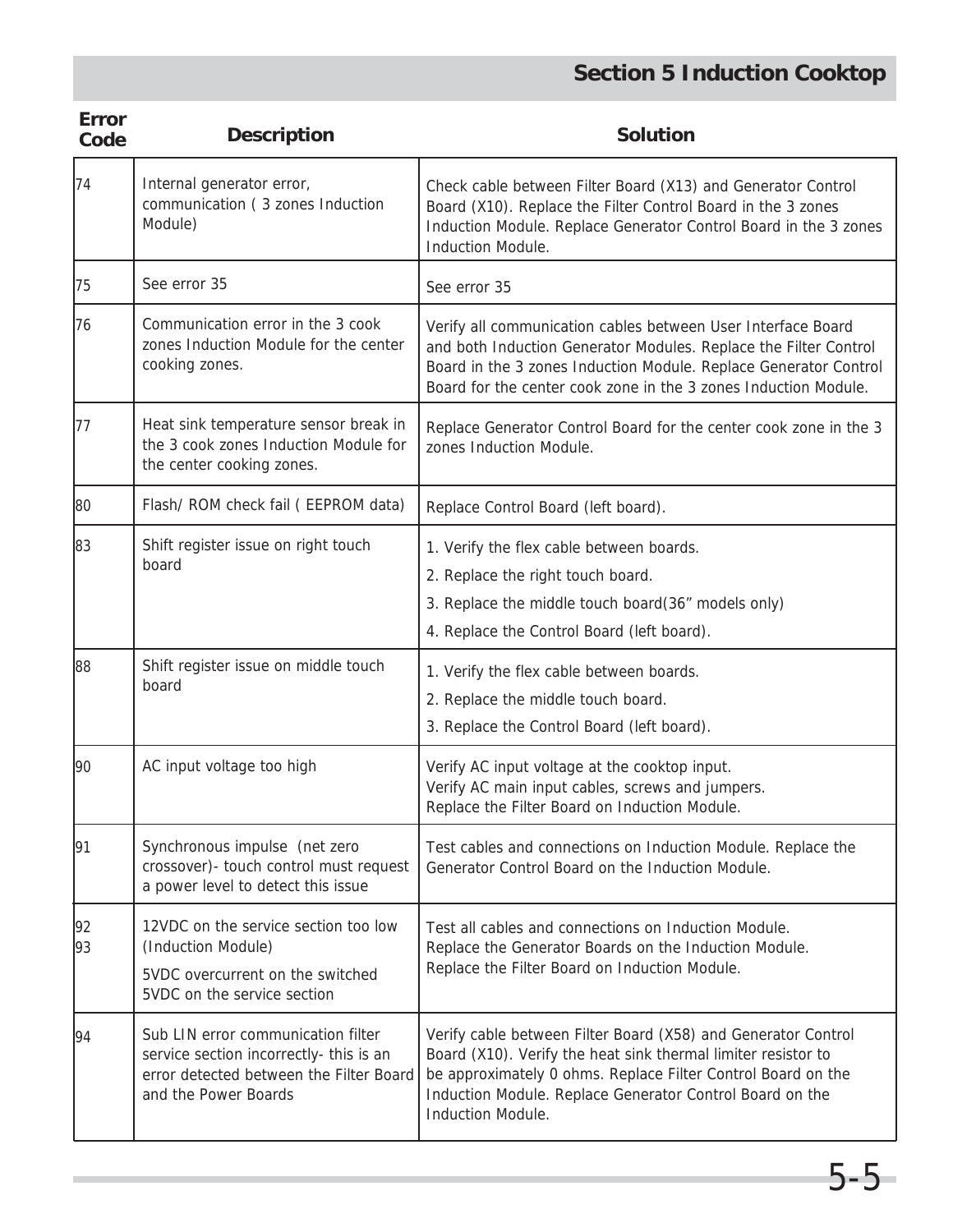| Error Code | Description | Solution |
| --- | --- | --- |
| 74 | Internal generator error, communication ( 3 zones Induction Module) | Check cable between Filter Board (X13) and Generator Control Board (X10). Replace the Filter Control Board in the 3 zones Induction Module. Replace Generator Control Board in the 3 zones Induction Module. |
| 75 | See error 35 | See error 35 |
| 76 | Communication error in the 3 cook zones Induction Module for the center cooking zones. | Verify all communication cables between User Interface Board and both Induction Generator Modules. Replace the Filter Control Board in the 3 zones Induction Module. Replace Generator Control Board for the center cook zone in the 3 zones Induction Module. |
| 77 | Heat sink temperature sensor break in the 3 cook zones Induction Module for the center cooking zones. | Replace Generator Control Board for the center cook zone in the 3 zones Induction Module. |
| 80 | Flash/ ROM check fail ( EEPROM data) | Replace Control Board (left board). |
| 83 | Shift register issue on right touch board | 1. Verify the flex cable between boards.<br>2. Replace the right touch board.<br>3. Replace the middle touch board(36" models only)<br>4. Replace the Control Board (left board). |
| 88 | Shift register issue on middle touch board | 1. Verify the flex cable between boards.<br>2. Replace the middle touch board.<br>3. Replace the Control Board (left board). |
| 90 | AC input voltage too high | Verify AC input voltage at the cooktop input.<br>Verify AC main input cables, screws and jumpers.<br>Replace the Filter Board on Induction Module. |
| 91 | Synchronous impulse (net zero crossover)- touch control must request a power level to detect this issue | Test cables and connections on Induction Module. Replace the Generator Control Board on the Induction Module. |
| 92<br>93 | 12VDC on the service section too low (Induction Module)<br>5VDC overcurrent on the switched 5VDC on the service section | Test all cables and connections on Induction Module.<br>Replace the Generator Boards on the Induction Module.<br>Replace the Filter Board on Induction Module. |
| 94 | Sub LIN error communication filter service section incorrectly- this is an error detected between the Filter Board and the Power Boards | Verify cable between Filter Board (X58) and Generator Control Board (X10). Verify the heat sink thermal limiter resistor to be approximately 0 ohms. Replace Filter Control Board on the Induction Module. Replace Generator Control Board on the Induction Module. |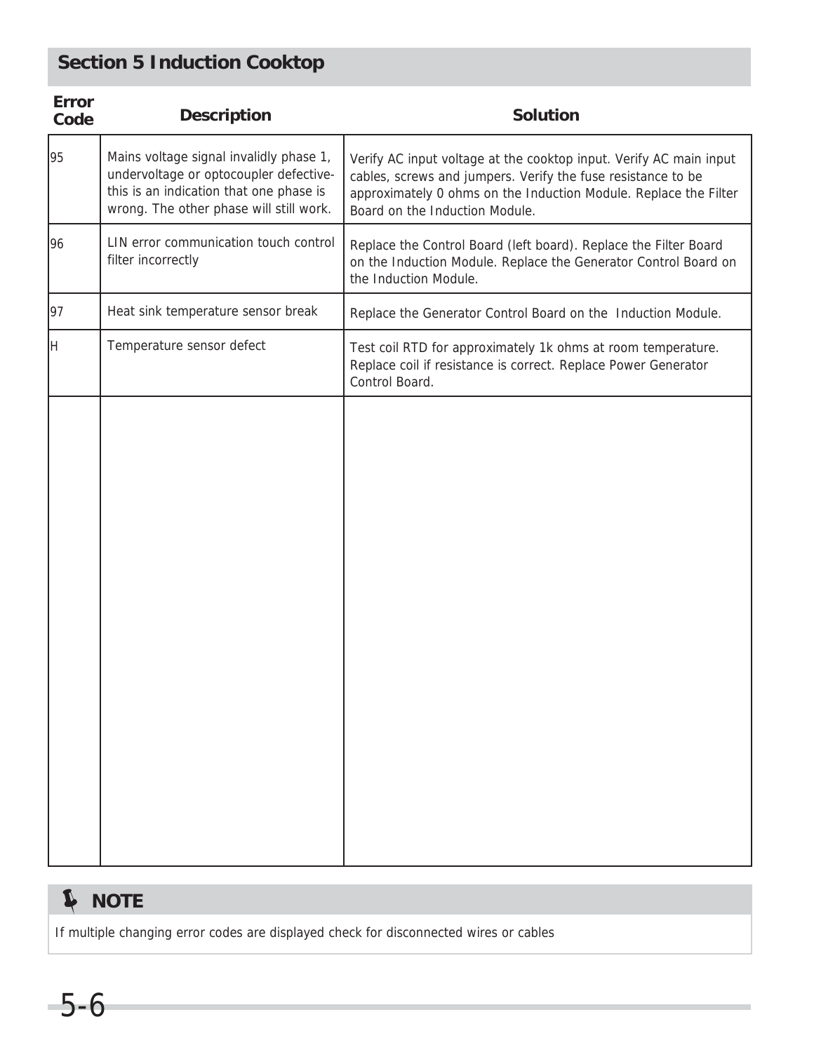## Section 5 Induction Cooktop

| Error Code | Description | Solution |
|---|---|---|
| 95 | Mains voltage signal invalidly phase 1, undervoltage or optocoupler defective- this is an indication that one phase is wrong. The other phase will still work. | Verify AC input voltage at the cooktop input. Verify AC main input cables, screws and jumpers. Verify the fuse resistance to be approximately 0 ohms on the Induction Module. Replace the Filter Board on the Induction Module. |
| 96 | LIN error communication touch control filter incorrectly | Replace the Control Board (left board). Replace the Filter Board on the Induction Module. Replace the Generator Control Board on the Induction Module. |
| 97 | Heat sink temperature sensor break | Replace the Generator Control Board on the Induction Module. |
| H | Temperature sensor defect | Test coil RTD for approximately 1k ohms at room temperature. Replace coil if resistance is correct. Replace Power Generator Control Board. |

**NOTE**

If multiple changing error codes are displayed check for disconnected wires or cables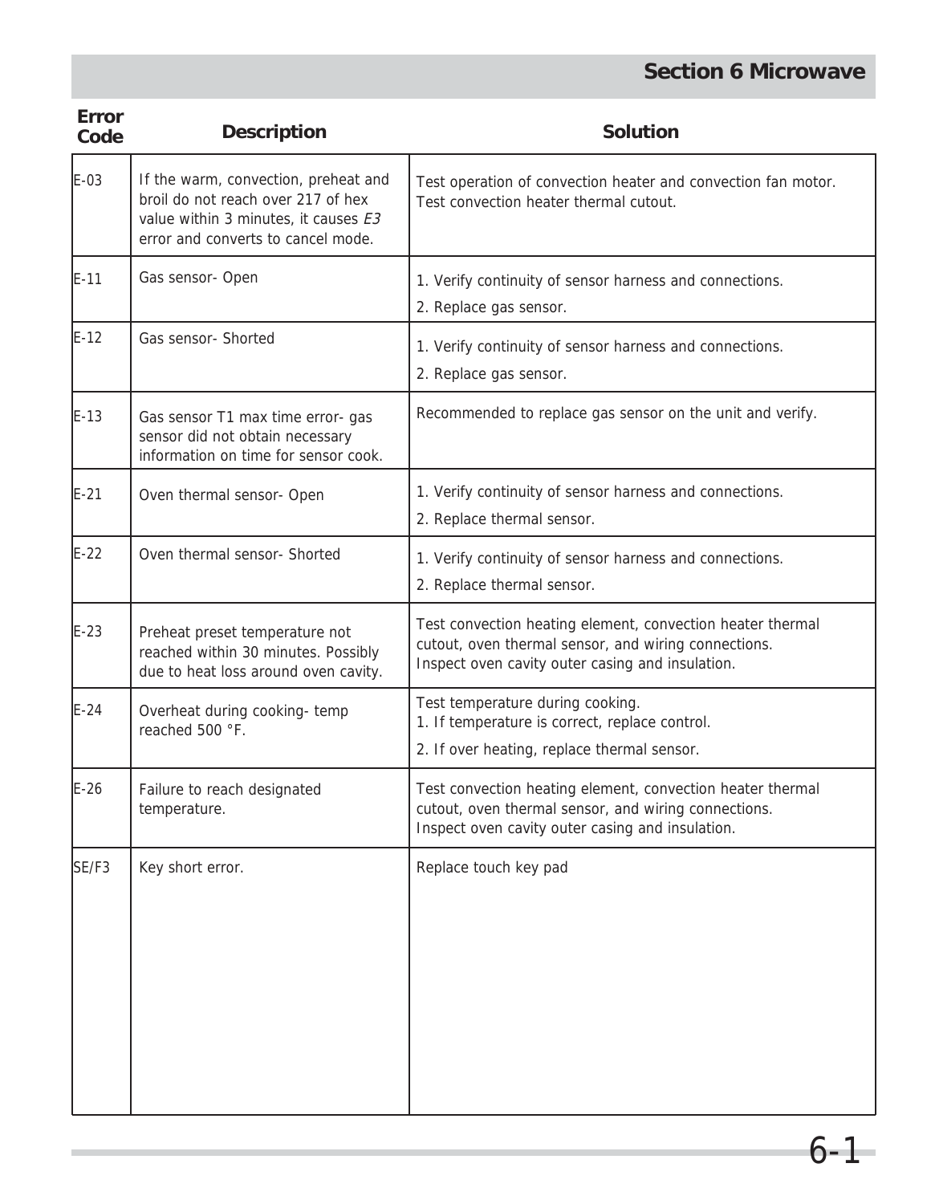## Section 6 Microwave

| Error Code | Description | Solution |
|---|---|---|
| E-03 | If the warm, convection, preheat and broil do not reach over 217 of hex value within 3 minutes, it causes *E3* error and converts to cancel mode. | Test operation of convection heater and convection fan motor. Test convection heater thermal cutout. |
| E-11 | Gas sensor- Open | 1. Verify continuity of sensor harness and connections.<br>2. Replace gas sensor. |
| E-12 | Gas sensor- Shorted | 1. Verify continuity of sensor harness and connections.<br>2. Replace gas sensor. |
| E-13 | Gas sensor T1 max time error- gas sensor did not obtain necessary information on time for sensor cook. | Recommended to replace gas sensor on the unit and verify. |
| E-21 | Oven thermal sensor- Open | 1. Verify continuity of sensor harness and connections.<br>2. Replace thermal sensor. |
| E-22 | Oven thermal sensor- Shorted | 1. Verify continuity of sensor harness and connections.<br>2. Replace thermal sensor. |
| E-23 | Preheat preset temperature not reached within 30 minutes. Possibly due to heat loss around oven cavity. | Test convection heating element, convection heater thermal cutout, oven thermal sensor, and wiring connections. Inspect oven cavity outer casing and insulation. |
| E-24 | Overheat during cooking- temp reached 500 °F. | Test temperature during cooking.<br>1. If temperature is correct, replace control.<br>2. If over heating, replace thermal sensor. |
| E-26 | Failure to reach designated temperature. | Test convection heating element, convection heater thermal cutout, oven thermal sensor, and wiring connections. Inspect oven cavity outer casing and insulation. |
| SE/F3 | Key short error. | Replace touch key pad |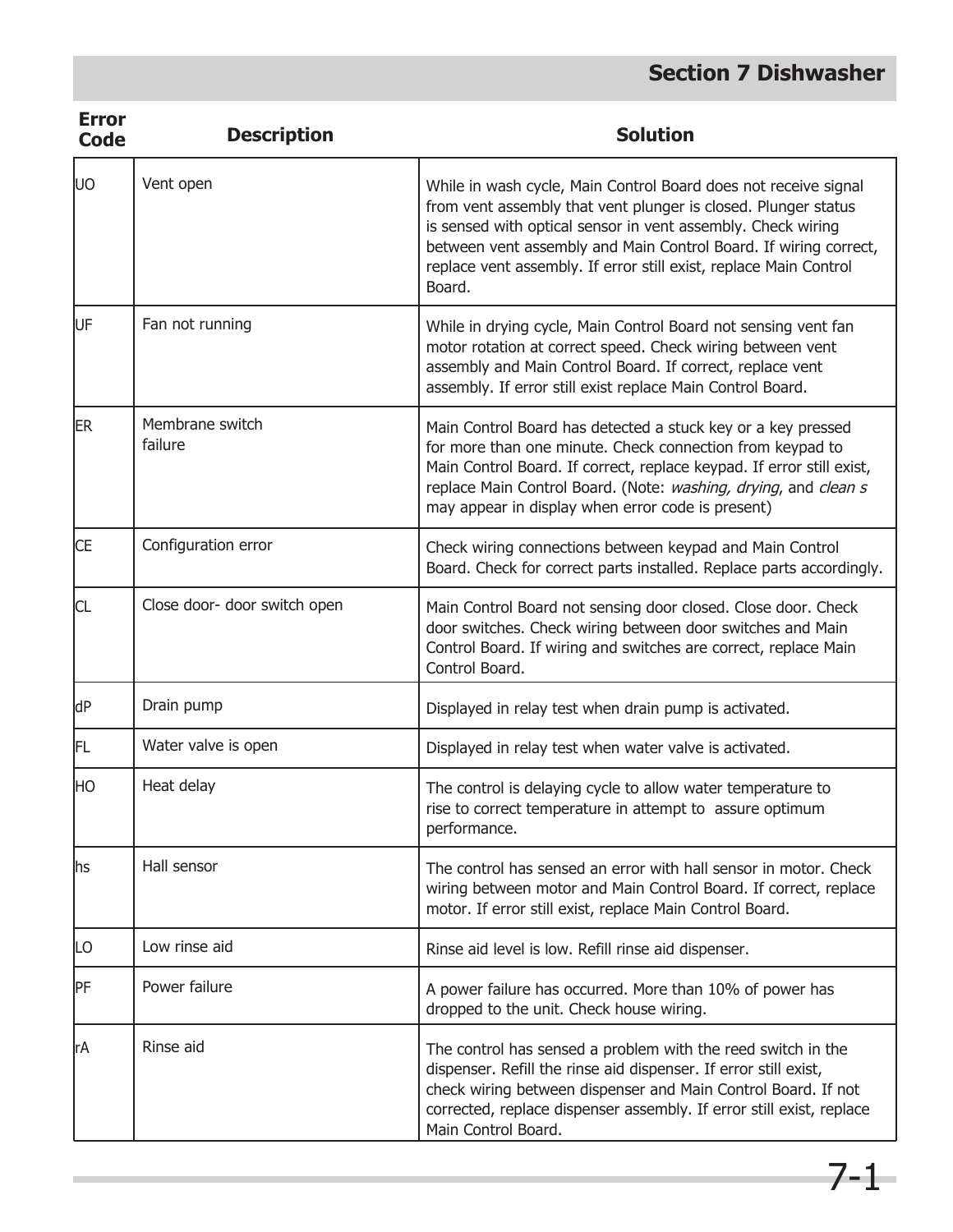# Section 7 Dishwasher

| Error Code | Description | Solution |
|---|---|---|
| UO | Vent open | While in wash cycle, Main Control Board does not receive signal from vent assembly that vent plunger is closed. Plunger status is sensed with optical sensor in vent assembly. Check wiring between vent assembly and Main Control Board. If wiring correct, replace vent assembly. If error still exist, replace Main Control Board. |
| UF | Fan not running | While in drying cycle, Main Control Board not sensing vent fan motor rotation at correct speed. Check wiring between vent assembly and Main Control Board. If correct, replace vent assembly. If error still exist replace Main Control Board. |
| ER | Membrane switch failure | Main Control Board has detected a stuck key or a key pressed for more than one minute. Check connection from keypad to Main Control Board. If correct, replace keypad. If error still exist, replace Main Control Board. (Note: *washing, drying*, and *clean s* may appear in display when error code is present) |
| CE | Configuration error | Check wiring connections between keypad and Main Control Board. Check for correct parts installed. Replace parts accordingly. |
| CL | Close door- door switch open | Main Control Board not sensing door closed. Close door. Check door switches. Check wiring between door switches and Main Control Board. If wiring and switches are correct, replace Main Control Board. |
| dP | Drain pump | Displayed in relay test when drain pump is activated. |
| FL | Water valve is open | Displayed in relay test when water valve is activated. |
| HO | Heat delay | The control is delaying cycle to allow water temperature to rise to correct temperature in attempt to assure optimum performance. |
| hs | Hall sensor | The control has sensed an error with hall sensor in motor. Check wiring between motor and Main Control Board. If correct, replace motor. If error still exist, replace Main Control Board. |
| LO | Low rinse aid | Rinse aid level is low. Refill rinse aid dispenser. |
| PF | Power failure | A power failure has occurred. More than 10% of power has dropped to the unit. Check house wiring. |
| rA | Rinse aid | The control has sensed a problem with the reed switch in the dispenser. Refill the rinse aid dispenser. If error still exist, check wiring between dispenser and Main Control Board. If not corrected, replace dispenser assembly. If error still exist, replace Main Control Board. |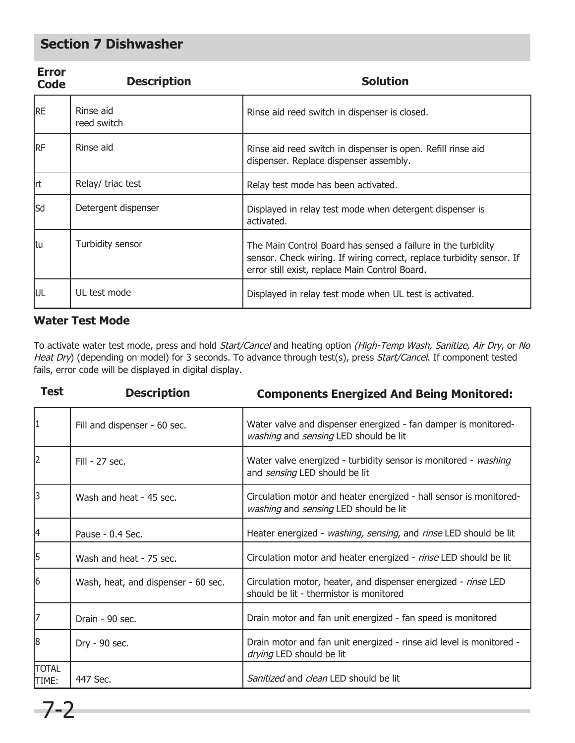## Section 7 Dishwasher

| Error Code | Description | Solution |
|---|---|---|
| RE | Rinse aid reed switch | Rinse aid reed switch in dispenser is closed. |
| RF | Rinse aid | Rinse aid reed switch in dispenser is open. Refill rinse aid dispenser. Replace dispenser assembly. |
| rt | Relay/ triac test | Relay test mode has been activated. |
| Sd | Detergent dispenser | Displayed in relay test mode when detergent dispenser is activated. |
| tu | Turbidity sensor | The Main Control Board has sensed a failure in the turbidity sensor. Check wiring. If wiring correct, replace turbidity sensor. If error still exist, replace Main Control Board. |
| UL | UL test mode | Displayed in relay test mode when UL test is activated. |

### Water Test Mode

To activate water test mode, press and hold *Start/Cancel* and heating option *(High-Temp Wash, Sanitize, Air Dry*, or *No Heat Dry*) (depending on model) for 3 seconds. To advance through test(s), press *Start/Cancel*. If component tested fails, error code will be displayed in digital display.

| Test | Description | Components Energized And Being Monitored: |
|---|---|---|
| 1 | Fill and dispenser - 60 sec. | Water valve and dispenser energized - fan damper is monitored- *washing* and *sensing* LED should be lit |
| 2 | Fill - 27 sec. | Water valve energized - turbidity sensor is monitored - *washing* and *sensing* LED should be lit |
| 3 | Wash and heat - 45 sec. | Circulation motor and heater energized - hall sensor is monitored- *washing* and *sensing* LED should be lit |
| 4 | Pause - 0.4 Sec. | Heater energized - *washing, sensing*, and *rinse* LED should be lit |
| 5 | Wash and heat - 75 sec. | Circulation motor and heater energized - *rinse* LED should be lit |
| 6 | Wash, heat, and dispenser - 60 sec. | Circulation motor, heater, and dispenser energized - *rinse* LED should be lit - thermistor is monitored |
| 7 | Drain - 90 sec. | Drain motor and fan unit energized - fan speed is monitored |
| 8 | Dry - 90 sec. | Drain motor and fan unit energized - rinse aid level is monitored - *drying* LED should be lit |
| TOTAL TIME: | 447 Sec. | *Sanitized* and *clean* LED should be lit |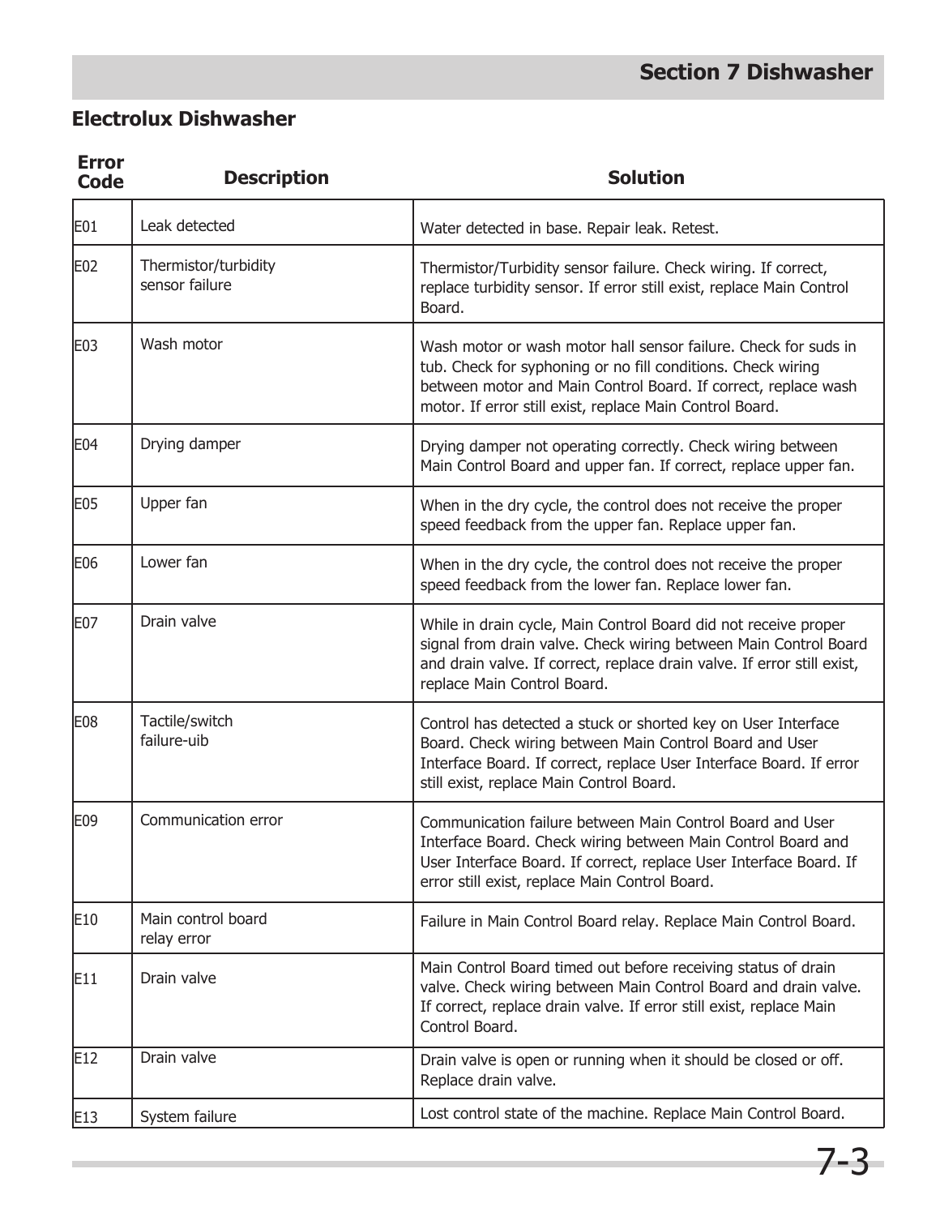## Electrolux Dishwasher

| Error Code | Description | Solution |
|---|---|---|
| E01 | Leak detected | Water detected in base. Repair leak. Retest. |
| E02 | Thermistor/turbidity sensor failure | Thermistor/Turbidity sensor failure. Check wiring. If correct, replace turbidity sensor. If error still exist, replace Main Control Board. |
| E03 | Wash motor | Wash motor or wash motor hall sensor failure. Check for suds in tub. Check for syphoning or no fill conditions. Check wiring between motor and Main Control Board. If correct, replace wash motor. If error still exist, replace Main Control Board. |
| E04 | Drying damper | Drying damper not operating correctly. Check wiring between Main Control Board and upper fan. If correct, replace upper fan. |
| E05 | Upper fan | When in the dry cycle, the control does not receive the proper speed feedback from the upper fan. Replace upper fan. |
| E06 | Lower fan | When in the dry cycle, the control does not receive the proper speed feedback from the lower fan. Replace lower fan. |
| E07 | Drain valve | While in drain cycle, Main Control Board did not receive proper signal from drain valve. Check wiring between Main Control Board and drain valve. If correct, replace drain valve. If error still exist, replace Main Control Board. |
| E08 | Tactile/switch failure-uib | Control has detected a stuck or shorted key on User Interface Board. Check wiring between Main Control Board and User Interface Board. If correct, replace User Interface Board. If error still exist, replace Main Control Board. |
| E09 | Communication error | Communication failure between Main Control Board and User Interface Board. Check wiring between Main Control Board and User Interface Board. If correct, replace User Interface Board. If error still exist, replace Main Control Board. |
| E10 | Main control board relay error | Failure in Main Control Board relay. Replace Main Control Board. |
| E11 | Drain valve | Main Control Board timed out before receiving status of drain valve. Check wiring between Main Control Board and drain valve. If correct, replace drain valve. If error still exist, replace Main Control Board. |
| E12 | Drain valve | Drain valve is open or running when it should be closed or off. Replace drain valve. |
| E13 | System failure | Lost control state of the machine. Replace Main Control Board. |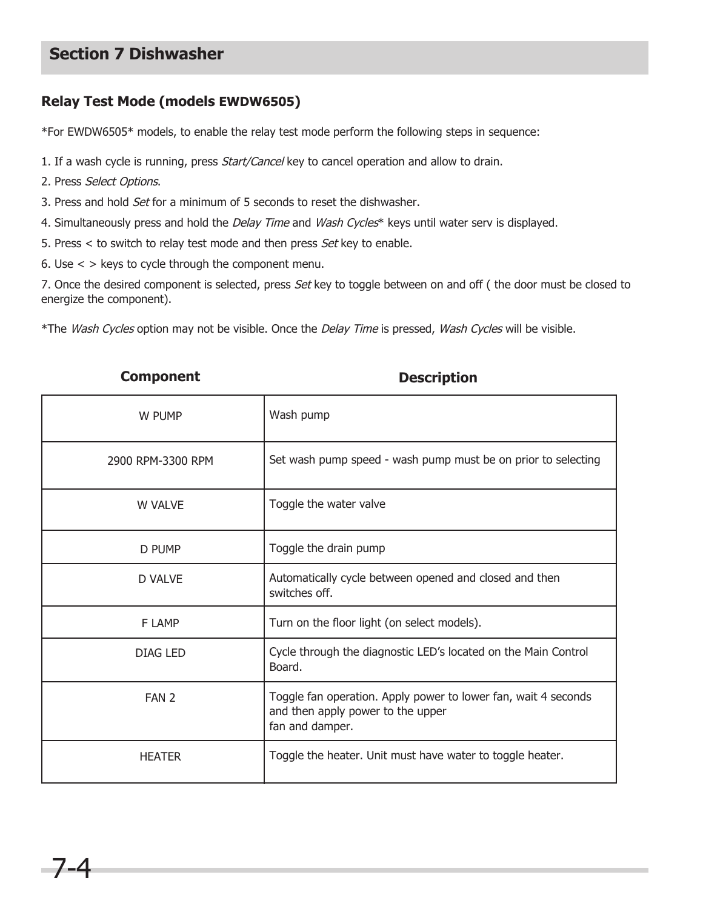## Section 7 Dishwasher

### Relay Test Mode (models EWDW6505)

*For EWDW6505* models, to enable the relay test mode perform the following steps in sequence:

1. If a wash cycle is running, press *Start/Cancel* key to cancel operation and allow to drain.
2. Press *Select Options*.
3. Press and hold *Set* for a minimum of 5 seconds to reset the dishwasher.
4. Simultaneously press and hold the *Delay Time* and *Wash Cycles** keys until water serv is displayed.
5. Press < to switch to relay test mode and then press *Set* key to enable.
6. Use < > keys to cycle through the component menu.
7. Once the desired component is selected, press *Set* key to toggle between on and off ( the door must be closed to energize the component).

*The *Wash Cycles* option may not be visible. Once the *Delay Time* is pressed, *Wash Cycles* will be visible.

| Component | Description |
|---|---|
| W PUMP | Wash pump |
| 2900 RPM-3300 RPM | Set wash pump speed - wash pump must be on prior to selecting |
| W VALVE | Toggle the water valve |
| D PUMP | Toggle the drain pump |
| D VALVE | Automatically cycle between opened and closed and then switches off. |
| F LAMP | Turn on the floor light (on select models). |
| DIAG LED | Cycle through the diagnostic LED's located on the Main Control Board. |
| FAN 2 | Toggle fan operation. Apply power to lower fan, wait 4 seconds and then apply power to the upper fan and damper. |
| HEATER | Toggle the heater. Unit must have water to toggle heater. |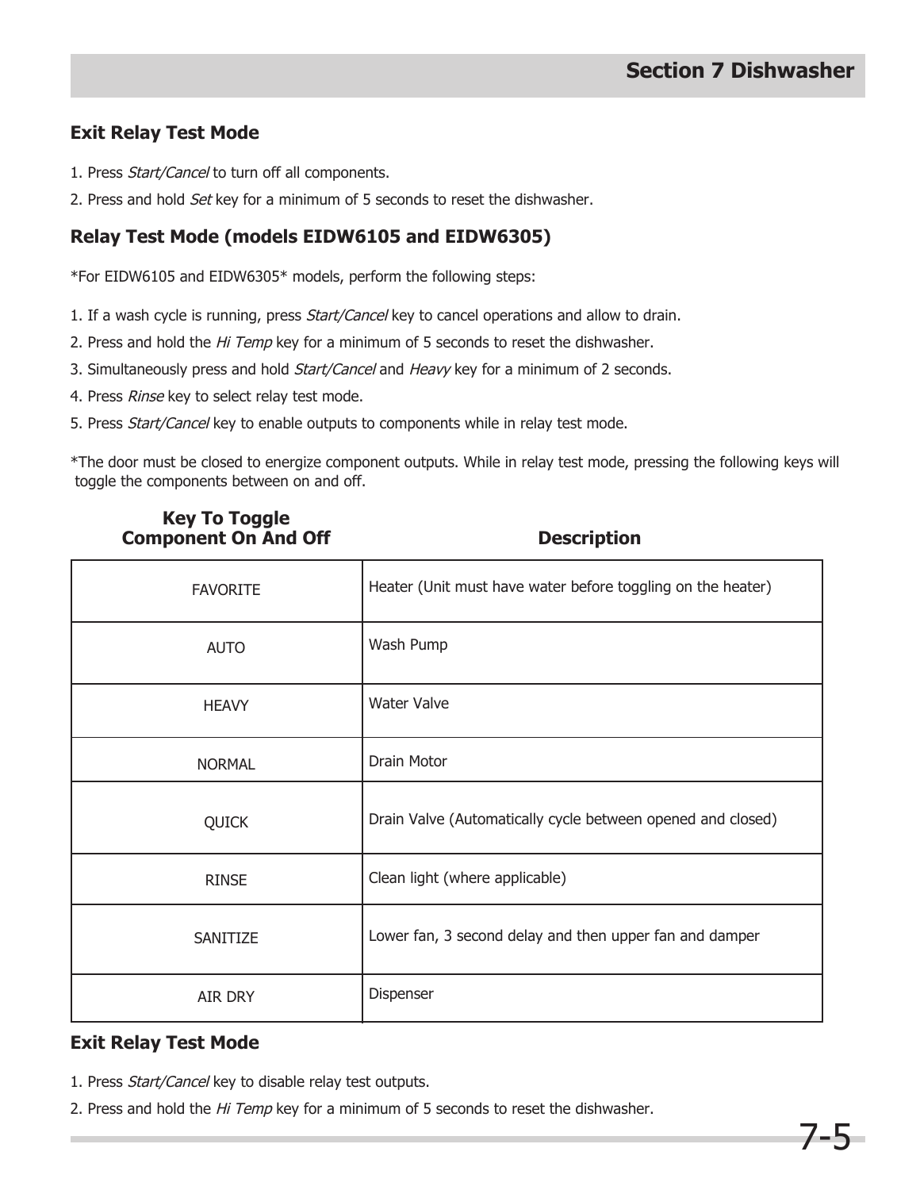### Exit Relay Test Mode

1. Press *Start/Cancel* to turn off all components.
2. Press and hold *Set* key for a minimum of 5 seconds to reset the dishwasher.

### Relay Test Mode (models EIDW6105 and EIDW6305)

*For EIDW6105 and EIDW6305* models, perform the following steps:

1. If a wash cycle is running, press *Start/Cancel* key to cancel operations and allow to drain.
2. Press and hold the *Hi Temp* key for a minimum of 5 seconds to reset the dishwasher.
3. Simultaneously press and hold *Start/Cancel* and *Heavy* key for a minimum of 2 seconds.
4. Press *Rinse* key to select relay test mode.
5. Press *Start/Cancel* key to enable outputs to components while in relay test mode.

*The door must be closed to energize component outputs. While in relay test mode, pressing the following keys will toggle the components between on and off.

| Key To Toggle Component On And Off | Description |
|---|---|
| FAVORITE | Heater (Unit must have water before toggling on the heater) |
| AUTO | Wash Pump |
| HEAVY | Water Valve |
| NORMAL | Drain Motor |
| QUICK | Drain Valve (Automatically cycle between opened and closed) |
| RINSE | Clean light (where applicable) |
| SANITIZE | Lower fan, 3 second delay and then upper fan and damper |
| AIR DRY | Dispenser |

### Exit Relay Test Mode

1. Press *Start/Cancel* key to disable relay test outputs.
2. Press and hold the *Hi Temp* key for a minimum of 5 seconds to reset the dishwasher.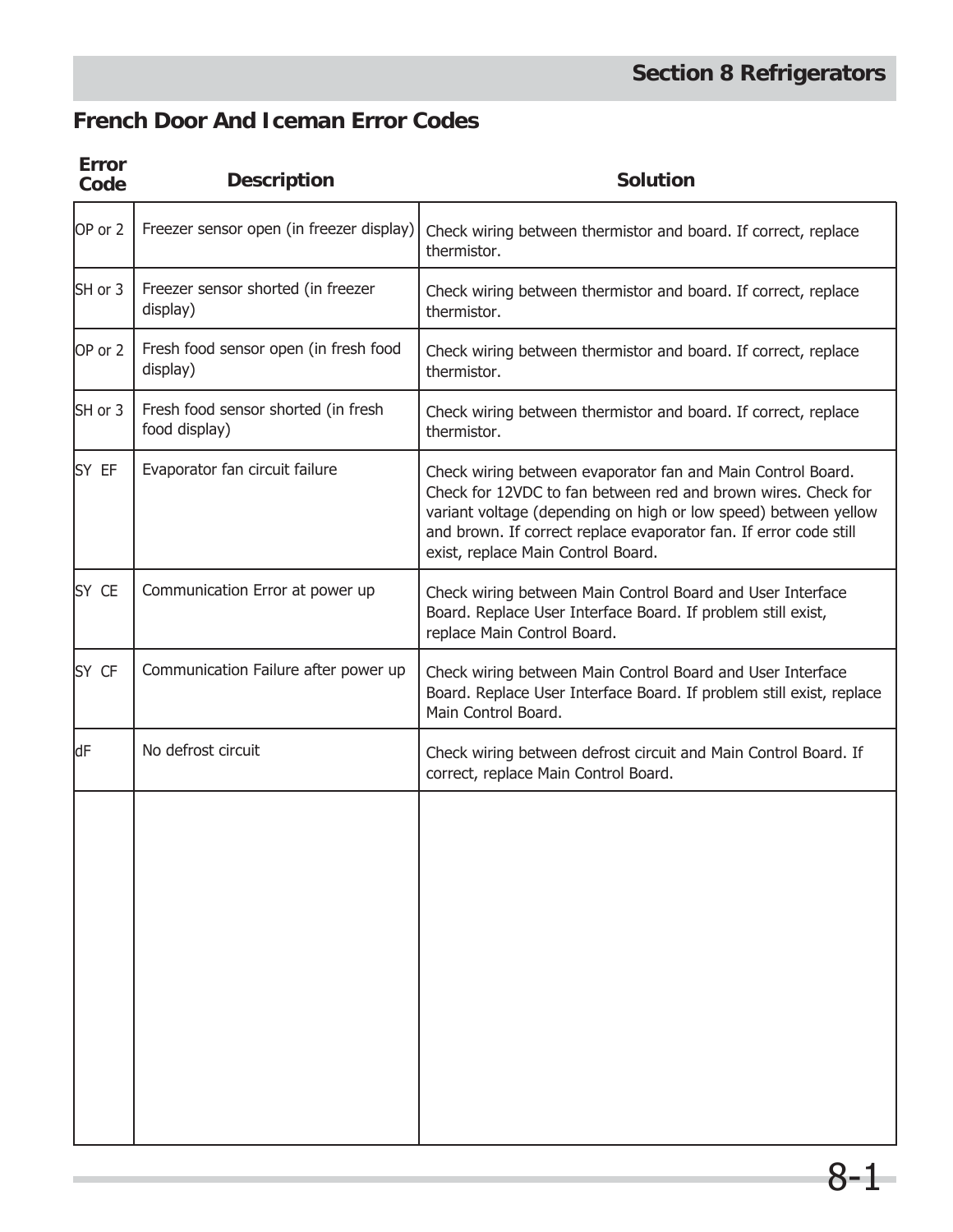## French Door And Iceman Error Codes

| Error Code | Description | Solution |
|---|---|---|
| OP or 2 | Freezer sensor open (in freezer display) | Check wiring between thermistor and board. If correct, replace thermistor. |
| SH or 3 | Freezer sensor shorted (in freezer display) | Check wiring between thermistor and board. If correct, replace thermistor. |
| OP or 2 | Fresh food sensor open (in fresh food display) | Check wiring between thermistor and board. If correct, replace thermistor. |
| SH or 3 | Fresh food sensor shorted (in fresh food display) | Check wiring between thermistor and board. If correct, replace thermistor. |
| SY EF | Evaporator fan circuit failure | Check wiring between evaporator fan and Main Control Board. Check for 12VDC to fan between red and brown wires. Check for variant voltage (depending on high or low speed) between yellow and brown. If correct replace evaporator fan. If error code still exist, replace Main Control Board. |
| SY CE | Communication Error at power up | Check wiring between Main Control Board and User Interface Board. Replace User Interface Board. If problem still exist, replace Main Control Board. |
| SY CF | Communication Failure after power up | Check wiring between Main Control Board and User Interface Board. Replace User Interface Board. If problem still exist, replace Main Control Board. |
| dF | No defrost circuit | Check wiring between defrost circuit and Main Control Board. If correct, replace Main Control Board. |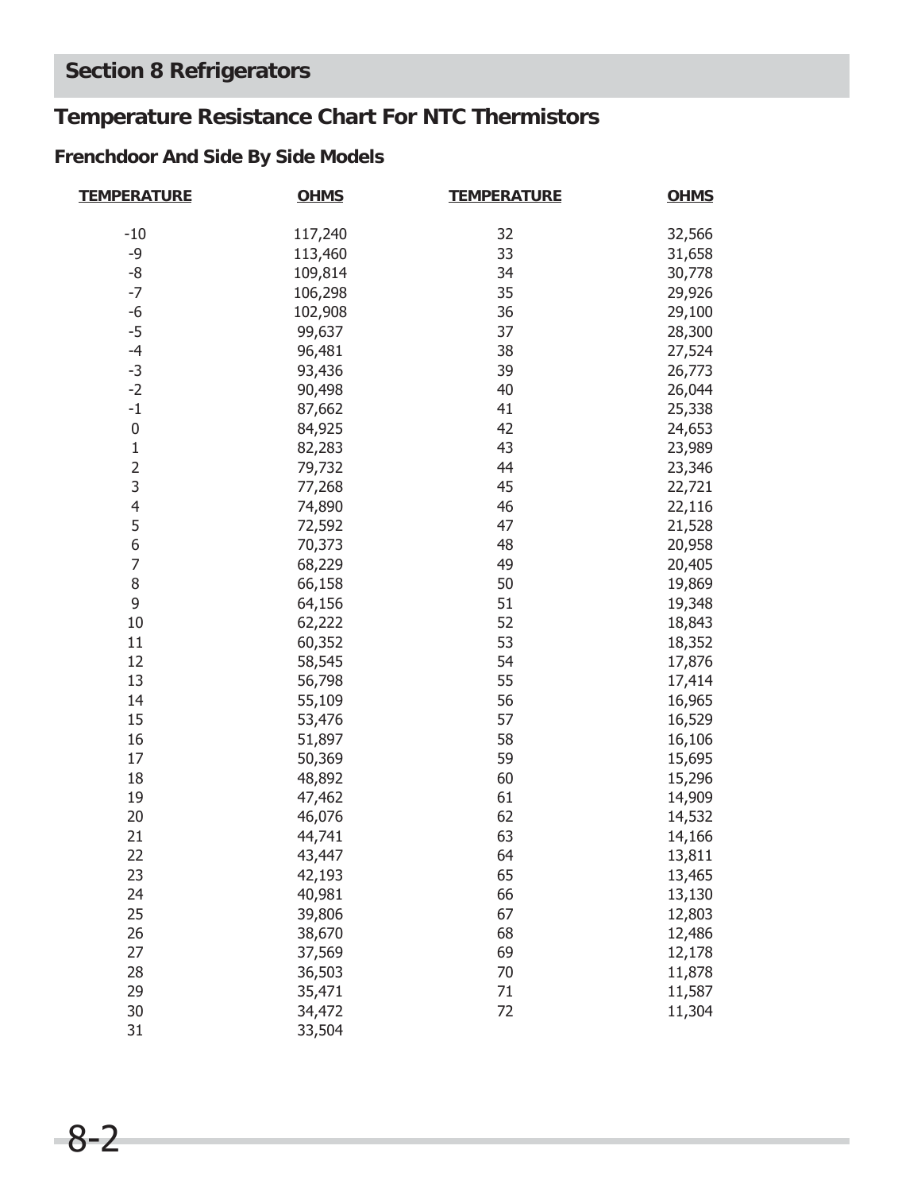## Section 8 Refrigerators

## Temperature Resistance Chart For NTC Thermistors

### Frenchdoor And Side By Side Models

| TEMPERATURE | OHMS | TEMPERATURE | OHMS |
|---|---|---|---|
| -10 | 117,240 | 32 | 32,566 |
| -9 | 113,460 | 33 | 31,658 |
| -8 | 109,814 | 34 | 30,778 |
| -7 | 106,298 | 35 | 29,926 |
| -6 | 102,908 | 36 | 29,100 |
| -5 | 99,637 | 37 | 28,300 |
| -4 | 96,481 | 38 | 27,524 |
| -3 | 93,436 | 39 | 26,773 |
| -2 | 90,498 | 40 | 26,044 |
| -1 | 87,662 | 41 | 25,338 |
| 0 | 84,925 | 42 | 24,653 |
| 1 | 82,283 | 43 | 23,989 |
| 2 | 79,732 | 44 | 23,346 |
| 3 | 77,268 | 45 | 22,721 |
| 4 | 74,890 | 46 | 22,116 |
| 5 | 72,592 | 47 | 21,528 |
| 6 | 70,373 | 48 | 20,958 |
| 7 | 68,229 | 49 | 20,405 |
| 8 | 66,158 | 50 | 19,869 |
| 9 | 64,156 | 51 | 19,348 |
| 10 | 62,222 | 52 | 18,843 |
| 11 | 60,352 | 53 | 18,352 |
| 12 | 58,545 | 54 | 17,876 |
| 13 | 56,798 | 55 | 17,414 |
| 14 | 55,109 | 56 | 16,965 |
| 15 | 53,476 | 57 | 16,529 |
| 16 | 51,897 | 58 | 16,106 |
| 17 | 50,369 | 59 | 15,695 |
| 18 | 48,892 | 60 | 15,296 |
| 19 | 47,462 | 61 | 14,909 |
| 20 | 46,076 | 62 | 14,532 |
| 21 | 44,741 | 63 | 14,166 |
| 22 | 43,447 | 64 | 13,811 |
| 23 | 42,193 | 65 | 13,465 |
| 24 | 40,981 | 66 | 13,130 |
| 25 | 39,806 | 67 | 12,803 |
| 26 | 38,670 | 68 | 12,486 |
| 27 | 37,569 | 69 | 12,178 |
| 28 | 36,503 | 70 | 11,878 |
| 29 | 35,471 | 71 | 11,587 |
| 30 | 34,472 | 72 | 11,304 |
| 31 | 33,504 | | |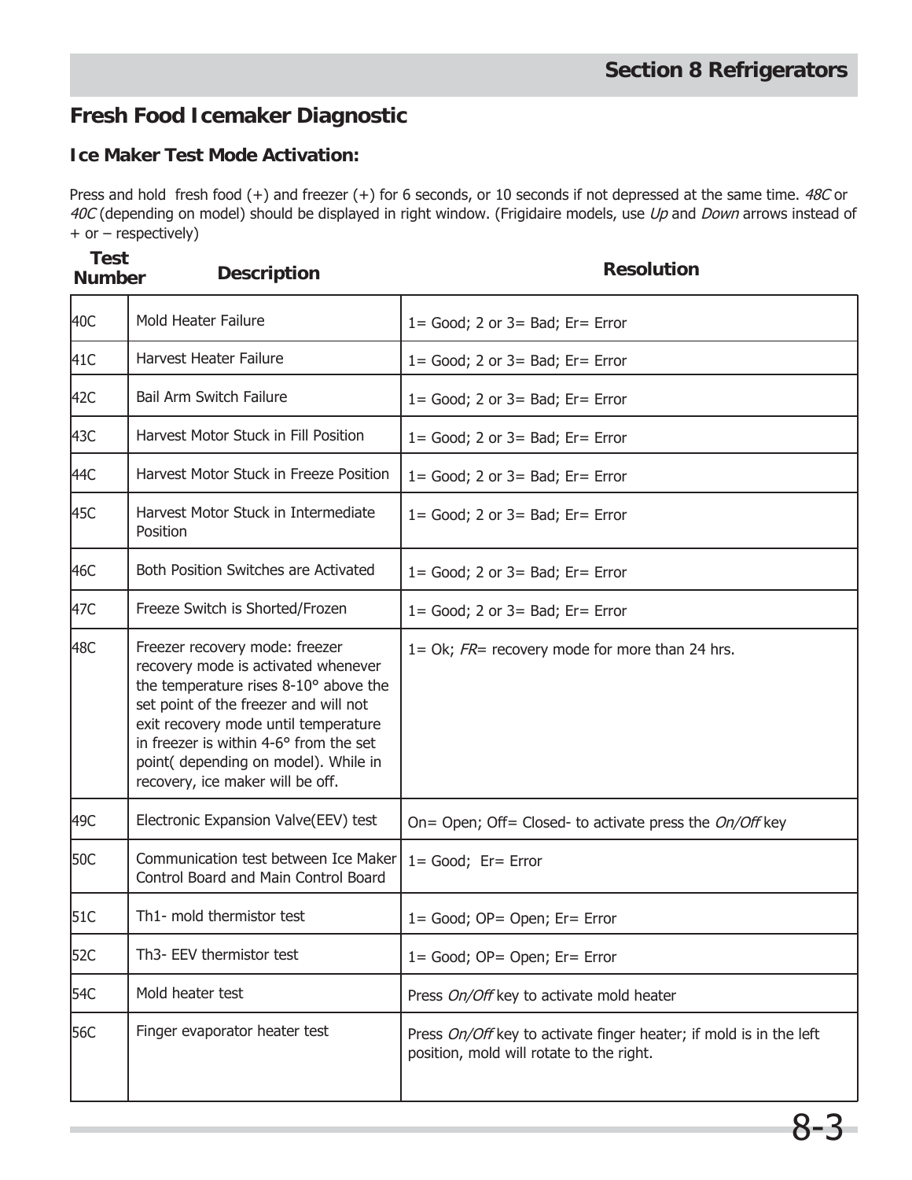## Fresh Food Icemaker Diagnostic

### Ice Maker Test Mode Activation:

Press and hold fresh food (+) and freezer (+) for 6 seconds, or 10 seconds if not depressed at the same time. *48C* or *40C* (depending on model) should be displayed in right window. (Frigidaire models, use *Up* and *Down* arrows instead of + or – respectively)

| Test Number | Description | Resolution |
|---|---|---|
| 40C | Mold Heater Failure | 1= Good; 2 or 3= Bad; Er= Error |
| 41C | Harvest Heater Failure | 1= Good; 2 or 3= Bad; Er= Error |
| 42C | Bail Arm Switch Failure | 1= Good; 2 or 3= Bad; Er= Error |
| 43C | Harvest Motor Stuck in Fill Position | 1= Good; 2 or 3= Bad; Er= Error |
| 44C | Harvest Motor Stuck in Freeze Position | 1= Good; 2 or 3= Bad; Er= Error |
| 45C | Harvest Motor Stuck in Intermediate Position | 1= Good; 2 or 3= Bad; Er= Error |
| 46C | Both Position Switches are Activated | 1= Good; 2 or 3= Bad; Er= Error |
| 47C | Freeze Switch is Shorted/Frozen | 1= Good; 2 or 3= Bad; Er= Error |
| 48C | Freezer recovery mode: freezer recovery mode is activated whenever the temperature rises 8-10° above the set point of the freezer and will not exit recovery mode until temperature in freezer is within 4-6° from the set point( depending on model). While in recovery, ice maker will be off. | 1= Ok; *FR*= recovery mode for more than 24 hrs. |
| 49C | Electronic Expansion Valve(EEV) test | On= Open; Off= Closed- to activate press the *On/Off* key |
| 50C | Communication test between Ice Maker Control Board and Main Control Board | 1= Good; Er= Error |
| 51C | Th1- mold thermistor test | 1= Good; OP= Open; Er= Error |
| 52C | Th3- EEV thermistor test | 1= Good; OP= Open; Er= Error |
| 54C | Mold heater test | Press *On/Off* key to activate mold heater |
| 56C | Finger evaporator heater test | Press *On/Off* key to activate finger heater; if mold is in the left position, mold will rotate to the right. |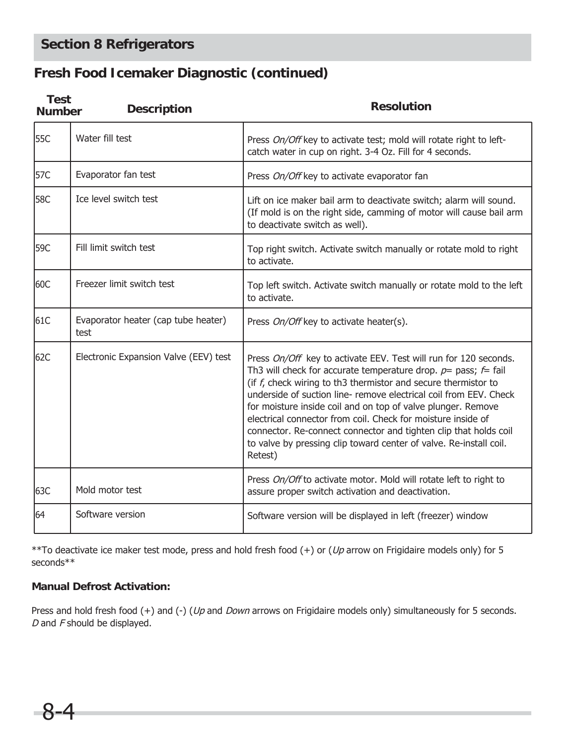## Section 8 Refrigerators

### Fresh Food Icemaker Diagnostic (continued)

| Test Number | Description | Resolution |
|---|---|---|
| 55C | Water fill test | Press *On/Off* key to activate test; mold will rotate right to left- catch water in cup on right. 3-4 Oz. Fill for 4 seconds. |
| 57C | Evaporator fan test | Press *On/Off* key to activate evaporator fan |
| 58C | Ice level switch test | Lift on ice maker bail arm to deactivate switch; alarm will sound. (If mold is on the right side, camming of motor will cause bail arm to deactivate switch as well). |
| 59C | Fill limit switch test | Top right switch. Activate switch manually or rotate mold to right to activate. |
| 60C | Freezer limit switch test | Top left switch. Activate switch manually or rotate mold to the left to activate. |
| 61C | Evaporator heater (cap tube heater) test | Press *On/Off* key to activate heater(s). |
| 62C | Electronic Expansion Valve (EEV) test | Press *On/Off* key to activate EEV. Test will run for 120 seconds. Th3 will check for accurate temperature drop. *p*= pass; *f*= fail (if *f*, check wiring to th3 thermistor and secure thermistor to underside of suction line- remove electrical coil from EEV. Check for moisture inside coil and on top of valve plunger. Remove electrical connector from coil. Check for moisture inside of connector. Re-connect connector and tighten clip that holds coil to valve by pressing clip toward center of valve. Re-install coil. Retest) |
| 63C | Mold motor test | Press *On/Off* to activate motor. Mold will rotate left to right to assure proper switch activation and deactivation. |
| 64 | Software version | Software version will be displayed in left (freezer) window |

**To deactivate ice maker test mode, press and hold fresh food (+) or (*Up* arrow on Frigidaire models only) for 5 seconds**

**Manual Defrost Activation:**

Press and hold fresh food (+) and (-) (*Up* and *Down* arrows on Frigidaire models only) simultaneously for 5 seconds. *D* and *F* should be displayed.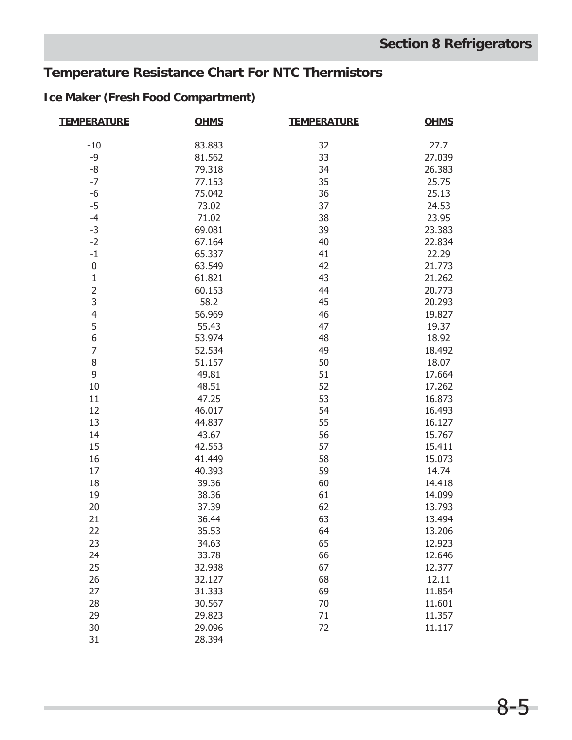## Temperature Resistance Chart For NTC Thermistors

### Ice Maker (Fresh Food Compartment)

| TEMPERATURE | OHMS | TEMPERATURE | OHMS |
|---|---|---|---|
| -10 | 83.883 | 32 | 27.7 |
| -9 | 81.562 | 33 | 27.039 |
| -8 | 79.318 | 34 | 26.383 |
| -7 | 77.153 | 35 | 25.75 |
| -6 | 75.042 | 36 | 25.13 |
| -5 | 73.02 | 37 | 24.53 |
| -4 | 71.02 | 38 | 23.95 |
| -3 | 69.081 | 39 | 23.383 |
| -2 | 67.164 | 40 | 22.834 |
| -1 | 65.337 | 41 | 22.29 |
| 0 | 63.549 | 42 | 21.773 |
| 1 | 61.821 | 43 | 21.262 |
| 2 | 60.153 | 44 | 20.773 |
| 3 | 58.2 | 45 | 20.293 |
| 4 | 56.969 | 46 | 19.827 |
| 5 | 55.43 | 47 | 19.37 |
| 6 | 53.974 | 48 | 18.92 |
| 7 | 52.534 | 49 | 18.492 |
| 8 | 51.157 | 50 | 18.07 |
| 9 | 49.81 | 51 | 17.664 |
| 10 | 48.51 | 52 | 17.262 |
| 11 | 47.25 | 53 | 16.873 |
| 12 | 46.017 | 54 | 16.493 |
| 13 | 44.837 | 55 | 16.127 |
| 14 | 43.67 | 56 | 15.767 |
| 15 | 42.553 | 57 | 15.411 |
| 16 | 41.449 | 58 | 15.073 |
| 17 | 40.393 | 59 | 14.74 |
| 18 | 39.36 | 60 | 14.418 |
| 19 | 38.36 | 61 | 14.099 |
| 20 | 37.39 | 62 | 13.793 |
| 21 | 36.44 | 63 | 13.494 |
| 22 | 35.53 | 64 | 13.206 |
| 23 | 34.63 | 65 | 12.923 |
| 24 | 33.78 | 66 | 12.646 |
| 25 | 32.938 | 67 | 12.377 |
| 26 | 32.127 | 68 | 12.11 |
| 27 | 31.333 | 69 | 11.854 |
| 28 | 30.567 | 70 | 11.601 |
| 29 | 29.823 | 71 | 11.357 |
| 30 | 29.096 | 72 | 11.117 |
| 31 | 28.394 | | |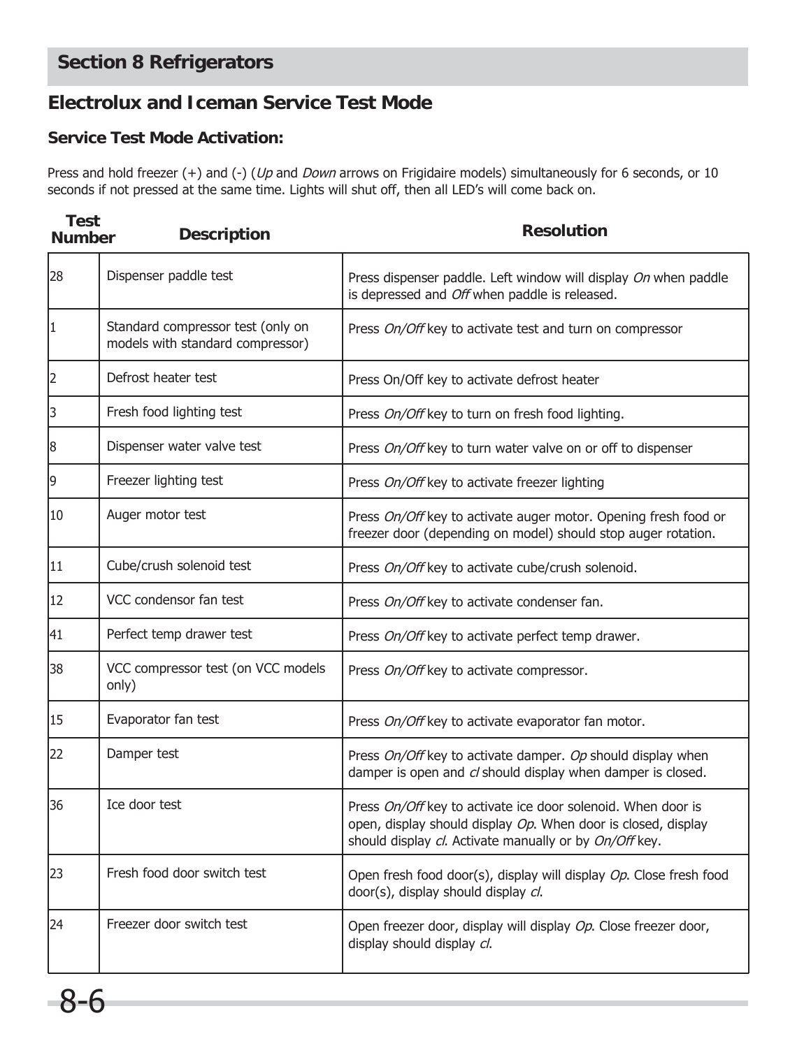## Section 8 Refrigerators

## Electrolux and Iceman Service Test Mode

### Service Test Mode Activation:

Press and hold freezer (+) and (-) (*Up* and *Down* arrows on Frigidaire models) simultaneously for 6 seconds, or 10 seconds if not pressed at the same time. Lights will shut off, then all LED's will come back on.

| Test Number | Description | Resolution |
|---|---|---|
| 28 | Dispenser paddle test | Press dispenser paddle. Left window will display *On* when paddle is depressed and *Off* when paddle is released. |
| 1 | Standard compressor test (only on models with standard compressor) | Press *On/Off* key to activate test and turn on compressor |
| 2 | Defrost heater test | Press On/Off key to activate defrost heater |
| 3 | Fresh food lighting test | Press *On/Off* key to turn on fresh food lighting. |
| 8 | Dispenser water valve test | Press *On/Off* key to turn water valve on or off to dispenser |
| 9 | Freezer lighting test | Press *On/Off* key to activate freezer lighting |
| 10 | Auger motor test | Press *On/Off* key to activate auger motor. Opening fresh food or freezer door (depending on model) should stop auger rotation. |
| 11 | Cube/crush solenoid test | Press *On/Off* key to activate cube/crush solenoid. |
| 12 | VCC condensor fan test | Press *On/Off* key to activate condenser fan. |
| 41 | Perfect temp drawer test | Press *On/Off* key to activate perfect temp drawer. |
| 38 | VCC compressor test (on VCC models only) | Press *On/Off* key to activate compressor. |
| 15 | Evaporator fan test | Press *On/Off* key to activate evaporator fan motor. |
| 22 | Damper test | Press *On/Off* key to activate damper. *Op* should display when damper is open and *cl* should display when damper is closed. |
| 36 | Ice door test | Press *On/Off* key to activate ice door solenoid. When door is open, display should display *Op*. When door is closed, display should display *cl*. Activate manually or by *On/Off* key. |
| 23 | Fresh food door switch test | Open fresh food door(s), display will display *Op*. Close fresh food door(s), display should display *cl*. |
| 24 | Freezer door switch test | Open freezer door, display will display *Op*. Close freezer door, display should display *cl*. |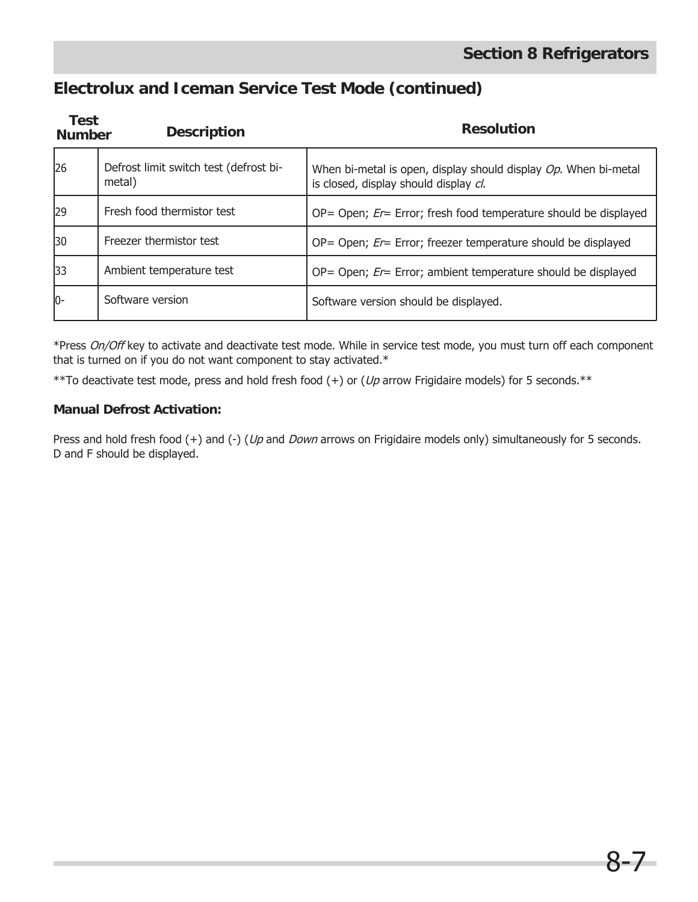## Electrolux and Iceman Service Test Mode (continued)

| Test Number | Description | Resolution |
|---|---|---|
| 26 | Defrost limit switch test (defrost bi-metal) | When bi-metal is open, display should display *Op*. When bi-metal is closed, display should display *cl*. |
| 29 | Fresh food thermistor test | OP= Open; *Er*= Error; fresh food temperature should be displayed |
| 30 | Freezer thermistor test | OP= Open; *Er*= Error; freezer temperature should be displayed |
| 33 | Ambient temperature test | OP= Open; *Er*= Error; ambient temperature should be displayed |
| 0- | Software version | Software version should be displayed. |

*Press *On/Off* key to activate and deactivate test mode. While in service test mode, you must turn off each component that is turned on if you do not want component to stay activated.*

**To deactivate test mode, press and hold fresh food (+) or (*Up* arrow Frigidaire models) for 5 seconds.**

**Manual Defrost Activation:**

Press and hold fresh food (+) and (-) (*Up* and *Down* arrows on Frigidaire models only) simultaneously for 5 seconds. D and F should be displayed.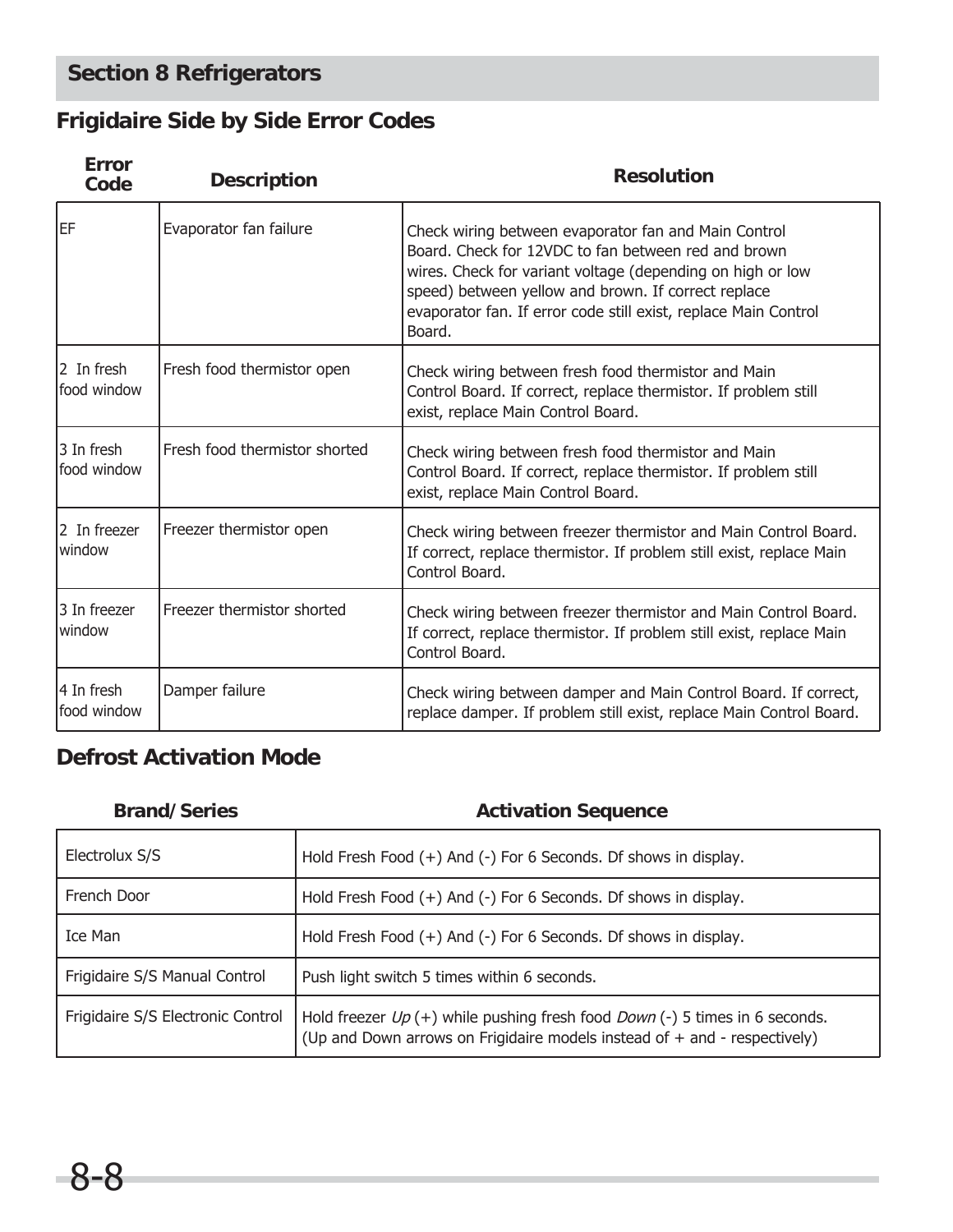## Section 8 Refrigerators

### Frigidaire Side by Side Error Codes

| Error Code | Description | Resolution |
|---|---|---|
| EF | Evaporator fan failure | Check wiring between evaporator fan and Main Control Board. Check for 12VDC to fan between red and brown wires. Check for variant voltage (depending on high or low speed) between yellow and brown. If correct replace evaporator fan. If error code still exist, replace Main Control Board. |
| 2 In fresh food window | Fresh food thermistor open | Check wiring between fresh food thermistor and Main Control Board. If correct, replace thermistor. If problem still exist, replace Main Control Board. |
| 3 In fresh food window | Fresh food thermistor shorted | Check wiring between fresh food thermistor and Main Control Board. If correct, replace thermistor. If problem still exist, replace Main Control Board. |
| 2 In freezer window | Freezer thermistor open | Check wiring between freezer thermistor and Main Control Board. If correct, replace thermistor. If problem still exist, replace Main Control Board. |
| 3 In freezer window | Freezer thermistor shorted | Check wiring between freezer thermistor and Main Control Board. If correct, replace thermistor. If problem still exist, replace Main Control Board. |
| 4 In fresh food window | Damper failure | Check wiring between damper and Main Control Board. If correct, replace damper. If problem still exist, replace Main Control Board. |

### Defrost Activation Mode

| Brand/Series | Activation Sequence |
|---|---|
| Electrolux S/S | Hold Fresh Food (+) And (-) For 6 Seconds. Df shows in display. |
| French Door | Hold Fresh Food (+) And (-) For 6 Seconds. Df shows in display. |
| Ice Man | Hold Fresh Food (+) And (-) For 6 Seconds. Df shows in display. |
| Frigidaire S/S Manual Control | Push light switch 5 times within 6 seconds. |
| Frigidaire S/S Electronic Control | Hold freezer *Up* (+) while pushing fresh food *Down* (-) 5 times in 6 seconds. (Up and Down arrows on Frigidaire models instead of + and - respectively) |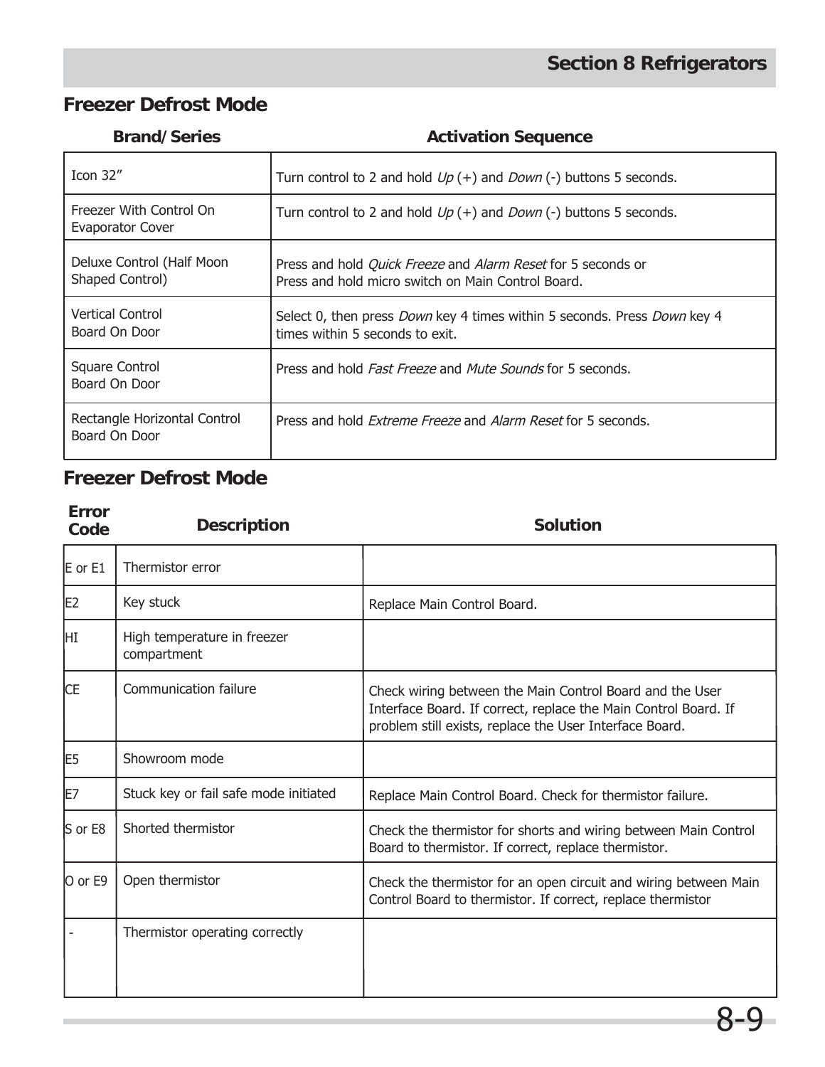## Freezer Defrost Mode

| Brand/Series | Activation Sequence |
|---|---|
| Icon 32" | Turn control to 2 and hold *Up* (+) and *Down* (-) buttons 5 seconds. |
| Freezer With Control On Evaporator Cover | Turn control to 2 and hold *Up* (+) and *Down* (-) buttons 5 seconds. |
| Deluxe Control (Half Moon Shaped Control) | Press and hold *Quick Freeze* and *Alarm Reset* for 5 seconds or Press and hold micro switch on Main Control Board. |
| Vertical Control Board On Door | Select 0, then press *Down* key 4 times within 5 seconds. Press *Down* key 4 times within 5 seconds to exit. |
| Square Control Board On Door | Press and hold *Fast Freeze* and *Mute Sounds* for 5 seconds. |
| Rectangle Horizontal Control Board On Door | Press and hold *Extreme Freeze* and *Alarm Reset* for 5 seconds. |

## Freezer Defrost Mode

| Error Code | Description | Solution |
|---|---|---|
| E or E1 | Thermistor error | |
| E2 | Key stuck | Replace Main Control Board. |
| HI | High temperature in freezer compartment | |
| CE | Communication failure | Check wiring between the Main Control Board and the User Interface Board. If correct, replace the Main Control Board. If problem still exists, replace the User Interface Board. |
| E5 | Showroom mode | |
| E7 | Stuck key or fail safe mode initiated | Replace Main Control Board. Check for thermistor failure. |
| S or E8 | Shorted thermistor | Check the thermistor for shorts and wiring between Main Control Board to thermistor. If correct, replace thermistor. |
| O or E9 | Open thermistor | Check the thermistor for an open circuit and wiring between Main Control Board to thermistor. If correct, replace thermistor |
| - | Thermistor operating correctly | |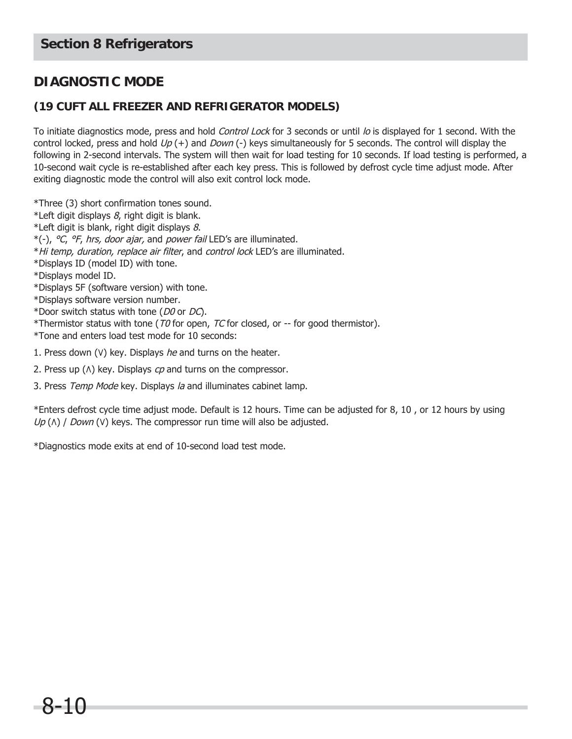## DIAGNOSTIC MODE

### (19 CUFT ALL FREEZER AND REFRIGERATOR MODELS)

To initiate diagnostics mode, press and hold *Control Lock* for 3 seconds or until *lo* is displayed for 1 second. With the control locked, press and hold *Up* (+) and *Down* (-) keys simultaneously for 5 seconds. The control will display the following in 2-second intervals. The system will then wait for load testing for 10 seconds. If load testing is performed, a 10-second wait cycle is re-established after each key press. This is followed by defrost cycle time adjust mode. After exiting diagnostic mode the control will also exit control lock mode.

*Three (3) short confirmation tones sound.
*Left digit displays *8*, right digit is blank.
*Left digit is blank, right digit displays *8*.
*(-), *°C*, *°F*, *hrs, door ajar,* and *power fail* LED's are illuminated.
**Hi temp, duration, replace air filter*, and *control lock* LED's are illuminated.
*Displays ID (model ID) with tone.
*Displays model ID.
*Displays 5F (software version) with tone.
*Displays software version number.
*Door switch status with tone (*D0* or *DC*).
*Thermistor status with tone (*T0* for open, *TC* for closed, or -- for good thermistor).
*Tone and enters load test mode for 10 seconds:

1. Press down (V) key. Displays *he* and turns on the heater.
2. Press up (Λ) key. Displays *cp* and turns on the compressor.
3. Press *Temp Mode* key. Displays *la* and illuminates cabinet lamp.

*Enters defrost cycle time adjust mode. Default is 12 hours. Time can be adjusted for 8, 10 , or 12 hours by using *Up* (Λ) / *Down* (V) keys. The compressor run time will also be adjusted.

*Diagnostics mode exits at end of 10-second load test mode.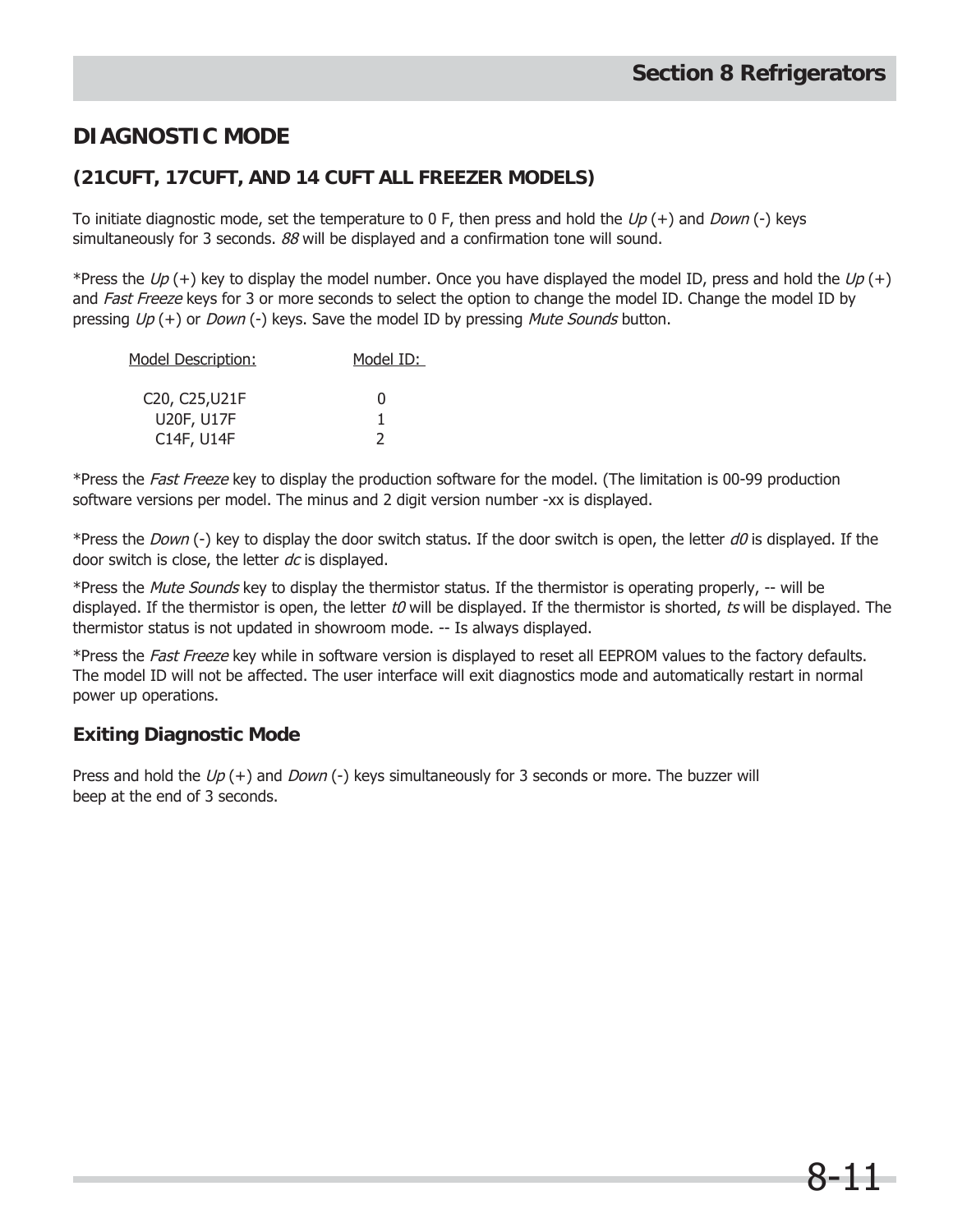## DIAGNOSTIC MODE

### (21CUFT, 17CUFT, AND 14 CUFT ALL FREEZER MODELS)

To initiate diagnostic mode, set the temperature to 0 F, then press and hold the *Up* (+) and *Down* (-) keys simultaneously for 3 seconds. *88* will be displayed and a confirmation tone will sound.

*Press the *Up* (+) key to display the model number. Once you have displayed the model ID, press and hold the *Up* (+) and *Fast Freeze* keys for 3 or more seconds to select the option to change the model ID. Change the model ID by pressing *Up* (+) or *Down* (-) keys. Save the model ID by pressing *Mute Sounds* button.

| Model Description: | Model ID: |
|---|---|
| C20, C25,U21F | 0 |
| U20F, U17F | 1 |
| C14F, U14F | 2 |

*Press the *Fast Freeze* key to display the production software for the model. (The limitation is 00-99 production software versions per model. The minus and 2 digit version number -xx is displayed.

*Press the *Down* (-) key to display the door switch status. If the door switch is open, the letter *d0* is displayed. If the door switch is close, the letter *dc* is displayed.

*Press the *Mute Sounds* key to display the thermistor status. If the thermistor is operating properly, -- will be displayed. If the thermistor is open, the letter *t0* will be displayed. If the thermistor is shorted, *ts* will be displayed. The thermistor status is not updated in showroom mode. -- Is always displayed.

*Press the *Fast Freeze* key while in software version is displayed to reset all EEPROM values to the factory defaults. The model ID will not be affected. The user interface will exit diagnostics mode and automatically restart in normal power up operations.

### Exiting Diagnostic Mode

Press and hold the *Up* (+) and *Down* (-) keys simultaneously for 3 seconds or more. The buzzer will beep at the end of 3 seconds.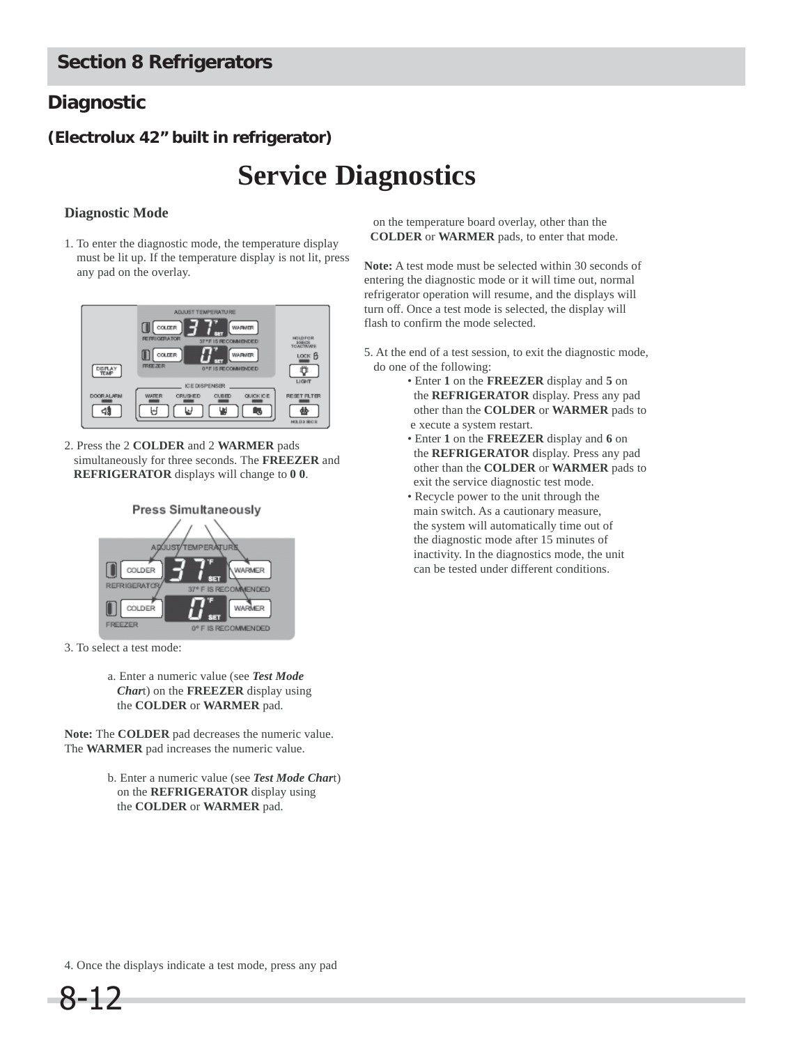# Section 8 Refrigerators

## Diagnostic

### (Electrolux 42" built in refrigerator)

# Service Diagnostics

### Diagnostic Mode

1. To enter the diagnostic mode, the temperature display must be lit up. If the temperature display is not lit, press any pad on the overlay.

2. Press the 2 **COLDER** and 2 **WARMER** pads simultaneously for three seconds. The **FREEZER** and **REFRIGERATOR** displays will change to **0 0**.

3. To select a test mode:

   a. Enter a numeric value (see ***Test Mode Chart***) on the **FREEZER** display using the **COLDER** or **WARMER** pad.

**Note:** The **COLDER** pad decreases the numeric value. The **WARMER** pad increases the numeric value.

   b. Enter a numeric value (see ***Test Mode Chart***) on the **REFRIGERATOR** display using the **COLDER** or **WARMER** pad.

4. Once the displays indicate a test mode, press any pad on the temperature board overlay, other than the **COLDER** or **WARMER** pads, to enter that mode.

**Note:** A test mode must be selected within 30 seconds of entering the diagnostic mode or it will time out, normal refrigerator operation will resume, and the displays will turn off. Once a test mode is selected, the display will flash to confirm the mode selected.

5. At the end of a test session, to exit the diagnostic mode, do one of the following:
   - Enter **1** on the **FREEZER** display and **5** on the **REFRIGERATOR** display. Press any pad other than the **COLDER** or **WARMER** pads to execute a system restart.
   - Enter **1** on the **FREEZER** display and **6** on the **REFRIGERATOR** display. Press any pad other than the **COLDER** or **WARMER** pads to exit the service diagnostic test mode.
   - Recycle power to the unit through the main switch. As a cautionary measure, the system will automatically time out of the diagnostic mode after 15 minutes of inactivity. In the diagnostics mode, the unit can be tested under different conditions.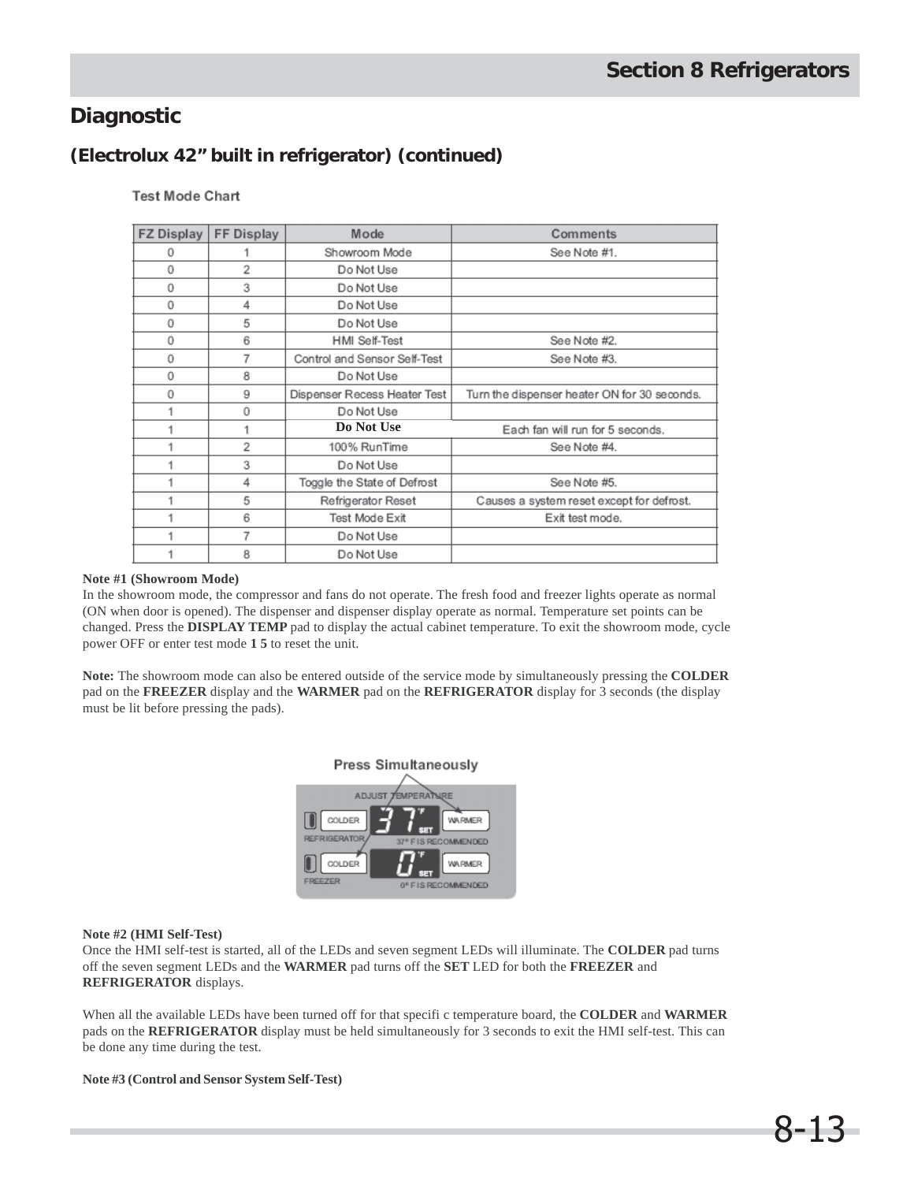## Diagnostic

### (Electrolux 42" built in refrigerator) (continued)

**Test Mode Chart**

| FZ Display | FF Display | Mode | Comments |
|---|---|---|---|
| 0 | 1 | Showroom Mode | See Note #1. |
| 0 | 2 | Do Not Use | |
| 0 | 3 | Do Not Use | |
| 0 | 4 | Do Not Use | |
| 0 | 5 | Do Not Use | |
| 0 | 6 | HMI Self-Test | See Note #2. |
| 0 | 7 | Control and Sensor Self-Test | See Note #3. |
| 0 | 8 | Do Not Use | |
| 0 | 9 | Dispenser Recess Heater Test | Turn the dispenser heater ON for 30 seconds. |
| 1 | 0 | Do Not Use | |
| 1 | 1 | Do Not Use | Each fan will run for 5 seconds. |
| 1 | 2 | 100% RunTime | See Note #4. |
| 1 | 3 | Do Not Use | |
| 1 | 4 | Toggle the State of Defrost | See Note #5. |
| 1 | 5 | Refrigerator Reset | Causes a system reset except for defrost. |
| 1 | 6 | Test Mode Exit | Exit test mode. |
| 1 | 7 | Do Not Use | |
| 1 | 8 | Do Not Use | |

**Note #1 (Showroom Mode)**
In the showroom mode, the compressor and fans do not operate. The fresh food and freezer lights operate as normal (ON when door is opened). The dispenser and dispenser display operate as normal. Temperature set points can be changed. Press the **DISPLAY TEMP** pad to display the actual cabinet temperature. To exit the showroom mode, cycle power OFF or enter test mode **1 5** to reset the unit.

**Note:** The showroom mode can also be entered outside of the service mode by simultaneously pressing the **COLDER** pad on the **FREEZER** display and the **WARMER** pad on the **REFRIGERATOR** display for 3 seconds (the display must be lit before pressing the pads).

**Press Simultaneously**

**Note #2 (HMI Self-Test)**
Once the HMI self-test is started, all of the LEDs and seven segment LEDs will illuminate. The **COLDER** pad turns off the seven segment LEDs and the **WARMER** pad turns off the **SET** LED for both the **FREEZER** and **REFRIGERATOR** displays.

When all the available LEDs have been turned off for that specifi c temperature board, the **COLDER** and **WARMER** pads on the **REFRIGERATOR** display must be held simultaneously for 3 seconds to exit the HMI self-test. This can be done any time during the test.

**Note #3 (Control and Sensor System Self-Test)**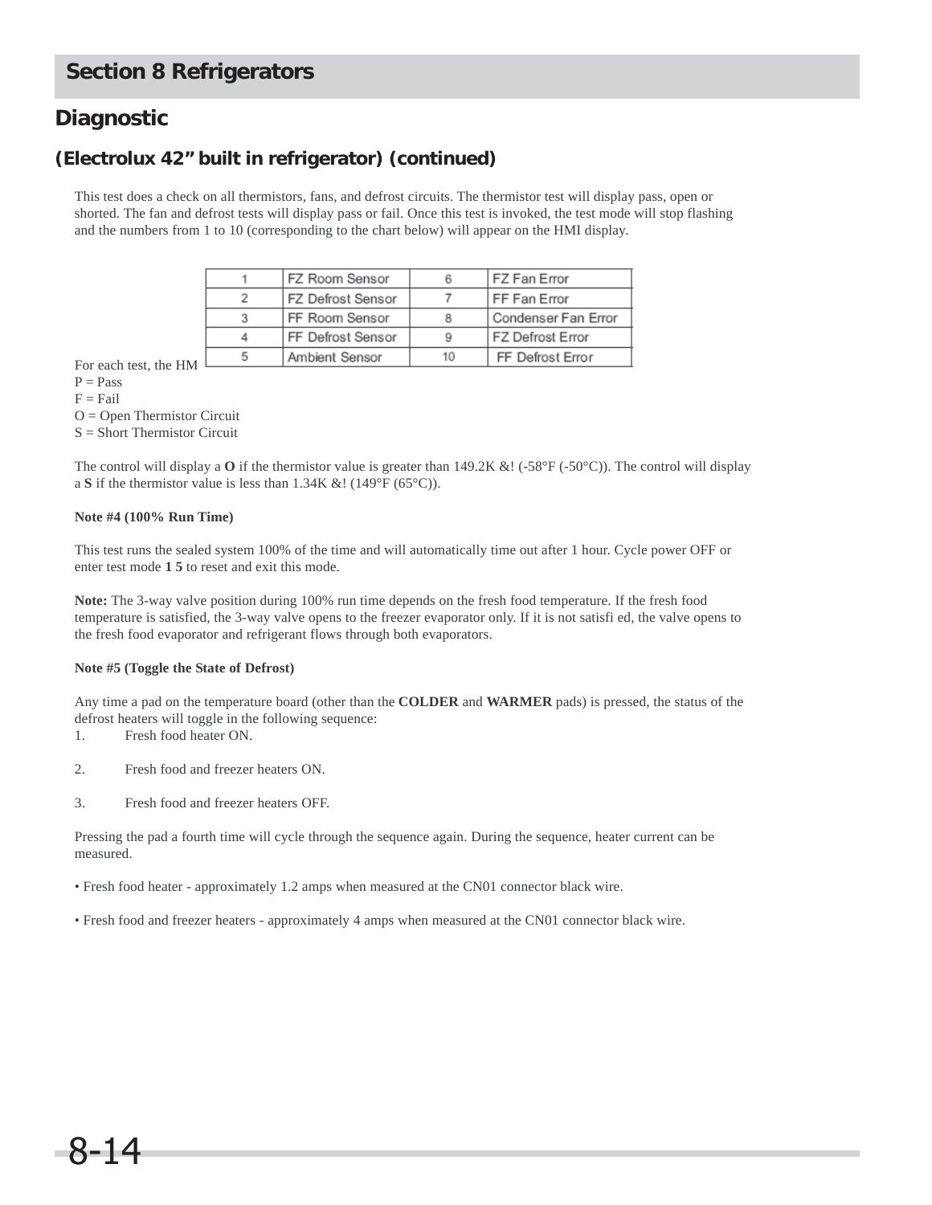## Section 8 Refrigerators

## Diagnostic

### (Electrolux 42" built in refrigerator) (continued)

This test does a check on all thermistors, fans, and defrost circuits. The thermistor test will display pass, open or shorted. The fan and defrost tests will display pass or fail. Once this test is invoked, the test mode will stop flashing and the numbers from 1 to 10 (corresponding to the chart below) will appear on the HMI display.

| 1 | FZ Room Sensor | 6 | FZ Fan Error |
|---|---|---|---|
| 2 | FZ Defrost Sensor | 7 | FF Fan Error |
| 3 | FF Room Sensor | 8 | Condenser Fan Error |
| 4 | FF Defrost Sensor | 9 | FZ Defrost Error |
| 5 | Ambient Sensor | 10 | FF Defrost Error |

For each test, the HM

P = Pass

F = Fail

O = Open Thermistor Circuit

S = Short Thermistor Circuit

The control will display a **O** if the thermistor value is greater than 149.2K &! (-58°F (-50°C)). The control will display a **S** if the thermistor value is less than 1.34K &! (149°F (65°C)).

**Note #4 (100% Run Time)**

This test runs the sealed system 100% of the time and will automatically time out after 1 hour. Cycle power OFF or enter test mode **1 5** to reset and exit this mode.

**Note:** The 3-way valve position during 100% run time depends on the fresh food temperature. If the fresh food temperature is satisfied, the 3-way valve opens to the freezer evaporator only. If it is not satisfi ed, the valve opens to the fresh food evaporator and refrigerant flows through both evaporators.

**Note #5 (Toggle the State of Defrost)**

Any time a pad on the temperature board (other than the **COLDER** and **WARMER** pads) is pressed, the status of the defrost heaters will toggle in the following sequence:

1. Fresh food heater ON.

2. Fresh food and freezer heaters ON.

3. Fresh food and freezer heaters OFF.

Pressing the pad a fourth time will cycle through the sequence again. During the sequence, heater current can be measured.

• Fresh food heater - approximately 1.2 amps when measured at the CN01 connector black wire.

• Fresh food and freezer heaters - approximately 4 amps when measured at the CN01 connector black wire.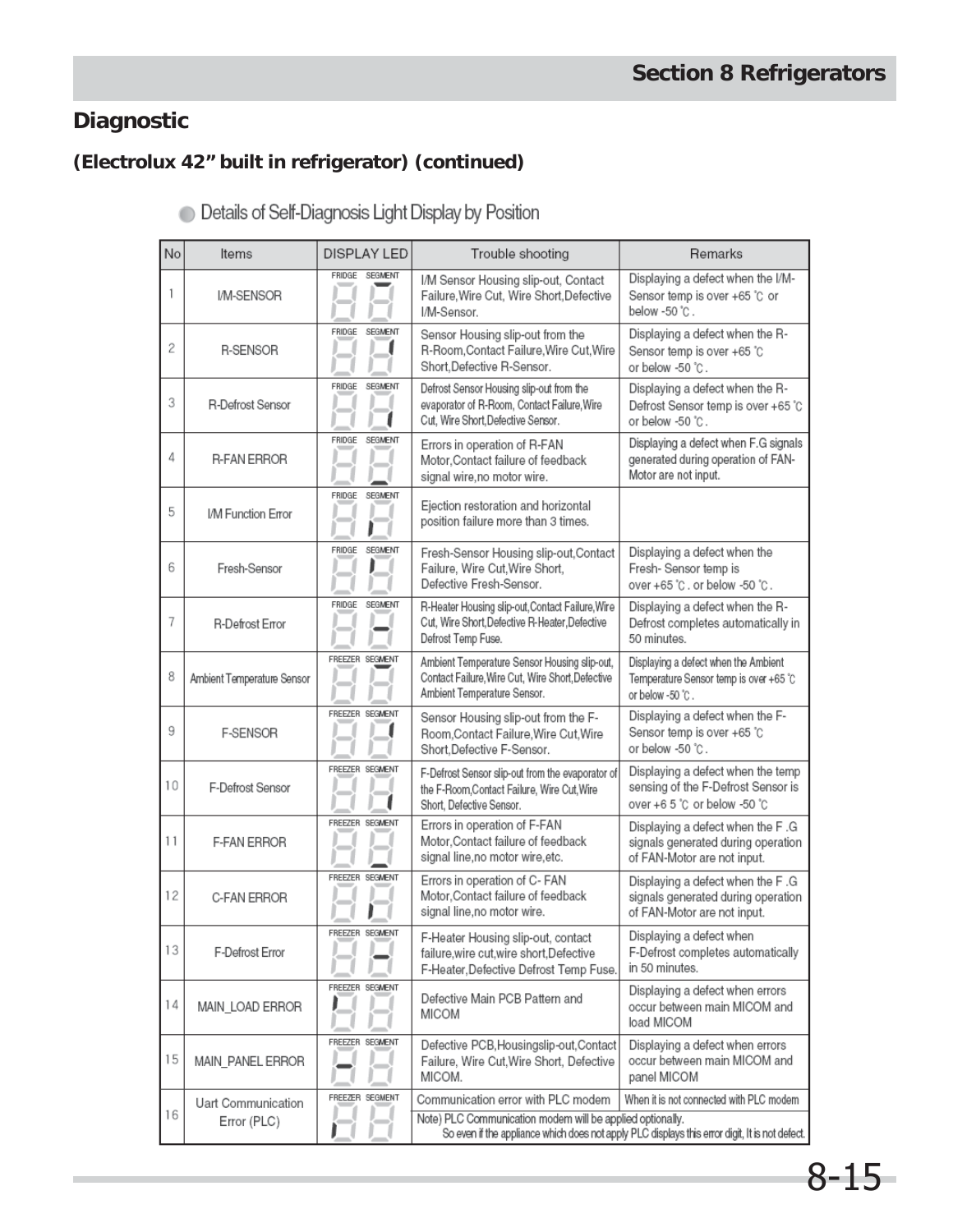## Diagnostic

**(Electrolux 42" built in refrigerator) (continued)**

● Details of Self-Diagnosis Light Display by Position

| No | Items | DISPLAY LED | Trouble shooting | Remarks |
|---|---|---|---|---|
| 1 | I/M-SENSOR | FRIDGE SEGMENT | I/M Sensor Housing slip-out, Contact Failure,Wire Cut, Wire Short,Defective I/M-Sensor. | Displaying a defect when the I/M-Sensor temp is over +65 ℃ or below -50 ℃. |
| 2 | R-SENSOR | FRIDGE SEGMENT | Sensor Housing slip-out from the R-Room,Contact Failure,Wire Cut,Wire Short,Defective R-Sensor. | Displaying a defect when the R-Sensor temp is over +65 ℃ or below -50 ℃. |
| 3 | R-Defrost Sensor | FRIDGE SEGMENT | Defrost Sensor Housing slip-out from the evaporator of R-Room, Contact Failure,Wire Cut, Wire Short,Defective Sensor. | Displaying a defect when the R-Defrost Sensor temp is over +65 ℃ or below -50 ℃. |
| 4 | R-FAN ERROR | FRIDGE SEGMENT | Errors in operation of R-FAN Motor,Contact failure of feedback signal wire,no motor wire. | Displaying a defect when F.G signals generated during operation of FAN-Motor are not input. |
| 5 | I/M Function Error | FRIDGE SEGMENT | Ejection restoration and horizontal position failure more than 3 times. | |
| 6 | Fresh-Sensor | FRIDGE SEGMENT | Fresh-Sensor Housing slip-out,Contact Failure, Wire Cut,Wire Short, Defective Fresh-Sensor. | Displaying a defect when the Fresh- Sensor temp is over +65 ℃. or below -50 ℃. |
| 7 | R-Defrost Error | FRIDGE SEGMENT | R-Heater Housing slip-out,Contact Failure,Wire Cut, Wire Short,Defective R-Heater,Defective Defrost Temp Fuse. | Displaying a defect when the R-Defrost completes automatically in 50 minutes. |
| 8 | Ambient Temperature Sensor | FREEZER SEGMENT | Ambient Temperature Sensor Housing slip-out, Contact Failure,Wire Cut, Wire Short,Defective Ambient Temperature Sensor. | Displaying a defect when the Ambient Temperature Sensor temp is over +65 ℃ or below -50 ℃. |
| 9 | F-SENSOR | FREEZER SEGMENT | Sensor Housing slip-out from the F-Room,Contact Failure,Wire Cut,Wire Short,Defective F-Sensor. | Displaying a defect when the F-Sensor temp is over +65 ℃ or below -50 ℃. |
| 10 | F-Defrost Sensor | FREEZER SEGMENT | F-Defrost Sensor slip-out from the evaporator of the F-Room,Contact Failure, Wire Cut,Wire Short, Defective Sensor. | Displaying a defect when the temp sensing of the F-Defrost Sensor is over +6 5 ℃ or below -50 ℃ |
| 11 | F-FAN ERROR | FREEZER SEGMENT | Errors in operation of F-FAN Motor,Contact failure of feedback signal line,no motor wire,etc. | Displaying a defect when the F .G signals generated during operation of FAN-Motor are not input. |
| 12 | C-FAN ERROR | FREEZER SEGMENT | Errors in operation of C- FAN Motor,Contact failure of feedback signal line,no motor wire. | Displaying a defect when the F .G signals generated during operation of FAN-Motor are not input. |
| 13 | F-Defrost Error | FREEZER SEGMENT | F-Heater Housing slip-out, contact failure,wire cut,wire short,Defective F-Heater,Defective Defrost Temp Fuse. | Displaying a defect when F-Defrost completes automatically in 50 minutes. |
| 14 | MAIN_LOAD ERROR | FREEZER SEGMENT | Defective Main PCB Pattern and MICOM | Displaying a defect when errors occur between main MICOM and load MICOM |
| 15 | MAIN_PANEL ERROR | FREEZER SEGMENT | Defective PCB,Housingslip-out,Contact Failure, Wire Cut,Wire Short, Defective MICOM. | Displaying a defect when errors occur between main MICOM and panel MICOM |
| 16 | Uart Communication Error (PLC) | FREEZER SEGMENT | Communication error with PLC modem | When it is not connected with PLC modem |
| | | | Note) PLC Communication modem will be applied optionally. So even if the appliance which does not apply PLC displays this error digit, It is not defect. | |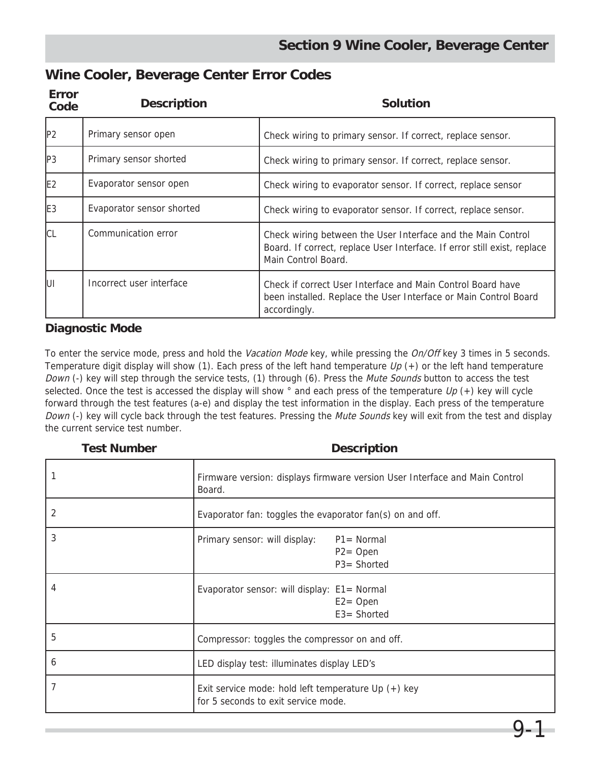## Wine Cooler, Beverage Center Error Codes

| Error Code | Description | Solution |
|---|---|---|
| P2 | Primary sensor open | Check wiring to primary sensor. If correct, replace sensor. |
| P3 | Primary sensor shorted | Check wiring to primary sensor. If correct, replace sensor. |
| E2 | Evaporator sensor open | Check wiring to evaporator sensor. If correct, replace sensor |
| E3 | Evaporator sensor shorted | Check wiring to evaporator sensor. If correct, replace sensor. |
| CL | Communication error | Check wiring between the User Interface and the Main Control Board. If correct, replace User Interface. If error still exist, replace Main Control Board. |
| UI | Incorrect user interface | Check if correct User Interface and Main Control Board have been installed. Replace the User Interface or Main Control Board accordingly. |

### Diagnostic Mode

To enter the service mode, press and hold the *Vacation Mode* key, while pressing the *On/Off* key 3 times in 5 seconds. Temperature digit display will show (1). Each press of the left hand temperature *Up* (+) or the left hand temperature *Down* (-) key will step through the service tests, (1) through (6). Press the *Mute Sounds* button to access the test selected. Once the test is accessed the display will show ° and each press of the temperature *Up* (+) key will cycle forward through the test features (a-e) and display the test information in the display. Each press of the temperature *Down* (-) key will cycle back through the test features. Pressing the *Mute Sounds* key will exit from the test and display the current service test number.

| Test Number | Description |
|---|---|
| 1 | Firmware version: displays firmware version User Interface and Main Control Board. |
| 2 | Evaporator fan: toggles the evaporator fan(s) on and off. |
| 3 | Primary sensor: will display: P1= Normal, P2= Open, P3= Shorted |
| 4 | Evaporator sensor: will display: E1= Normal, E2= Open, E3= Shorted |
| 5 | Compressor: toggles the compressor on and off. |
| 6 | LED display test: illuminates display LED's |
| 7 | Exit service mode: hold left temperature Up (+) key for 5 seconds to exit service mode. |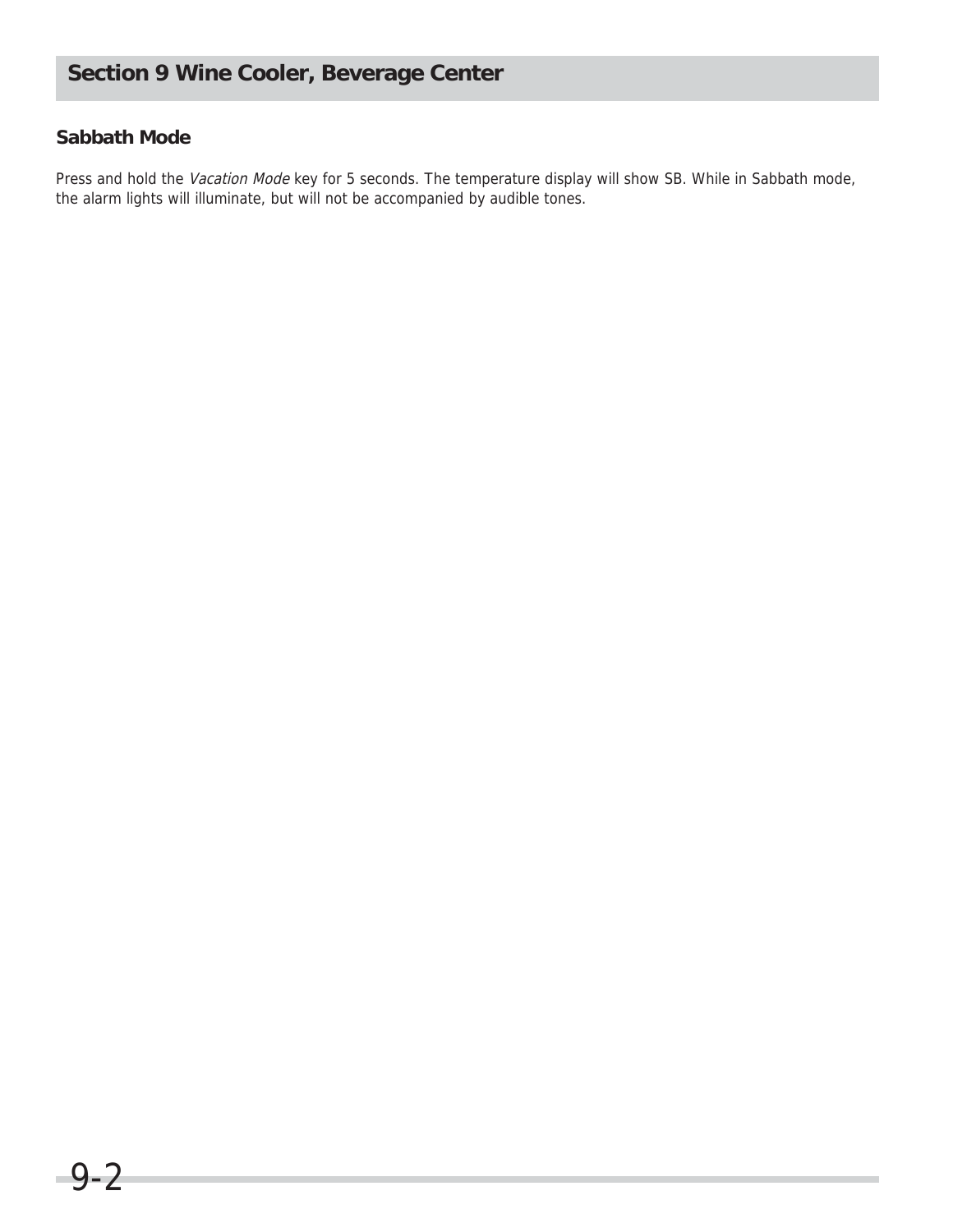# Section 9 Wine Cooler, Beverage Center

## Sabbath Mode

Press and hold the *Vacation Mode* key for 5 seconds. The temperature display will show SB. While in Sabbath mode, the alarm lights will illuminate, but will not be accompanied by audible tones.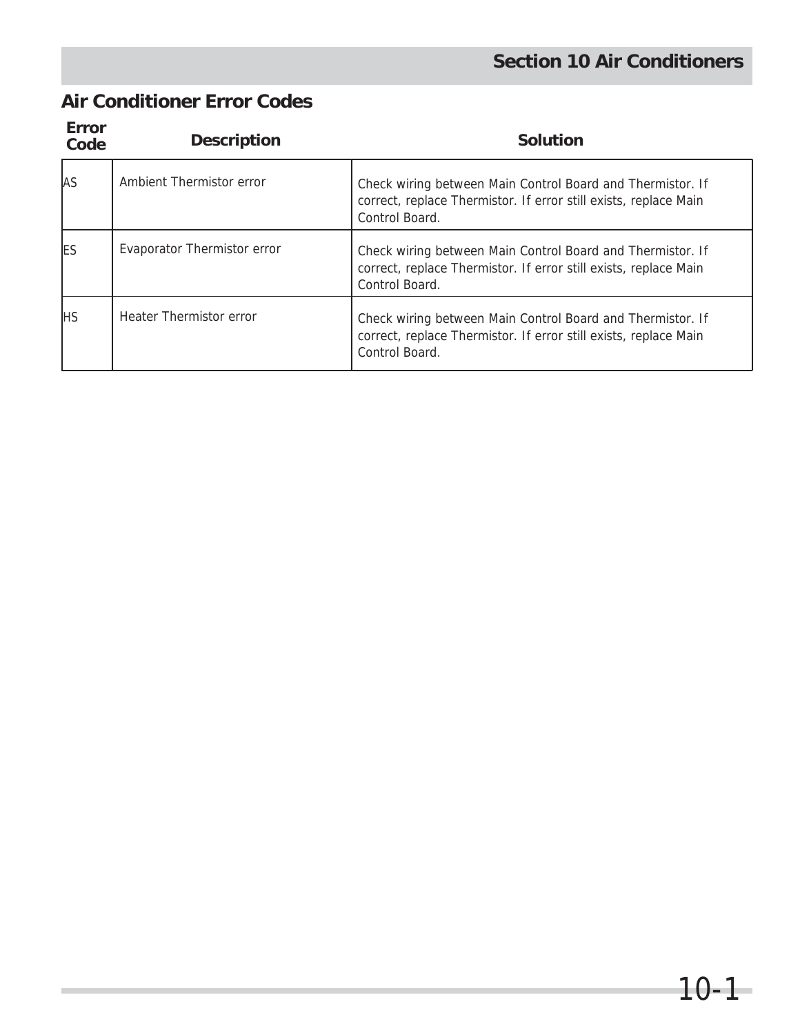## Air Conditioner Error Codes

| Error Code | Description | Solution |
|---|---|---|
| AS | Ambient Thermistor error | Check wiring between Main Control Board and Thermistor. If correct, replace Thermistor. If error still exists, replace Main Control Board. |
| ES | Evaporator Thermistor error | Check wiring between Main Control Board and Thermistor. If correct, replace Thermistor. If error still exists, replace Main Control Board. |
| HS | Heater Thermistor error | Check wiring between Main Control Board and Thermistor. If correct, replace Thermistor. If error still exists, replace Main Control Board. |